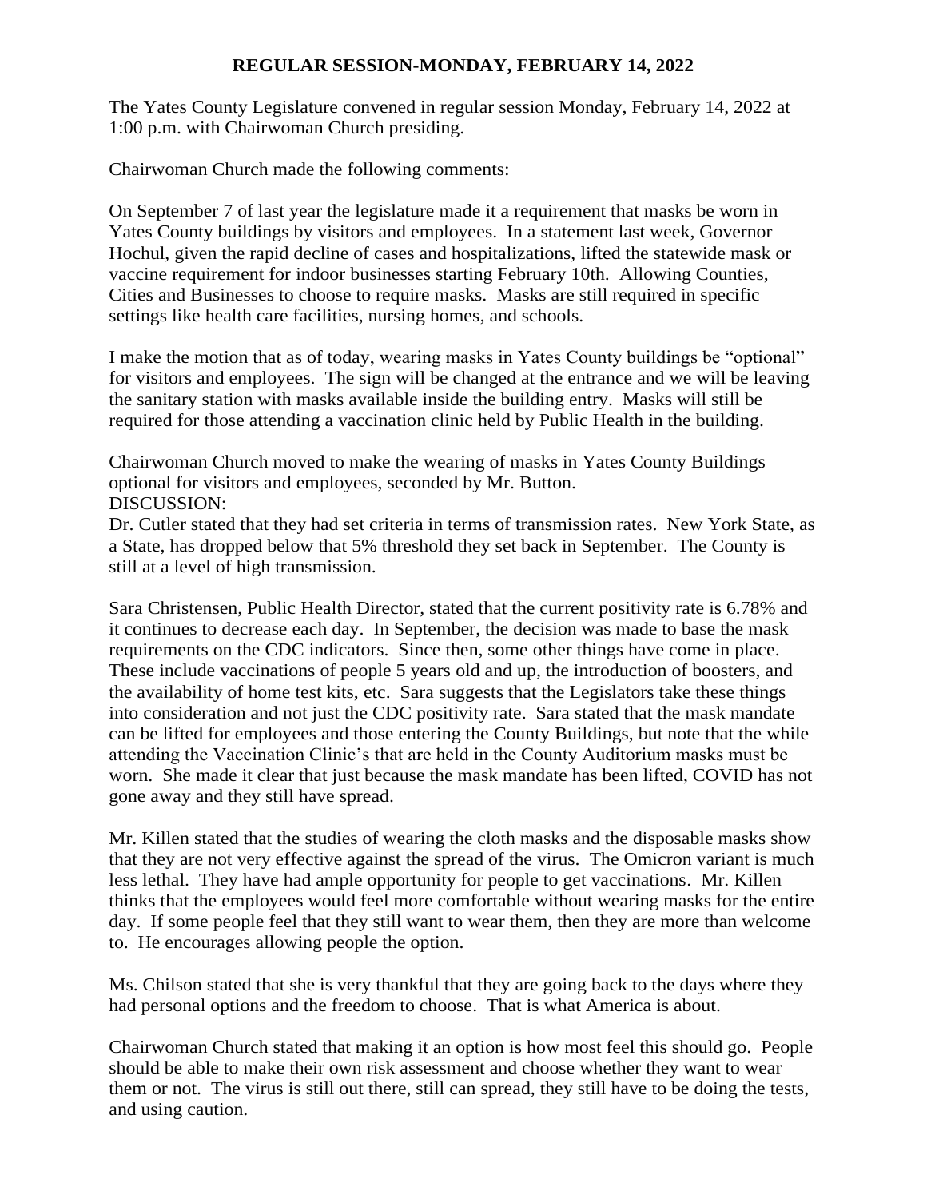# REGULAR SESSION-MONDAY, FEBRUARY 14, 2022

The Yates County Legislature convened in regular session Monday, February 14, 2022 at 1:00 p.m. with Chairwoman Church presiding.

Chairwoman Church made the following comments:

On September 7 of last year the legislature made it a requirement that masks be worn in Yates County buildings by visitors and employees. In a statement last week, Governor Hochul, given the rapid decline of cases and hospitalizations, lifted the statewide mask or vaccine requirement for indoor businesses starting February 10th. Allowing Counties, Cities and Businesses to choose to require masks. Masks are still required in specific settings like health care facilities, nursing homes, and schools.

I make the motion that as of today, wearing masks in Yates County buildings be "optional" for visitors and employees. The sign will be changed at the entrance and we will be leaving the sanitary station with masks available inside the building entry. Masks will still be required for those attending a vaccination clinic held by Public Health in the building.

Chairwoman Church moved to make the wearing of masks in Yates County Buildings optional for visitors and employees, seconded by Mr. Button.
DISCUSSION:
Dr. Cutler stated that they had set criteria in terms of transmission rates. New York State, as a State, has dropped below that 5% threshold they set back in September. The County is still at a level of high transmission.

Sara Christensen, Public Health Director, stated that the current positivity rate is 6.78% and it continues to decrease each day. In September, the decision was made to base the mask requirements on the CDC indicators. Since then, some other things have come in place. These include vaccinations of people 5 years old and up, the introduction of boosters, and the availability of home test kits, etc. Sara suggests that the Legislators take these things into consideration and not just the CDC positivity rate. Sara stated that the mask mandate can be lifted for employees and those entering the County Buildings, but note that the while attending the Vaccination Clinic's that are held in the County Auditorium masks must be worn. She made it clear that just because the mask mandate has been lifted, COVID has not gone away and they still have spread.

Mr. Killen stated that the studies of wearing the cloth masks and the disposable masks show that they are not very effective against the spread of the virus. The Omicron variant is much less lethal. They have had ample opportunity for people to get vaccinations. Mr. Killen thinks that the employees would feel more comfortable without wearing masks for the entire day. If some people feel that they still want to wear them, then they are more than welcome to. He encourages allowing people the option.

Ms. Chilson stated that she is very thankful that they are going back to the days where they had personal options and the freedom to choose. That is what America is about.

Chairwoman Church stated that making it an option is how most feel this should go. People should be able to make their own risk assessment and choose whether they want to wear them or not. The virus is still out there, still can spread, they still have to be doing the tests, and using caution.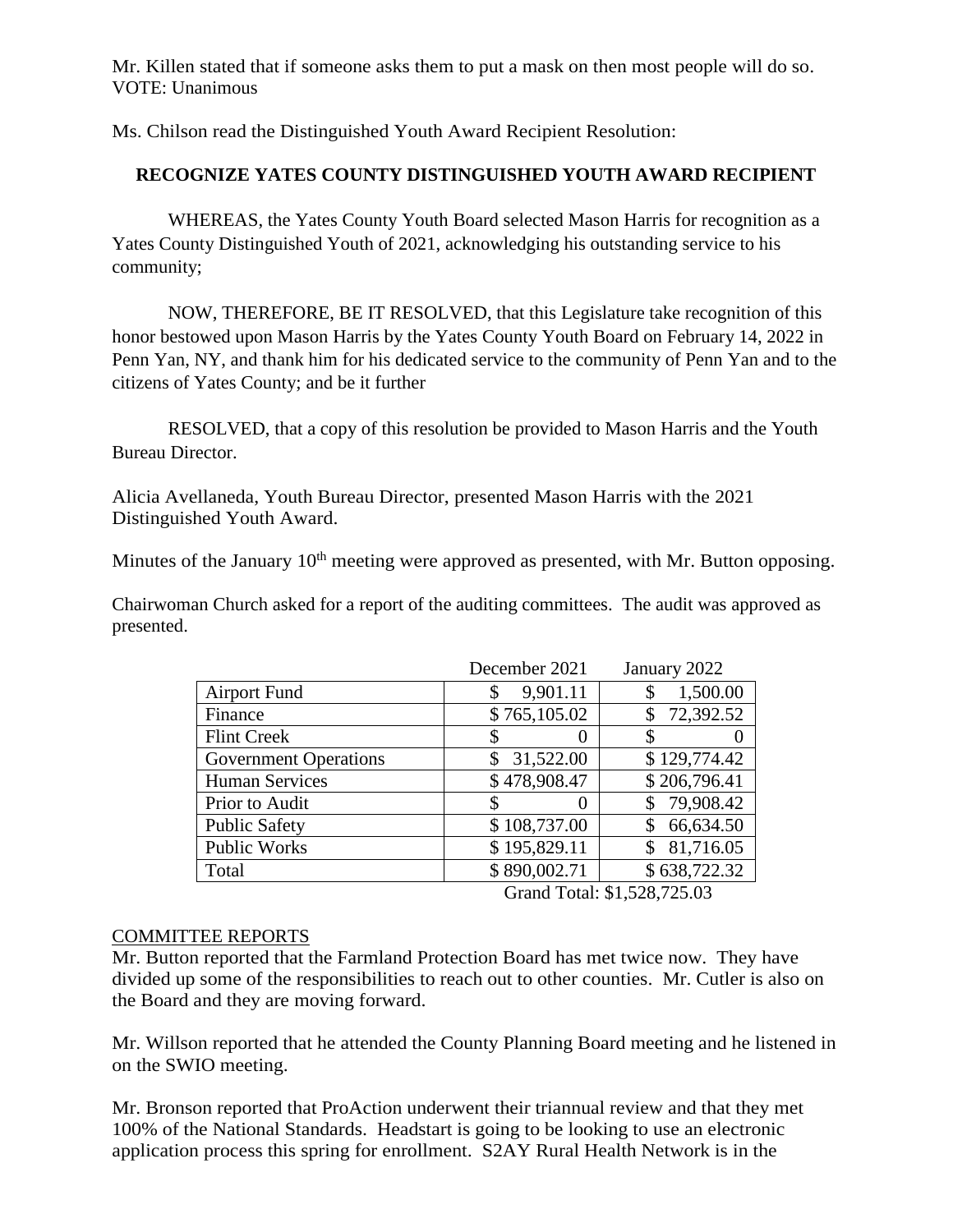Mr. Killen stated that if someone asks them to put a mask on then most people will do so.
VOTE: Unanimous

Ms. Chilson read the Distinguished Youth Award Recipient Resolution:

**RECOGNIZE YATES COUNTY DISTINGUISHED YOUTH AWARD RECIPIENT**

WHEREAS, the Yates County Youth Board selected Mason Harris for recognition as a Yates County Distinguished Youth of 2021, acknowledging his outstanding service to his community;

NOW, THEREFORE, BE IT RESOLVED, that this Legislature take recognition of this honor bestowed upon Mason Harris by the Yates County Youth Board on February 14, 2022 in Penn Yan, NY, and thank him for his dedicated service to the community of Penn Yan and to the citizens of Yates County; and be it further

RESOLVED, that a copy of this resolution be provided to Mason Harris and the Youth Bureau Director.

Alicia Avellaneda, Youth Bureau Director, presented Mason Harris with the 2021 Distinguished Youth Award.

Minutes of the January 10th meeting were approved as presented, with Mr. Button opposing.

Chairwoman Church asked for a report of the auditing committees. The audit was approved as presented.

| | December 2021 | January 2022 |
|---|---|---|
| Airport Fund | $ 9,901.11 | $ 1,500.00 |
| Finance | $ 765,105.02 | $ 72,392.52 |
| Flint Creek | $ 0 | $ 0 |
| Government Operations | $ 31,522.00 | $ 129,774.42 |
| Human Services | $ 478,908.47 | $ 206,796.41 |
| Prior to Audit | $ 0 | $ 79,908.42 |
| Public Safety | $ 108,737.00 | $ 66,634.50 |
| Public Works | $ 195,829.11 | $ 81,716.05 |
| Total | $ 890,002.71 | $ 638,722.32 |

Grand Total: $1,528,725.03

COMMITTEE REPORTS

Mr. Button reported that the Farmland Protection Board has met twice now. They have divided up some of the responsibilities to reach out to other counties. Mr. Cutler is also on the Board and they are moving forward.

Mr. Willson reported that he attended the County Planning Board meeting and he listened in on the SWIO meeting.

Mr. Bronson reported that ProAction underwent their triannual review and that they met 100% of the National Standards. Headstart is going to be looking to use an electronic application process this spring for enrollment. S2AY Rural Health Network is in the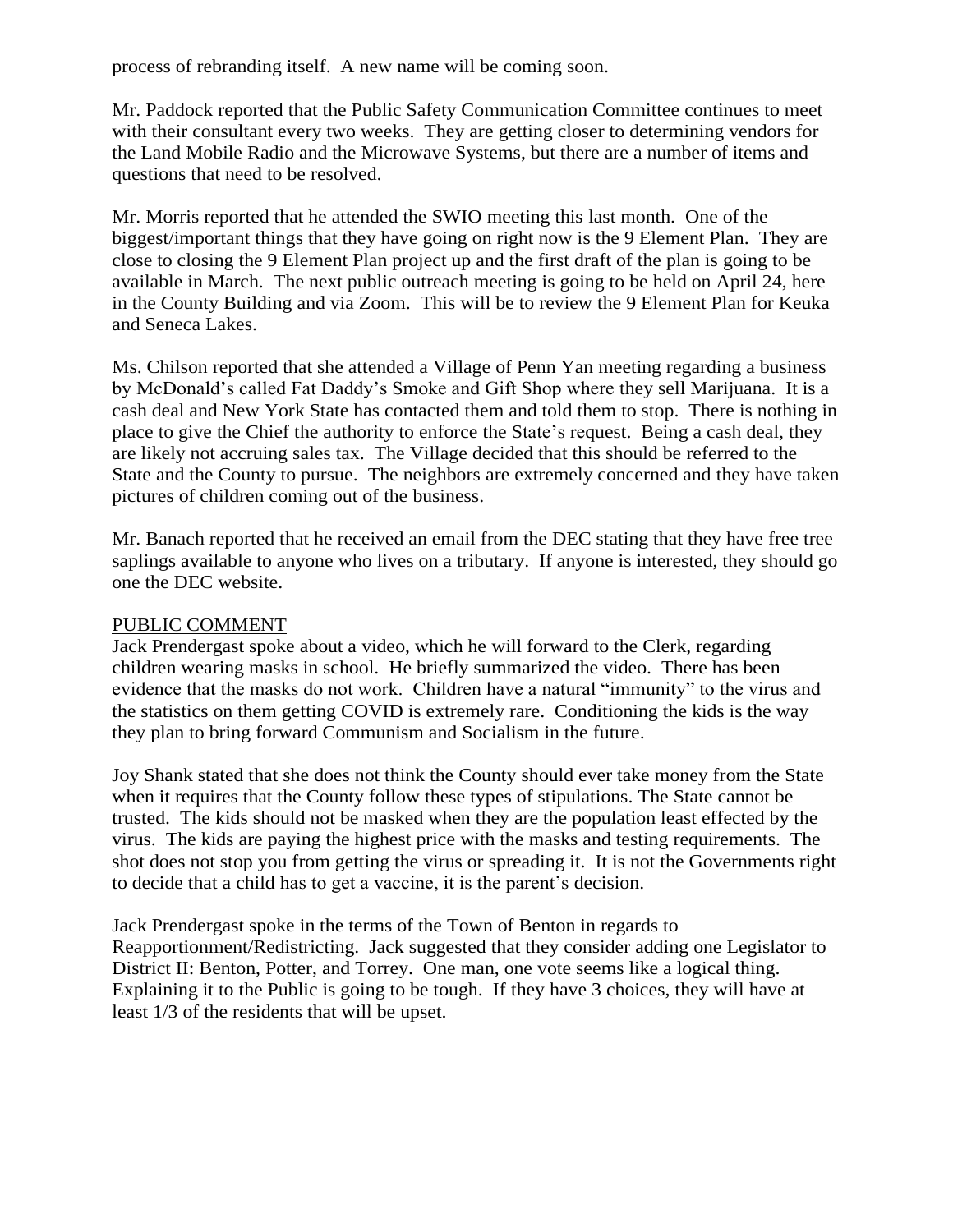process of rebranding itself. A new name will be coming soon.

Mr. Paddock reported that the Public Safety Communication Committee continues to meet with their consultant every two weeks. They are getting closer to determining vendors for the Land Mobile Radio and the Microwave Systems, but there are a number of items and questions that need to be resolved.

Mr. Morris reported that he attended the SWIO meeting this last month. One of the biggest/important things that they have going on right now is the 9 Element Plan. They are close to closing the 9 Element Plan project up and the first draft of the plan is going to be available in March. The next public outreach meeting is going to be held on April 24, here in the County Building and via Zoom. This will be to review the 9 Element Plan for Keuka and Seneca Lakes.

Ms. Chilson reported that she attended a Village of Penn Yan meeting regarding a business by McDonald's called Fat Daddy's Smoke and Gift Shop where they sell Marijuana. It is a cash deal and New York State has contacted them and told them to stop. There is nothing in place to give the Chief the authority to enforce the State's request. Being a cash deal, they are likely not accruing sales tax. The Village decided that this should be referred to the State and the County to pursue. The neighbors are extremely concerned and they have taken pictures of children coming out of the business.

Mr. Banach reported that he received an email from the DEC stating that they have free tree saplings available to anyone who lives on a tributary. If anyone is interested, they should go one the DEC website.

PUBLIC COMMENT

Jack Prendergast spoke about a video, which he will forward to the Clerk, regarding children wearing masks in school. He briefly summarized the video. There has been evidence that the masks do not work. Children have a natural "immunity" to the virus and the statistics on them getting COVID is extremely rare. Conditioning the kids is the way they plan to bring forward Communism and Socialism in the future.

Joy Shank stated that she does not think the County should ever take money from the State when it requires that the County follow these types of stipulations. The State cannot be trusted. The kids should not be masked when they are the population least effected by the virus. The kids are paying the highest price with the masks and testing requirements. The shot does not stop you from getting the virus or spreading it. It is not the Governments right to decide that a child has to get a vaccine, it is the parent's decision.

Jack Prendergast spoke in the terms of the Town of Benton in regards to Reapportionment/Redistricting. Jack suggested that they consider adding one Legislator to District II: Benton, Potter, and Torrey. One man, one vote seems like a logical thing. Explaining it to the Public is going to be tough. If they have 3 choices, they will have at least 1/3 of the residents that will be upset.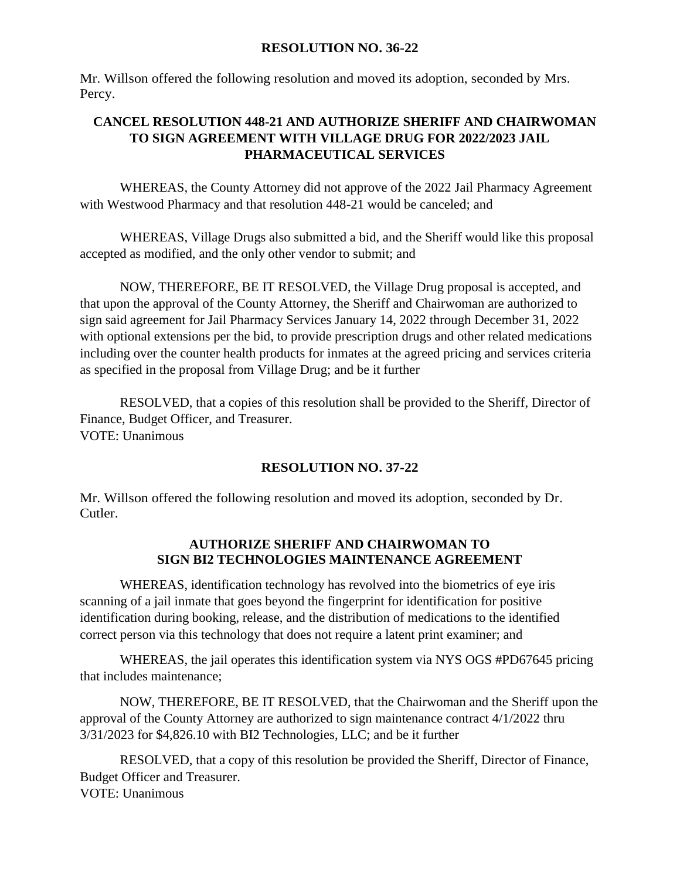## RESOLUTION NO. 36-22

Mr. Willson offered the following resolution and moved its adoption, seconded by Mrs. Percy.

### CANCEL RESOLUTION 448-21 AND AUTHORIZE SHERIFF AND CHAIRWOMAN TO SIGN AGREEMENT WITH VILLAGE DRUG FOR 2022/2023 JAIL PHARMACEUTICAL SERVICES

WHEREAS, the County Attorney did not approve of the 2022 Jail Pharmacy Agreement with Westwood Pharmacy and that resolution 448-21 would be canceled; and

WHEREAS, Village Drugs also submitted a bid, and the Sheriff would like this proposal accepted as modified, and the only other vendor to submit; and

NOW, THEREFORE, BE IT RESOLVED, the Village Drug proposal is accepted, and that upon the approval of the County Attorney, the Sheriff and Chairwoman are authorized to sign said agreement for Jail Pharmacy Services January 14, 2022 through December 31, 2022 with optional extensions per the bid, to provide prescription drugs and other related medications including over the counter health products for inmates at the agreed pricing and services criteria as specified in the proposal from Village Drug; and be it further

RESOLVED, that a copies of this resolution shall be provided to the Sheriff, Director of Finance, Budget Officer, and Treasurer.
VOTE: Unanimous

## RESOLUTION NO. 37-22

Mr. Willson offered the following resolution and moved its adoption, seconded by Dr. Cutler.

### AUTHORIZE SHERIFF AND CHAIRWOMAN TO SIGN BI2 TECHNOLOGIES MAINTENANCE AGREEMENT

WHEREAS, identification technology has revolved into the biometrics of eye iris scanning of a jail inmate that goes beyond the fingerprint for identification for positive identification during booking, release, and the distribution of medications to the identified correct person via this technology that does not require a latent print examiner; and

WHEREAS, the jail operates this identification system via NYS OGS #PD67645 pricing that includes maintenance;

NOW, THEREFORE, BE IT RESOLVED, that the Chairwoman and the Sheriff upon the approval of the County Attorney are authorized to sign maintenance contract 4/1/2022 thru 3/31/2023 for $4,826.10 with BI2 Technologies, LLC; and be it further

RESOLVED, that a copy of this resolution be provided the Sheriff, Director of Finance, Budget Officer and Treasurer.
VOTE: Unanimous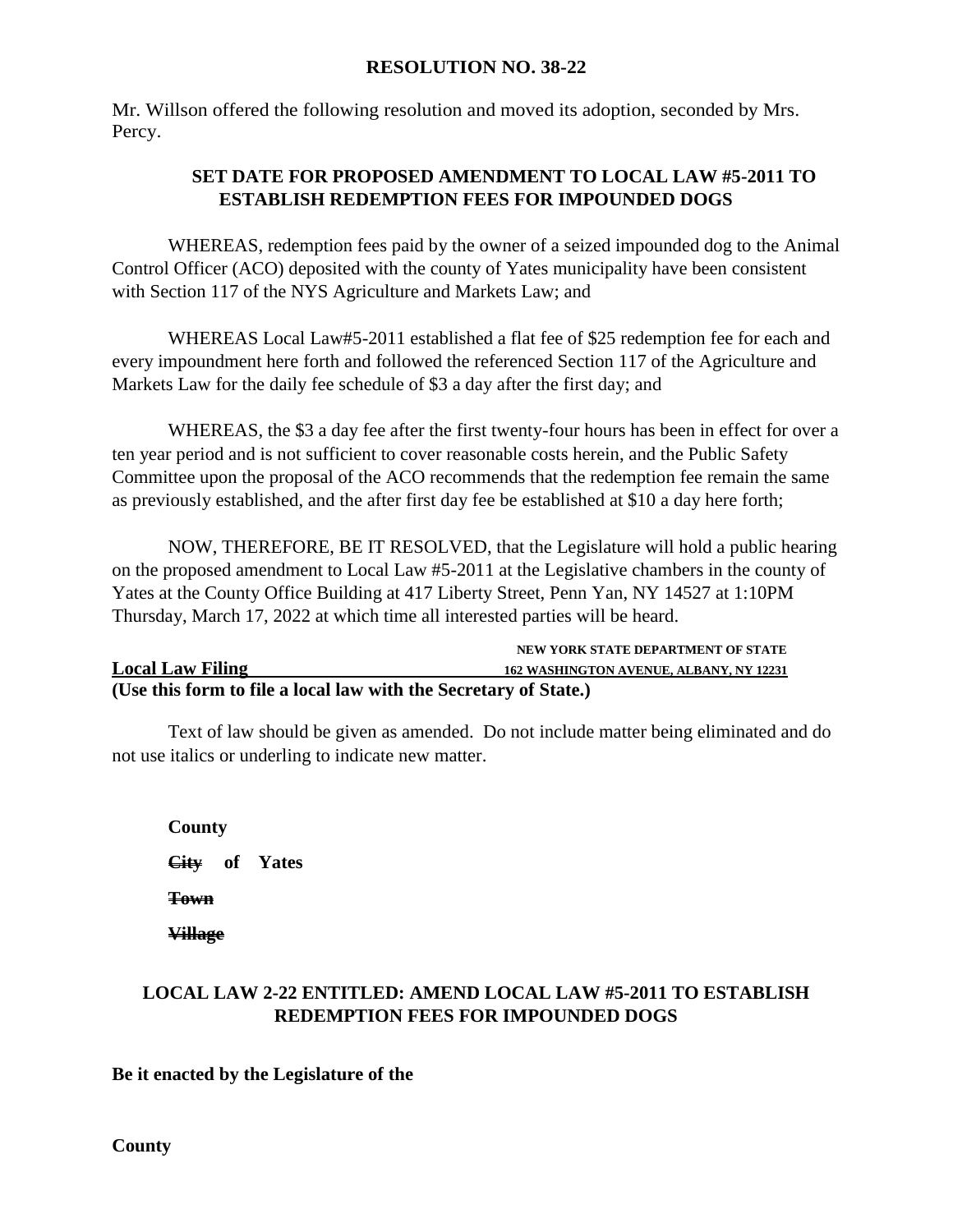## RESOLUTION NO. 38-22

Mr. Willson offered the following resolution and moved its adoption, seconded by Mrs. Percy.

### SET DATE FOR PROPOSED AMENDMENT TO LOCAL LAW #5-2011 TO ESTABLISH REDEMPTION FEES FOR IMPOUNDED DOGS

WHEREAS, redemption fees paid by the owner of a seized impounded dog to the Animal Control Officer (ACO) deposited with the county of Yates municipality have been consistent with Section 117 of the NYS Agriculture and Markets Law; and

WHEREAS Local Law#5-2011 established a flat fee of $25 redemption fee for each and every impoundment here forth and followed the referenced Section 117 of the Agriculture and Markets Law for the daily fee schedule of $3 a day after the first day; and

WHEREAS, the $3 a day fee after the first twenty-four hours has been in effect for over a ten year period and is not sufficient to cover reasonable costs herein, and the Public Safety Committee upon the proposal of the ACO recommends that the redemption fee remain the same as previously established, and the after first day fee be established at $10 a day here forth;

NOW, THEREFORE, BE IT RESOLVED, that the Legislature will hold a public hearing on the proposed amendment to Local Law #5-2011 at the Legislative chambers in the county of Yates at the County Office Building at 417 Liberty Street, Penn Yan, NY 14527 at 1:10PM Thursday, March 17, 2022 at which time all interested parties will be heard.

**NEW YORK STATE DEPARTMENT OF STATE**

**Local Law Filing** **162 WASHINGTON AVENUE, ALBANY, NY 12231**

**(Use this form to file a local law with the Secretary of State.)**

Text of law should be given as amended. Do not include matter being eliminated and do not use italics or underling to indicate new matter.

**County**

**~~City~~ of Yates**

**~~Town~~**

**~~Village~~**

### LOCAL LAW 2-22 ENTITLED: AMEND LOCAL LAW #5-2011 TO ESTABLISH REDEMPTION FEES FOR IMPOUNDED DOGS

**Be it enacted by the Legislature of the**

**County**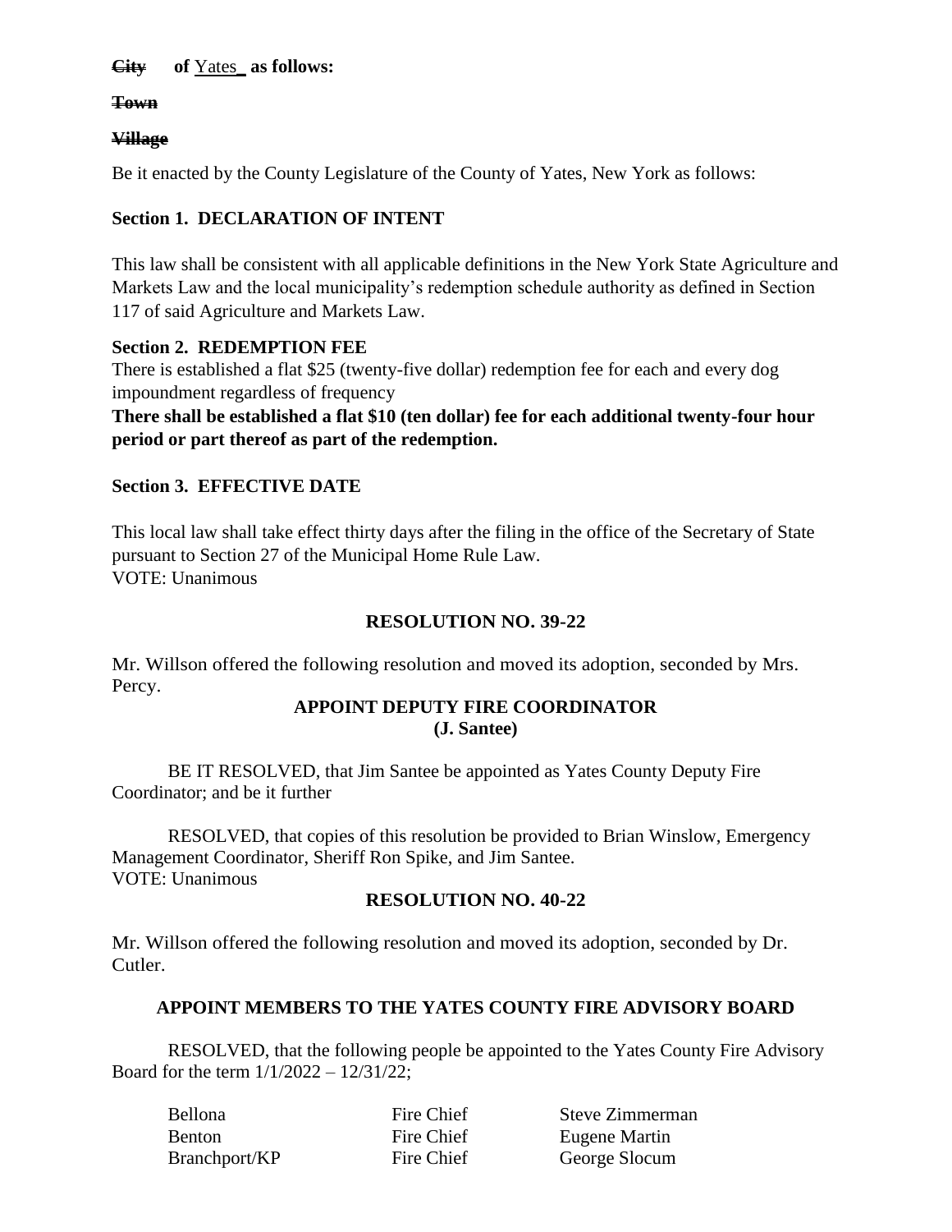~~**City**~~ **of** Yates_ **as follows:**

~~**Town**~~

~~**Village**~~

Be it enacted by the County Legislature of the County of Yates, New York as follows:

**Section 1. DECLARATION OF INTENT**

This law shall be consistent with all applicable definitions in the New York State Agriculture and Markets Law and the local municipality's redemption schedule authority as defined in Section 117 of said Agriculture and Markets Law.

**Section 2. REDEMPTION FEE**

There is established a flat $25 (twenty-five dollar) redemption fee for each and every dog impoundment regardless of frequency

**There shall be established a flat $10 (ten dollar) fee for each additional twenty-four hour period or part thereof as part of the redemption.**

**Section 3. EFFECTIVE DATE**

This local law shall take effect thirty days after the filing in the office of the Secretary of State pursuant to Section 27 of the Municipal Home Rule Law.
VOTE: Unanimous

## RESOLUTION NO. 39-22

Mr. Willson offered the following resolution and moved its adoption, seconded by Mrs. Percy.

### APPOINT DEPUTY FIRE COORDINATOR
### (J. Santee)

BE IT RESOLVED, that Jim Santee be appointed as Yates County Deputy Fire Coordinator; and be it further

RESOLVED, that copies of this resolution be provided to Brian Winslow, Emergency Management Coordinator, Sheriff Ron Spike, and Jim Santee.
VOTE: Unanimous

## RESOLUTION NO. 40-22

Mr. Willson offered the following resolution and moved its adoption, seconded by Dr. Cutler.

### APPOINT MEMBERS TO THE YATES COUNTY FIRE ADVISORY BOARD

RESOLVED, that the following people be appointed to the Yates County Fire Advisory Board for the term 1/1/2022 – 12/31/22;

| | | |
|---|---|---|
| Bellona | Fire Chief | Steve Zimmerman |
| Benton | Fire Chief | Eugene Martin |
| Branchport/KP | Fire Chief | George Slocum |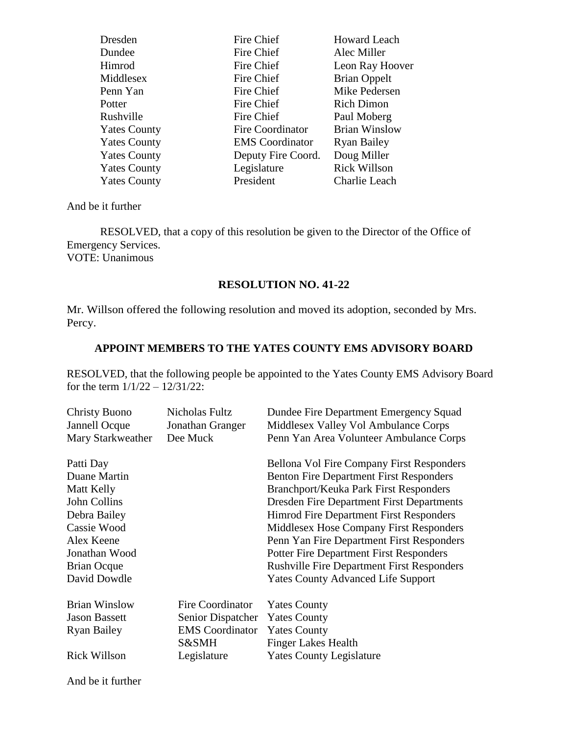| | | |
|---|---|---|
| Dresden | Fire Chief | Howard Leach |
| Dundee | Fire Chief | Alec Miller |
| Himrod | Fire Chief | Leon Ray Hoover |
| Middlesex | Fire Chief | Brian Oppelt |
| Penn Yan | Fire Chief | Mike Pedersen |
| Potter | Fire Chief | Rich Dimon |
| Rushville | Fire Chief | Paul Moberg |
| Yates County | Fire Coordinator | Brian Winslow |
| Yates County | EMS Coordinator | Ryan Bailey |
| Yates County | Deputy Fire Coord. | Doug Miller |
| Yates County | Legislature | Rick Willson |
| Yates County | President | Charlie Leach |

And be it further

RESOLVED, that a copy of this resolution be given to the Director of the Office of Emergency Services.
VOTE: Unanimous

**RESOLUTION NO. 41-22**

Mr. Willson offered the following resolution and moved its adoption, seconded by Mrs. Percy.

**APPOINT MEMBERS TO THE YATES COUNTY EMS ADVISORY BOARD**

RESOLVED, that the following people be appointed to the Yates County EMS Advisory Board for the term 1/1/22 – 12/31/22:

| | | |
|---|---|---|
| Christy Buono | Nicholas Fultz | Dundee Fire Department Emergency Squad |
| Jannell Ocque | Jonathan Granger | Middlesex Valley Vol Ambulance Corps |
| Mary Starkweather | Dee Muck | Penn Yan Area Volunteer Ambulance Corps |
| Patti Day | | Bellona Vol Fire Company First Responders |
| Duane Martin | | Benton Fire Department First Responders |
| Matt Kelly | | Branchport/Keuka Park First Responders |
| John Collins | | Dresden Fire Department First Departments |
| Debra Bailey | | Himrod Fire Department First Responders |
| Cassie Wood | | Middlesex Hose Company First Responders |
| Alex Keene | | Penn Yan Fire Department First Responders |
| Jonathan Wood | | Potter Fire Department First Responders |
| Brian Ocque | | Rushville Fire Department First Responders |
| David Dowdle | | Yates County Advanced Life Support |
| Brian Winslow | Fire Coordinator | Yates County |
| Jason Bassett | Senior Dispatcher | Yates County |
| Ryan Bailey | EMS Coordinator | Yates County |
| | S&SMH | Finger Lakes Health |
| Rick Willson | Legislature | Yates County Legislature |

And be it further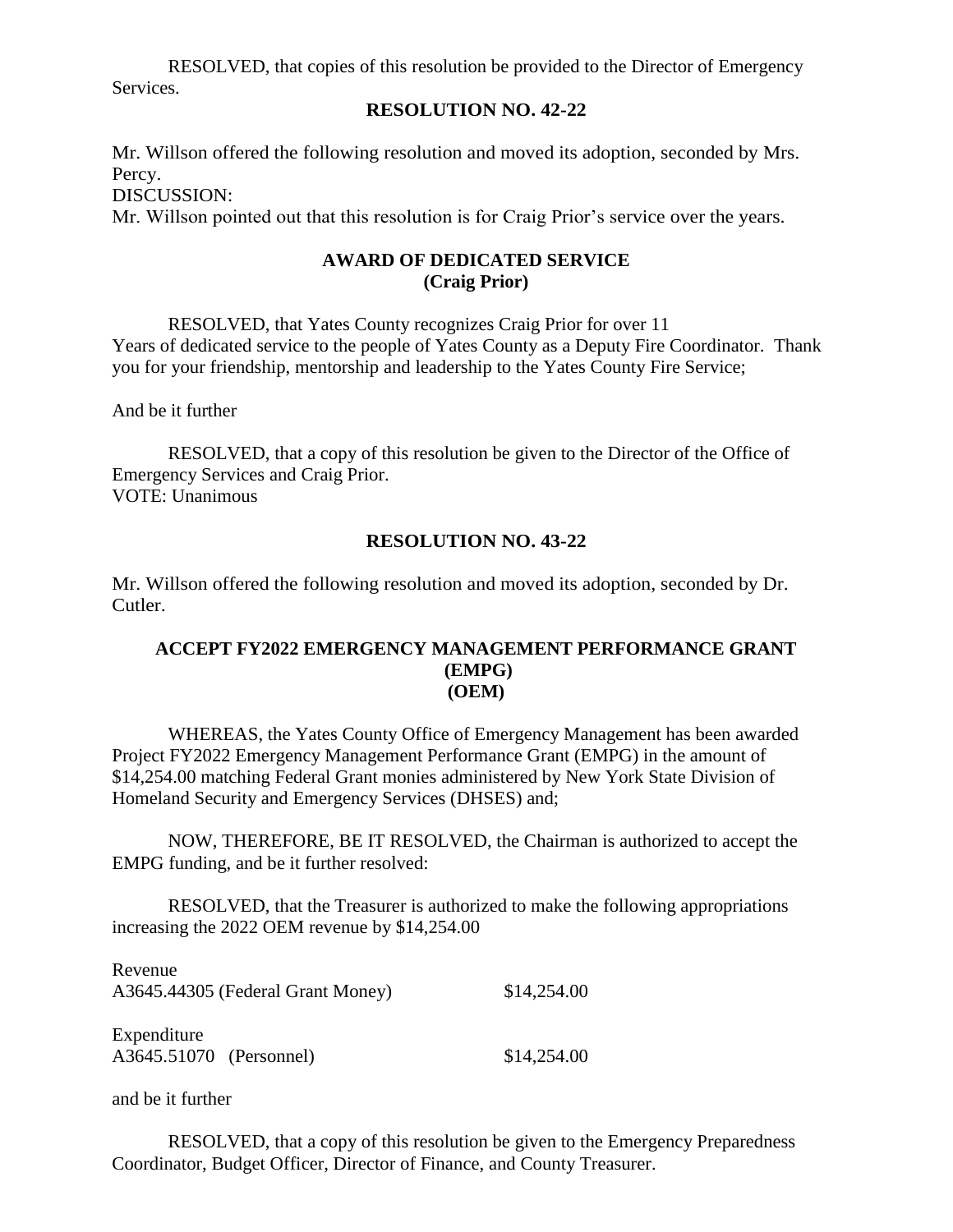RESOLVED, that copies of this resolution be provided to the Director of Emergency Services.

## RESOLUTION NO. 42-22

Mr. Willson offered the following resolution and moved its adoption, seconded by Mrs. Percy.

DISCUSSION:

Mr. Willson pointed out that this resolution is for Craig Prior's service over the years.

### AWARD OF DEDICATED SERVICE
### (Craig Prior)

RESOLVED, that Yates County recognizes Craig Prior for over 11 Years of dedicated service to the people of Yates County as a Deputy Fire Coordinator. Thank you for your friendship, mentorship and leadership to the Yates County Fire Service;

And be it further

RESOLVED, that a copy of this resolution be given to the Director of the Office of Emergency Services and Craig Prior.

VOTE: Unanimous

## RESOLUTION NO. 43-22

Mr. Willson offered the following resolution and moved its adoption, seconded by Dr. Cutler.

### ACCEPT FY2022 EMERGENCY MANAGEMENT PERFORMANCE GRANT (EMPG) (OEM)

WHEREAS, the Yates County Office of Emergency Management has been awarded Project FY2022 Emergency Management Performance Grant (EMPG) in the amount of $14,254.00 matching Federal Grant monies administered by New York State Division of Homeland Security and Emergency Services (DHSES) and;

NOW, THEREFORE, BE IT RESOLVED, the Chairman is authorized to accept the EMPG funding, and be it further resolved:

RESOLVED, that the Treasurer is authorized to make the following appropriations increasing the 2022 OEM revenue by $14,254.00

Revenue

| | |
|---|---|
| A3645.44305 (Federal Grant Money) | $14,254.00 |

Expenditure

| | |
|---|---|
| A3645.51070 (Personnel) | $14,254.00 |

and be it further

RESOLVED, that a copy of this resolution be given to the Emergency Preparedness Coordinator, Budget Officer, Director of Finance, and County Treasurer.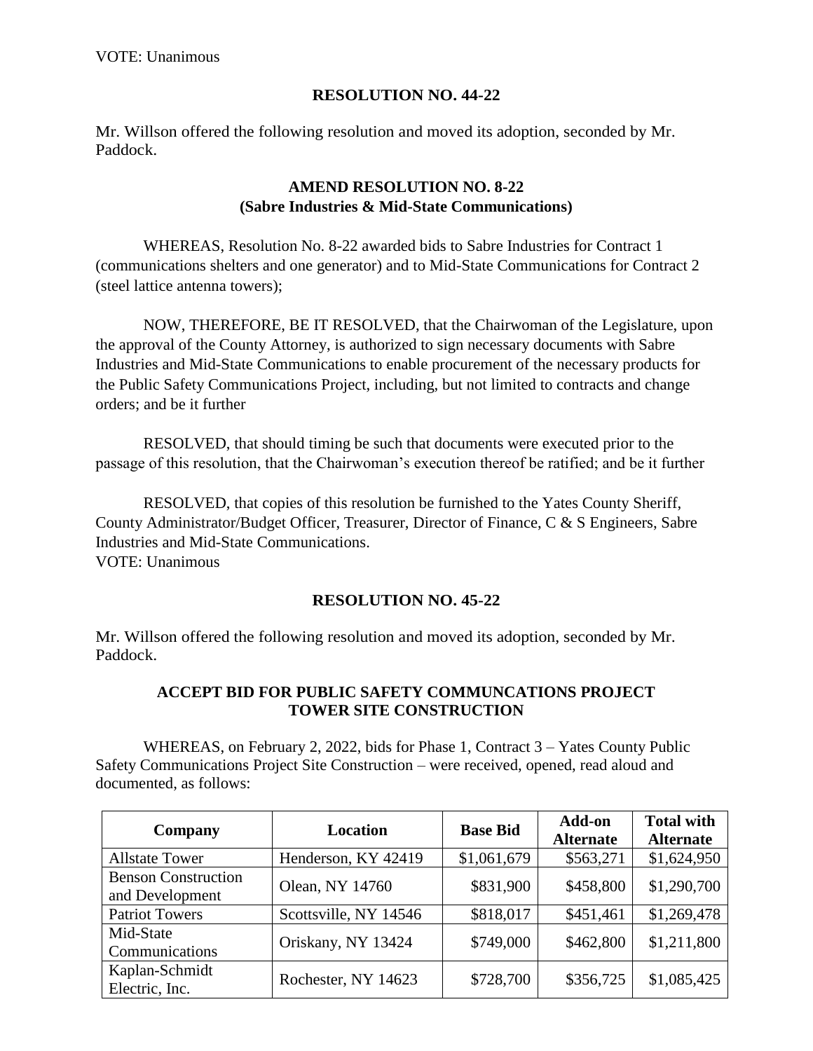VOTE: Unanimous

## RESOLUTION NO. 44-22

Mr. Willson offered the following resolution and moved its adoption, seconded by Mr. Paddock.

### AMEND RESOLUTION NO. 8-22
### (Sabre Industries & Mid-State Communications)

WHEREAS, Resolution No. 8-22 awarded bids to Sabre Industries for Contract 1 (communications shelters and one generator) and to Mid-State Communications for Contract 2 (steel lattice antenna towers);

NOW, THEREFORE, BE IT RESOLVED, that the Chairwoman of the Legislature, upon the approval of the County Attorney, is authorized to sign necessary documents with Sabre Industries and Mid-State Communications to enable procurement of the necessary products for the Public Safety Communications Project, including, but not limited to contracts and change orders; and be it further

RESOLVED, that should timing be such that documents were executed prior to the passage of this resolution, that the Chairwoman's execution thereof be ratified; and be it further

RESOLVED, that copies of this resolution be furnished to the Yates County Sheriff, County Administrator/Budget Officer, Treasurer, Director of Finance, C & S Engineers, Sabre Industries and Mid-State Communications.
VOTE: Unanimous

## RESOLUTION NO. 45-22

Mr. Willson offered the following resolution and moved its adoption, seconded by Mr. Paddock.

### ACCEPT BID FOR PUBLIC SAFETY COMMUNCATIONS PROJECT TOWER SITE CONSTRUCTION

WHEREAS, on February 2, 2022, bids for Phase 1, Contract 3 – Yates County Public Safety Communications Project Site Construction – were received, opened, read aloud and documented, as follows:

| Company | Location | Base Bid | Add-on Alternate | Total with Alternate |
|---|---|---|---|---|
| Allstate Tower | Henderson, KY 42419 | $1,061,679 | $563,271 | $1,624,950 |
| Benson Construction and Development | Olean, NY 14760 | $831,900 | $458,800 | $1,290,700 |
| Patriot Towers | Scottsville, NY 14546 | $818,017 | $451,461 | $1,269,478 |
| Mid-State Communications | Oriskany, NY 13424 | $749,000 | $462,800 | $1,211,800 |
| Kaplan-Schmidt Electric, Inc. | Rochester, NY 14623 | $728,700 | $356,725 | $1,085,425 |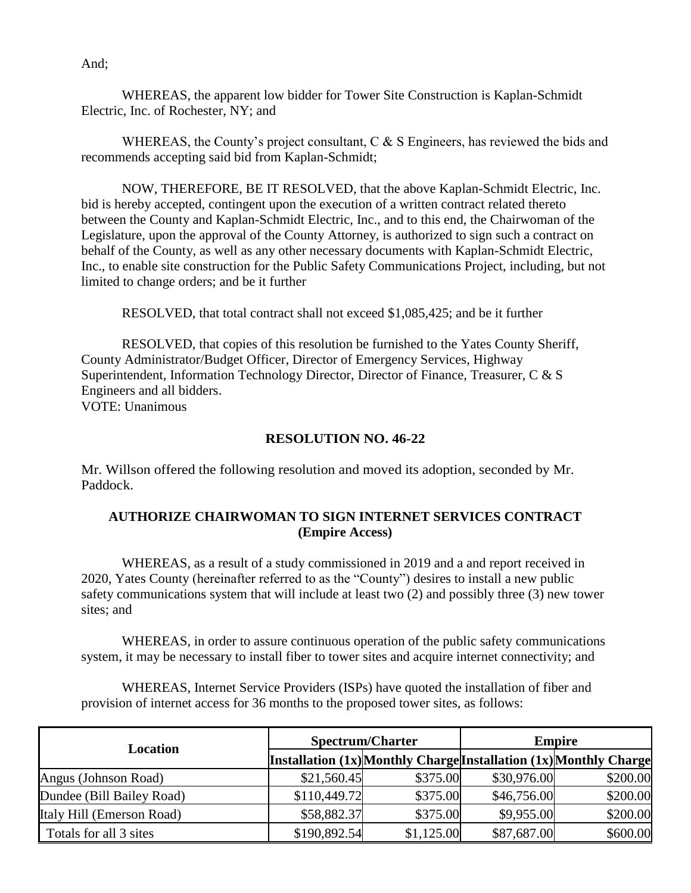And;

WHEREAS, the apparent low bidder for Tower Site Construction is Kaplan-Schmidt Electric, Inc. of Rochester, NY; and

WHEREAS, the County's project consultant, C & S Engineers, has reviewed the bids and recommends accepting said bid from Kaplan-Schmidt;

NOW, THEREFORE, BE IT RESOLVED, that the above Kaplan-Schmidt Electric, Inc. bid is hereby accepted, contingent upon the execution of a written contract related thereto between the County and Kaplan-Schmidt Electric, Inc., and to this end, the Chairwoman of the Legislature, upon the approval of the County Attorney, is authorized to sign such a contract on behalf of the County, as well as any other necessary documents with Kaplan-Schmidt Electric, Inc., to enable site construction for the Public Safety Communications Project, including, but not limited to change orders; and be it further

RESOLVED, that total contract shall not exceed $1,085,425; and be it further

RESOLVED, that copies of this resolution be furnished to the Yates County Sheriff, County Administrator/Budget Officer, Director of Emergency Services, Highway Superintendent, Information Technology Director, Director of Finance, Treasurer, C & S Engineers and all bidders.
VOTE: Unanimous

## RESOLUTION NO. 46-22

Mr. Willson offered the following resolution and moved its adoption, seconded by Mr. Paddock.

### AUTHORIZE CHAIRWOMAN TO SIGN INTERNET SERVICES CONTRACT (Empire Access)

WHEREAS, as a result of a study commissioned in 2019 and a and report received in 2020, Yates County (hereinafter referred to as the "County") desires to install a new public safety communications system that will include at least two (2) and possibly three (3) new tower sites; and

WHEREAS, in order to assure continuous operation of the public safety communications system, it may be necessary to install fiber to tower sites and acquire internet connectivity; and

WHEREAS, Internet Service Providers (ISPs) have quoted the installation of fiber and provision of internet access for 36 months to the proposed tower sites, as follows:

| Location | Spectrum/Charter | | Empire | |
|---|---|---|---|---|
| | **Installation (1x)** | **Monthly Charge** | **Installation (1x)** | **Monthly Charge** |
| Angus (Johnson Road) | $21,560.45 | $375.00 | $30,976.00 | $200.00 |
| Dundee (Bill Bailey Road) | $110,449.72 | $375.00 | $46,756.00 | $200.00 |
| Italy Hill (Emerson Road) | $58,882.37 | $375.00 | $9,955.00 | $200.00 |
| Totals for all 3 sites | $190,892.54 | $1,125.00 | $87,687.00 | $600.00 |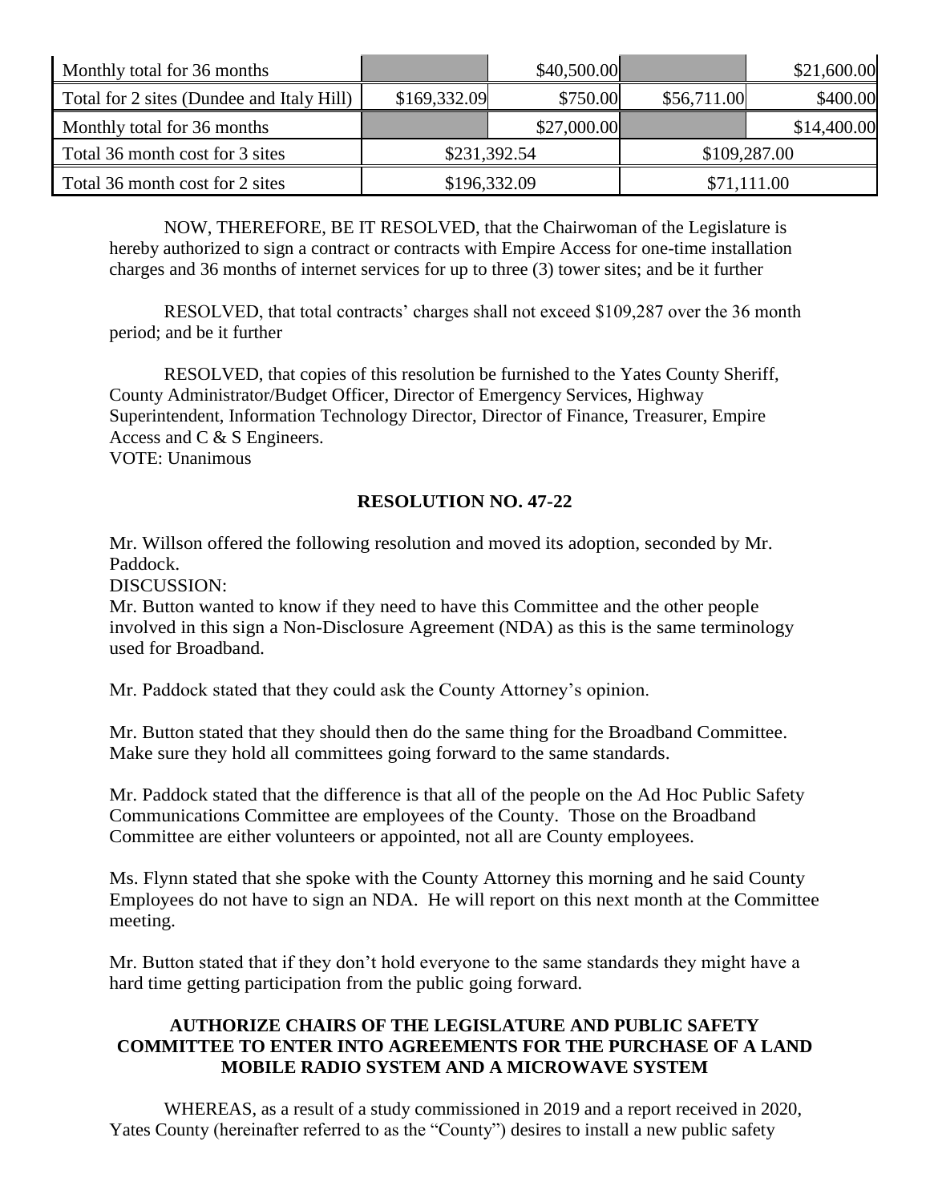| | | | | |
|---|---|---|---|---|
| Monthly total for 36 months | | $40,500.00 | | $21,600.00 |
| Total for 2 sites (Dundee and Italy Hill) | $169,332.09 | $750.00 | $56,711.00 | $400.00 |
| Monthly total for 36 months | | $27,000.00 | | $14,400.00 |
| Total 36 month cost for 3 sites | $231,392.54 | | $109,287.00 | |
| Total 36 month cost for 2 sites | $196,332.09 | | $71,111.00 | |

NOW, THEREFORE, BE IT RESOLVED, that the Chairwoman of the Legislature is hereby authorized to sign a contract or contracts with Empire Access for one-time installation charges and 36 months of internet services for up to three (3) tower sites; and be it further

RESOLVED, that total contracts' charges shall not exceed $109,287 over the 36 month period; and be it further

RESOLVED, that copies of this resolution be furnished to the Yates County Sheriff, County Administrator/Budget Officer, Director of Emergency Services, Highway Superintendent, Information Technology Director, Director of Finance, Treasurer, Empire Access and C & S Engineers.
VOTE: Unanimous

**RESOLUTION NO. 47-22**

Mr. Willson offered the following resolution and moved its adoption, seconded by Mr. Paddock.
DISCUSSION:
Mr. Button wanted to know if they need to have this Committee and the other people involved in this sign a Non-Disclosure Agreement (NDA) as this is the same terminology used for Broadband.

Mr. Paddock stated that they could ask the County Attorney's opinion.

Mr. Button stated that they should then do the same thing for the Broadband Committee. Make sure they hold all committees going forward to the same standards.

Mr. Paddock stated that the difference is that all of the people on the Ad Hoc Public Safety Communications Committee are employees of the County. Those on the Broadband Committee are either volunteers or appointed, not all are County employees.

Ms. Flynn stated that she spoke with the County Attorney this morning and he said County Employees do not have to sign an NDA. He will report on this next month at the Committee meeting.

Mr. Button stated that if they don't hold everyone to the same standards they might have a hard time getting participation from the public going forward.

**AUTHORIZE CHAIRS OF THE LEGISLATURE AND PUBLIC SAFETY COMMITTEE TO ENTER INTO AGREEMENTS FOR THE PURCHASE OF A LAND MOBILE RADIO SYSTEM AND A MICROWAVE SYSTEM**

WHEREAS, as a result of a study commissioned in 2019 and a report received in 2020, Yates County (hereinafter referred to as the "County") desires to install a new public safety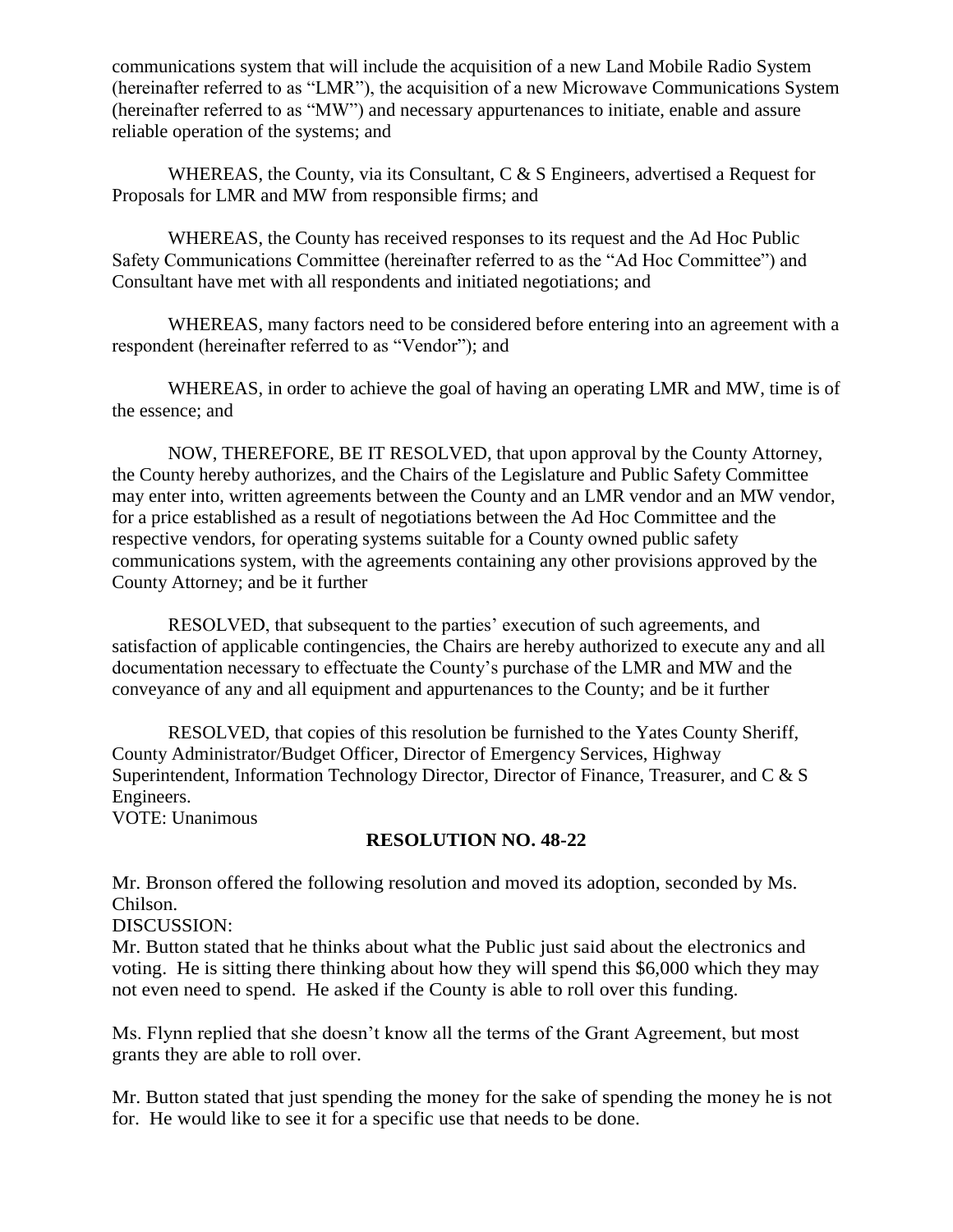communications system that will include the acquisition of a new Land Mobile Radio System (hereinafter referred to as "LMR"), the acquisition of a new Microwave Communications System (hereinafter referred to as "MW") and necessary appurtenances to initiate, enable and assure reliable operation of the systems; and

WHEREAS, the County, via its Consultant, C & S Engineers, advertised a Request for Proposals for LMR and MW from responsible firms; and

WHEREAS, the County has received responses to its request and the Ad Hoc Public Safety Communications Committee (hereinafter referred to as the "Ad Hoc Committee") and Consultant have met with all respondents and initiated negotiations; and

WHEREAS, many factors need to be considered before entering into an agreement with a respondent (hereinafter referred to as "Vendor"); and

WHEREAS, in order to achieve the goal of having an operating LMR and MW, time is of the essence; and

NOW, THEREFORE, BE IT RESOLVED, that upon approval by the County Attorney, the County hereby authorizes, and the Chairs of the Legislature and Public Safety Committee may enter into, written agreements between the County and an LMR vendor and an MW vendor, for a price established as a result of negotiations between the Ad Hoc Committee and the respective vendors, for operating systems suitable for a County owned public safety communications system, with the agreements containing any other provisions approved by the County Attorney; and be it further

RESOLVED, that subsequent to the parties' execution of such agreements, and satisfaction of applicable contingencies, the Chairs are hereby authorized to execute any and all documentation necessary to effectuate the County's purchase of the LMR and MW and the conveyance of any and all equipment and appurtenances to the County; and be it further

RESOLVED, that copies of this resolution be furnished to the Yates County Sheriff, County Administrator/Budget Officer, Director of Emergency Services, Highway Superintendent, Information Technology Director, Director of Finance, Treasurer, and C & S Engineers.

VOTE: Unanimous

**RESOLUTION NO. 48-22**

Mr. Bronson offered the following resolution and moved its adoption, seconded by Ms. Chilson.

DISCUSSION:

Mr. Button stated that he thinks about what the Public just said about the electronics and voting. He is sitting there thinking about how they will spend this $6,000 which they may not even need to spend. He asked if the County is able to roll over this funding.

Ms. Flynn replied that she doesn't know all the terms of the Grant Agreement, but most grants they are able to roll over.

Mr. Button stated that just spending the money for the sake of spending the money he is not for. He would like to see it for a specific use that needs to be done.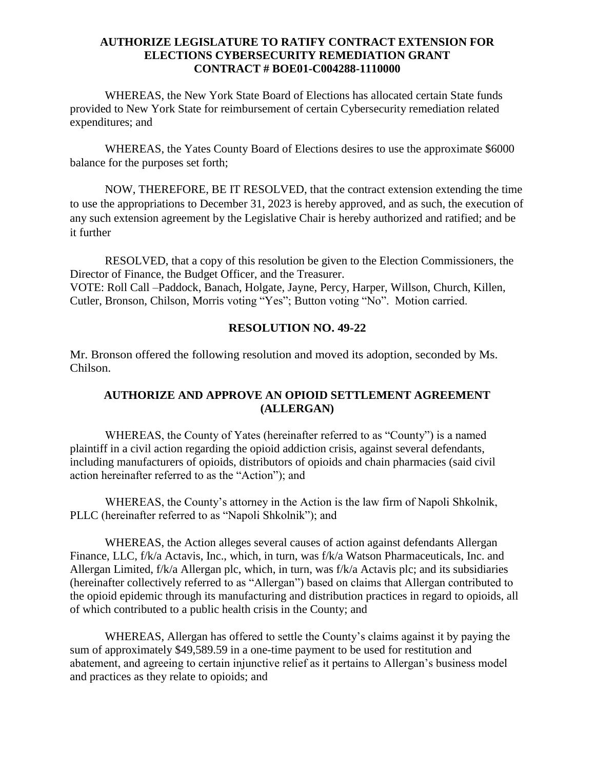**AUTHORIZE LEGISLATURE TO RATIFY CONTRACT EXTENSION FOR ELECTIONS CYBERSECURITY REMEDIATION GRANT CONTRACT # BOE01-C004288-1110000**

WHEREAS, the New York State Board of Elections has allocated certain State funds provided to New York State for reimbursement of certain Cybersecurity remediation related expenditures; and

WHEREAS, the Yates County Board of Elections desires to use the approximate $6000 balance for the purposes set forth;

NOW, THEREFORE, BE IT RESOLVED, that the contract extension extending the time to use the appropriations to December 31, 2023 is hereby approved, and as such, the execution of any such extension agreement by the Legislative Chair is hereby authorized and ratified; and be it further

RESOLVED, that a copy of this resolution be given to the Election Commissioners, the Director of Finance, the Budget Officer, and the Treasurer.
VOTE: Roll Call –Paddock, Banach, Holgate, Jayne, Percy, Harper, Willson, Church, Killen, Cutler, Bronson, Chilson, Morris voting "Yes"; Button voting "No". Motion carried.

## RESOLUTION NO. 49-22

Mr. Bronson offered the following resolution and moved its adoption, seconded by Ms. Chilson.

**AUTHORIZE AND APPROVE AN OPIOID SETTLEMENT AGREEMENT (ALLERGAN)**

WHEREAS, the County of Yates (hereinafter referred to as "County") is a named plaintiff in a civil action regarding the opioid addiction crisis, against several defendants, including manufacturers of opioids, distributors of opioids and chain pharmacies (said civil action hereinafter referred to as the "Action"); and

WHEREAS, the County's attorney in the Action is the law firm of Napoli Shkolnik, PLLC (hereinafter referred to as "Napoli Shkolnik"); and

WHEREAS, the Action alleges several causes of action against defendants Allergan Finance, LLC, f/k/a Actavis, Inc., which, in turn, was f/k/a Watson Pharmaceuticals, Inc. and Allergan Limited, f/k/a Allergan plc, which, in turn, was f/k/a Actavis plc; and its subsidiaries (hereinafter collectively referred to as "Allergan") based on claims that Allergan contributed to the opioid epidemic through its manufacturing and distribution practices in regard to opioids, all of which contributed to a public health crisis in the County; and

WHEREAS, Allergan has offered to settle the County's claims against it by paying the sum of approximately $49,589.59 in a one-time payment to be used for restitution and abatement, and agreeing to certain injunctive relief as it pertains to Allergan's business model and practices as they relate to opioids; and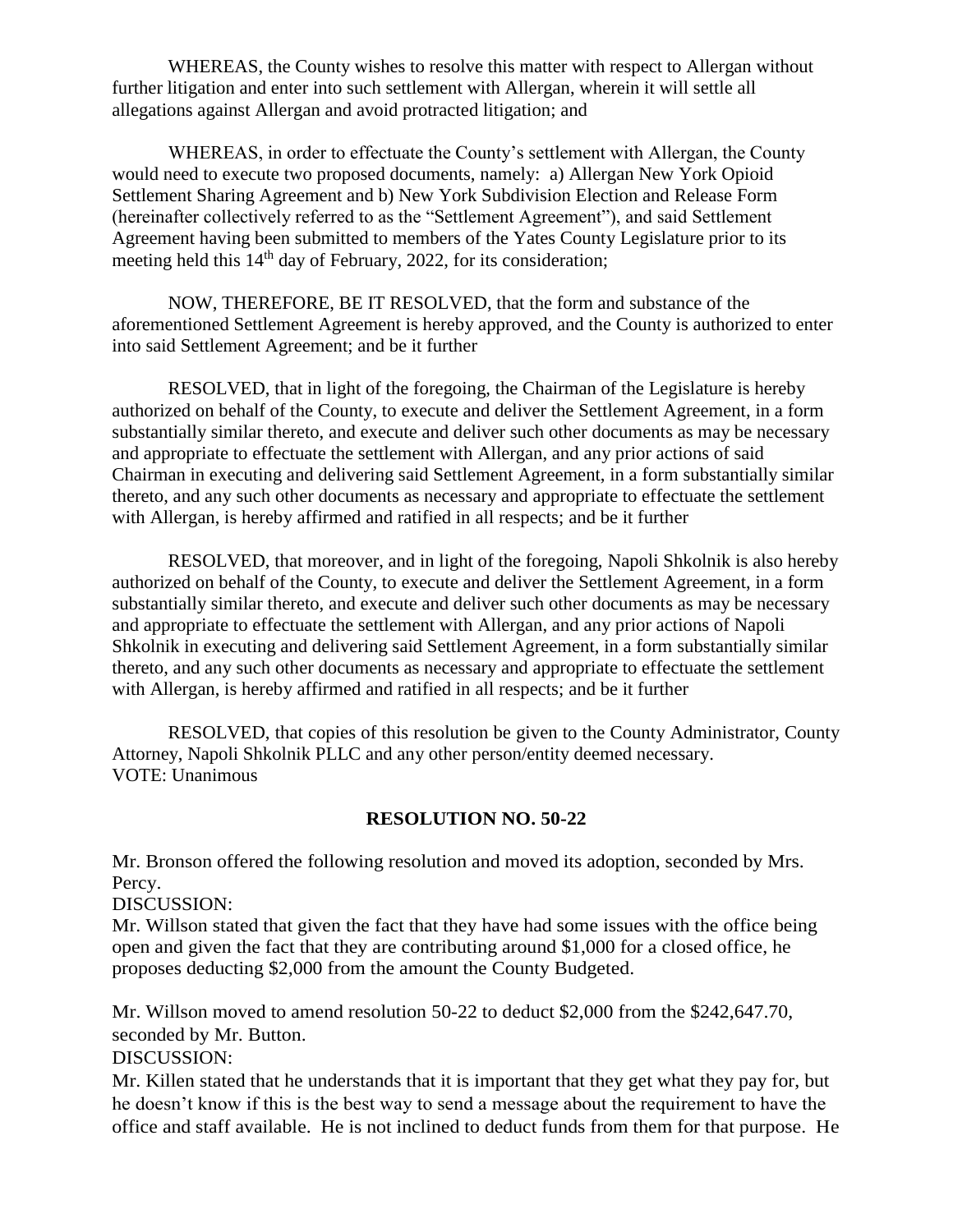WHEREAS, the County wishes to resolve this matter with respect to Allergan without further litigation and enter into such settlement with Allergan, wherein it will settle all allegations against Allergan and avoid protracted litigation; and

WHEREAS, in order to effectuate the County's settlement with Allergan, the County would need to execute two proposed documents, namely: a) Allergan New York Opioid Settlement Sharing Agreement and b) New York Subdivision Election and Release Form (hereinafter collectively referred to as the "Settlement Agreement"), and said Settlement Agreement having been submitted to members of the Yates County Legislature prior to its meeting held this 14th day of February, 2022, for its consideration;

NOW, THEREFORE, BE IT RESOLVED, that the form and substance of the aforementioned Settlement Agreement is hereby approved, and the County is authorized to enter into said Settlement Agreement; and be it further

RESOLVED, that in light of the foregoing, the Chairman of the Legislature is hereby authorized on behalf of the County, to execute and deliver the Settlement Agreement, in a form substantially similar thereto, and execute and deliver such other documents as may be necessary and appropriate to effectuate the settlement with Allergan, and any prior actions of said Chairman in executing and delivering said Settlement Agreement, in a form substantially similar thereto, and any such other documents as necessary and appropriate to effectuate the settlement with Allergan, is hereby affirmed and ratified in all respects; and be it further

RESOLVED, that moreover, and in light of the foregoing, Napoli Shkolnik is also hereby authorized on behalf of the County, to execute and deliver the Settlement Agreement, in a form substantially similar thereto, and execute and deliver such other documents as may be necessary and appropriate to effectuate the settlement with Allergan, and any prior actions of Napoli Shkolnik in executing and delivering said Settlement Agreement, in a form substantially similar thereto, and any such other documents as necessary and appropriate to effectuate the settlement with Allergan, is hereby affirmed and ratified in all respects; and be it further

RESOLVED, that copies of this resolution be given to the County Administrator, County Attorney, Napoli Shkolnik PLLC and any other person/entity deemed necessary.
VOTE: Unanimous

## RESOLUTION NO. 50-22

Mr. Bronson offered the following resolution and moved its adoption, seconded by Mrs. Percy.
DISCUSSION:
Mr. Willson stated that given the fact that they have had some issues with the office being open and given the fact that they are contributing around $1,000 for a closed office, he proposes deducting $2,000 from the amount the County Budgeted.

Mr. Willson moved to amend resolution 50-22 to deduct $2,000 from the $242,647.70, seconded by Mr. Button.
DISCUSSION:
Mr. Killen stated that he understands that it is important that they get what they pay for, but he doesn't know if this is the best way to send a message about the requirement to have the office and staff available. He is not inclined to deduct funds from them for that purpose. He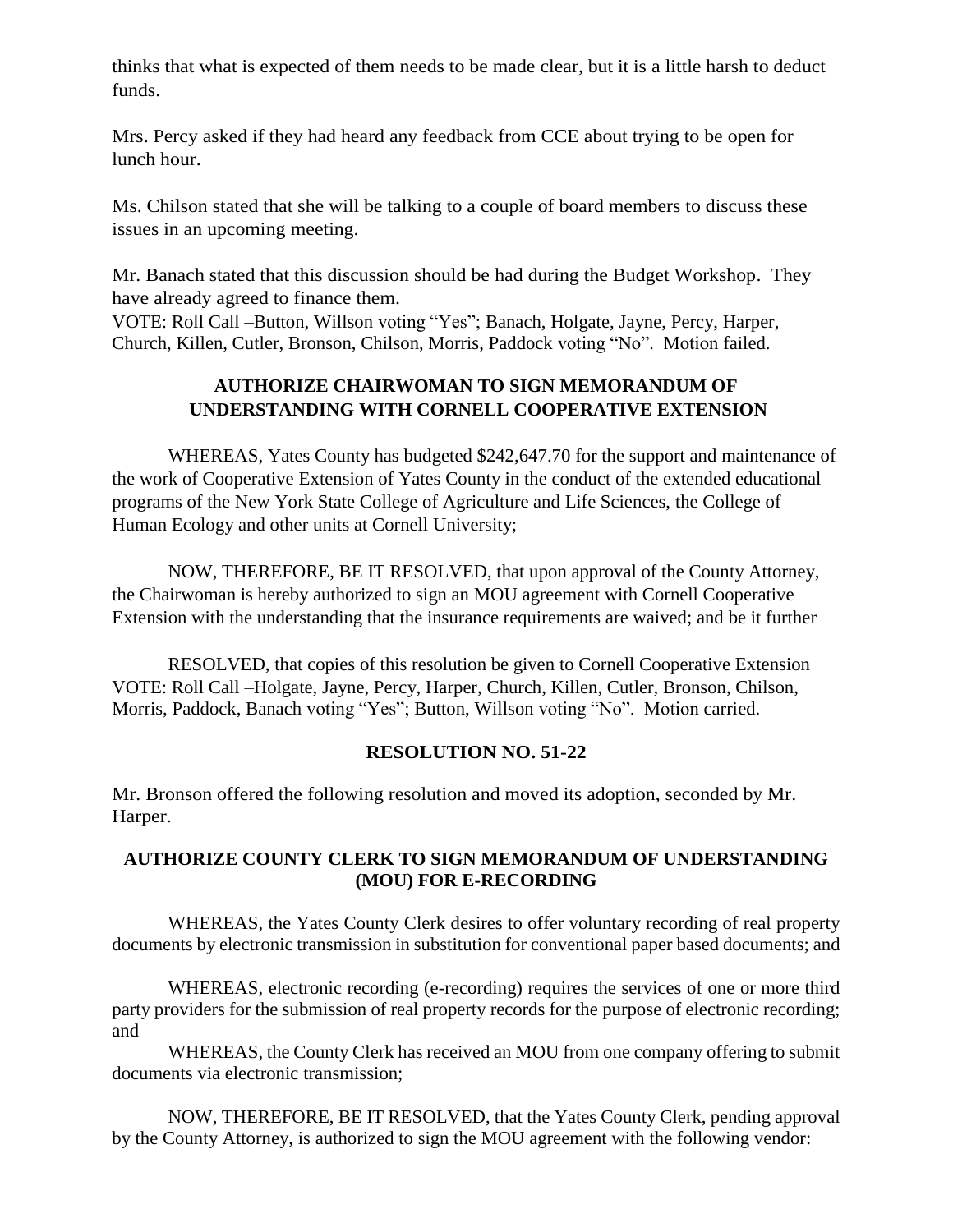thinks that what is expected of them needs to be made clear, but it is a little harsh to deduct funds.

Mrs. Percy asked if they had heard any feedback from CCE about trying to be open for lunch hour.

Ms. Chilson stated that she will be talking to a couple of board members to discuss these issues in an upcoming meeting.

Mr. Banach stated that this discussion should be had during the Budget Workshop. They have already agreed to finance them.
VOTE: Roll Call –Button, Willson voting "Yes"; Banach, Holgate, Jayne, Percy, Harper, Church, Killen, Cutler, Bronson, Chilson, Morris, Paddock voting "No". Motion failed.

**AUTHORIZE CHAIRWOMAN TO SIGN MEMORANDUM OF UNDERSTANDING WITH CORNELL COOPERATIVE EXTENSION**

WHEREAS, Yates County has budgeted $242,647.70 for the support and maintenance of the work of Cooperative Extension of Yates County in the conduct of the extended educational programs of the New York State College of Agriculture and Life Sciences, the College of Human Ecology and other units at Cornell University;

NOW, THEREFORE, BE IT RESOLVED, that upon approval of the County Attorney, the Chairwoman is hereby authorized to sign an MOU agreement with Cornell Cooperative Extension with the understanding that the insurance requirements are waived; and be it further

RESOLVED, that copies of this resolution be given to Cornell Cooperative Extension
VOTE: Roll Call –Holgate, Jayne, Percy, Harper, Church, Killen, Cutler, Bronson, Chilson, Morris, Paddock, Banach voting "Yes"; Button, Willson voting "No". Motion carried.

**RESOLUTION NO. 51-22**

Mr. Bronson offered the following resolution and moved its adoption, seconded by Mr. Harper.

**AUTHORIZE COUNTY CLERK TO SIGN MEMORANDUM OF UNDERSTANDING (MOU) FOR E-RECORDING**

WHEREAS, the Yates County Clerk desires to offer voluntary recording of real property documents by electronic transmission in substitution for conventional paper based documents; and

WHEREAS, electronic recording (e-recording) requires the services of one or more third party providers for the submission of real property records for the purpose of electronic recording; and

WHEREAS, the County Clerk has received an MOU from one company offering to submit documents via electronic transmission;

NOW, THEREFORE, BE IT RESOLVED, that the Yates County Clerk, pending approval by the County Attorney, is authorized to sign the MOU agreement with the following vendor: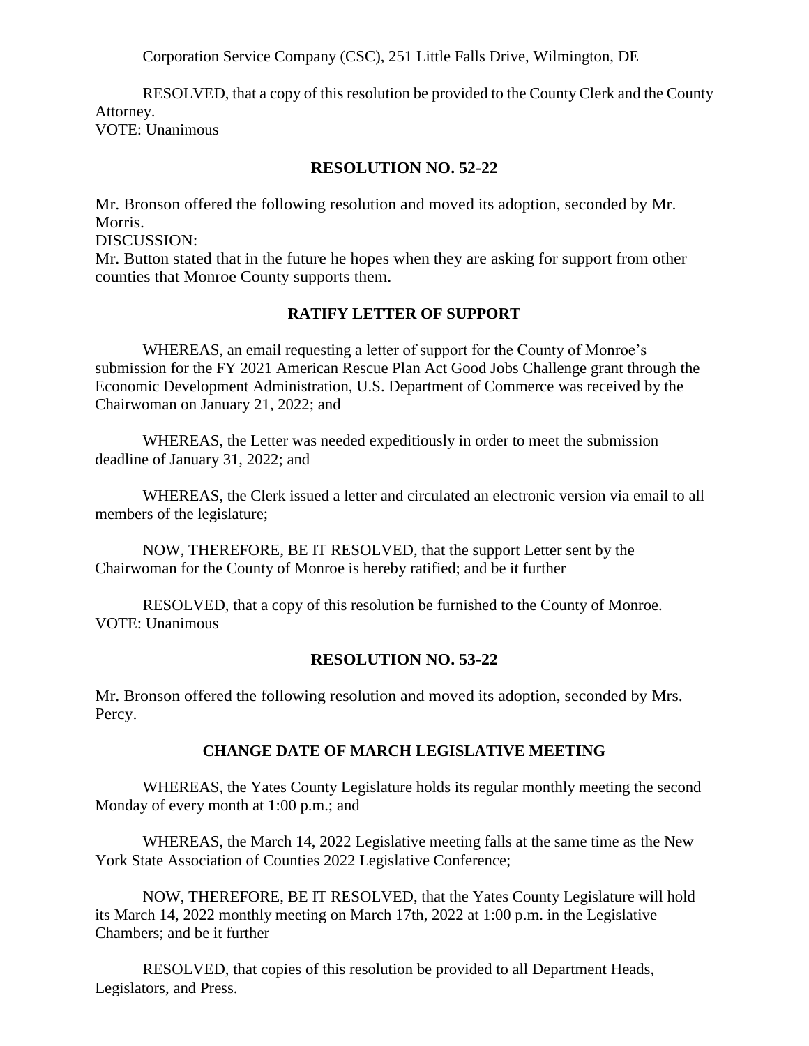Corporation Service Company (CSC), 251 Little Falls Drive, Wilmington, DE

RESOLVED, that a copy of this resolution be provided to the County Clerk and the County Attorney.
VOTE: Unanimous

## RESOLUTION NO. 52-22

Mr. Bronson offered the following resolution and moved its adoption, seconded by Mr. Morris.
DISCUSSION:
Mr. Button stated that in the future he hopes when they are asking for support from other counties that Monroe County supports them.

### RATIFY LETTER OF SUPPORT

WHEREAS, an email requesting a letter of support for the County of Monroe's submission for the FY 2021 American Rescue Plan Act Good Jobs Challenge grant through the Economic Development Administration, U.S. Department of Commerce was received by the Chairwoman on January 21, 2022; and

WHEREAS, the Letter was needed expeditiously in order to meet the submission deadline of January 31, 2022; and

WHEREAS, the Clerk issued a letter and circulated an electronic version via email to all members of the legislature;

NOW, THEREFORE, BE IT RESOLVED, that the support Letter sent by the Chairwoman for the County of Monroe is hereby ratified; and be it further

RESOLVED, that a copy of this resolution be furnished to the County of Monroe.
VOTE: Unanimous

## RESOLUTION NO. 53-22

Mr. Bronson offered the following resolution and moved its adoption, seconded by Mrs. Percy.

### CHANGE DATE OF MARCH LEGISLATIVE MEETING

WHEREAS, the Yates County Legislature holds its regular monthly meeting the second Monday of every month at 1:00 p.m.; and

WHEREAS, the March 14, 2022 Legislative meeting falls at the same time as the New York State Association of Counties 2022 Legislative Conference;

NOW, THEREFORE, BE IT RESOLVED, that the Yates County Legislature will hold its March 14, 2022 monthly meeting on March 17th, 2022 at 1:00 p.m. in the Legislative Chambers; and be it further

RESOLVED, that copies of this resolution be provided to all Department Heads, Legislators, and Press.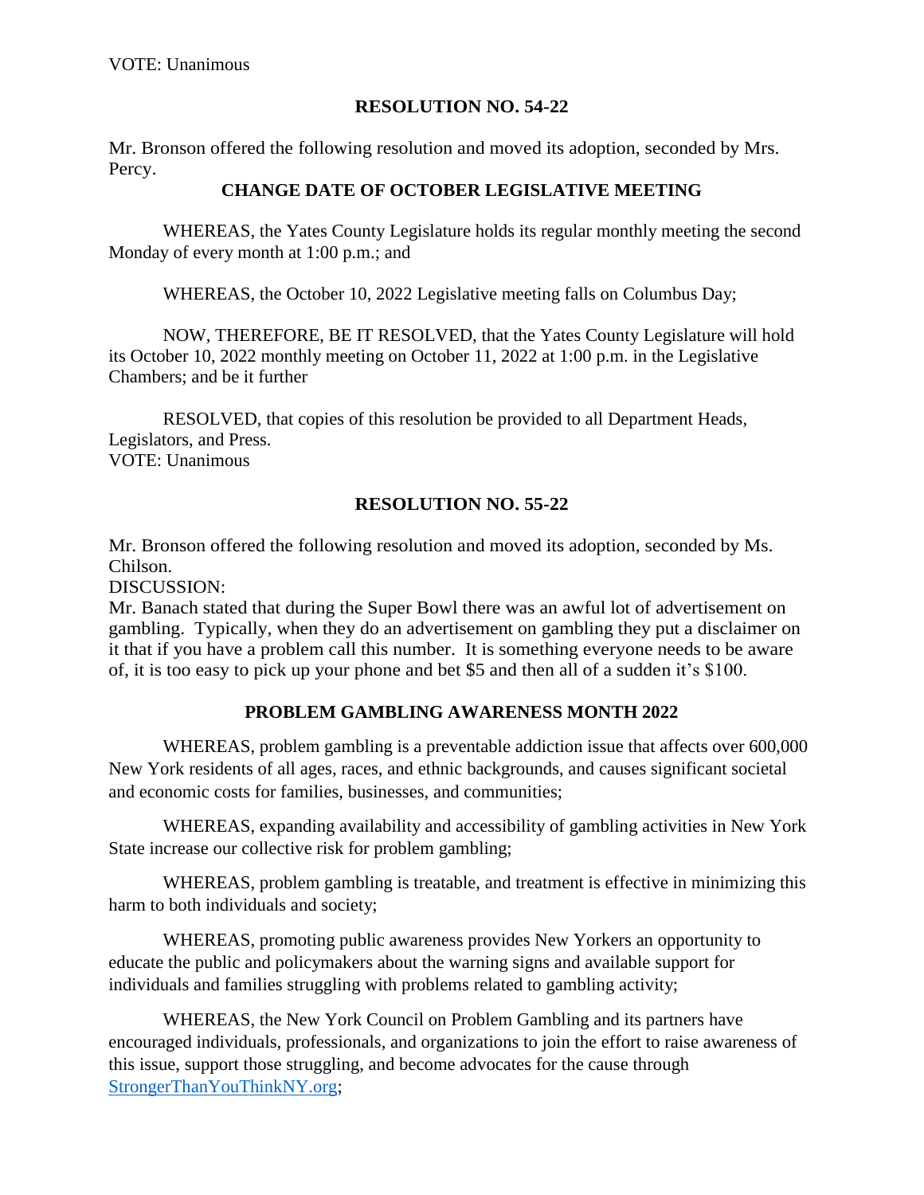VOTE: Unanimous

## RESOLUTION NO. 54-22

Mr. Bronson offered the following resolution and moved its adoption, seconded by Mrs. Percy.

### CHANGE DATE OF OCTOBER LEGISLATIVE MEETING

WHEREAS, the Yates County Legislature holds its regular monthly meeting the second Monday of every month at 1:00 p.m.; and

WHEREAS, the October 10, 2022 Legislative meeting falls on Columbus Day;

NOW, THEREFORE, BE IT RESOLVED, that the Yates County Legislature will hold its October 10, 2022 monthly meeting on October 11, 2022 at 1:00 p.m. in the Legislative Chambers; and be it further

RESOLVED, that copies of this resolution be provided to all Department Heads, Legislators, and Press.
VOTE: Unanimous

## RESOLUTION NO. 55-22

Mr. Bronson offered the following resolution and moved its adoption, seconded by Ms. Chilson.
DISCUSSION:
Mr. Banach stated that during the Super Bowl there was an awful lot of advertisement on gambling. Typically, when they do an advertisement on gambling they put a disclaimer on it that if you have a problem call this number. It is something everyone needs to be aware of, it is too easy to pick up your phone and bet $5 and then all of a sudden it's $100.

### PROBLEM GAMBLING AWARENESS MONTH 2022

WHEREAS, problem gambling is a preventable addiction issue that affects over 600,000 New York residents of all ages, races, and ethnic backgrounds, and causes significant societal and economic costs for families, businesses, and communities;

WHEREAS, expanding availability and accessibility of gambling activities in New York State increase our collective risk for problem gambling;

WHEREAS, problem gambling is treatable, and treatment is effective in minimizing this harm to both individuals and society;

WHEREAS, promoting public awareness provides New Yorkers an opportunity to educate the public and policymakers about the warning signs and available support for individuals and families struggling with problems related to gambling activity;

WHEREAS, the New York Council on Problem Gambling and its partners have encouraged individuals, professionals, and organizations to join the effort to raise awareness of this issue, support those struggling, and become advocates for the cause through StrongerThanYouThinkNY.org;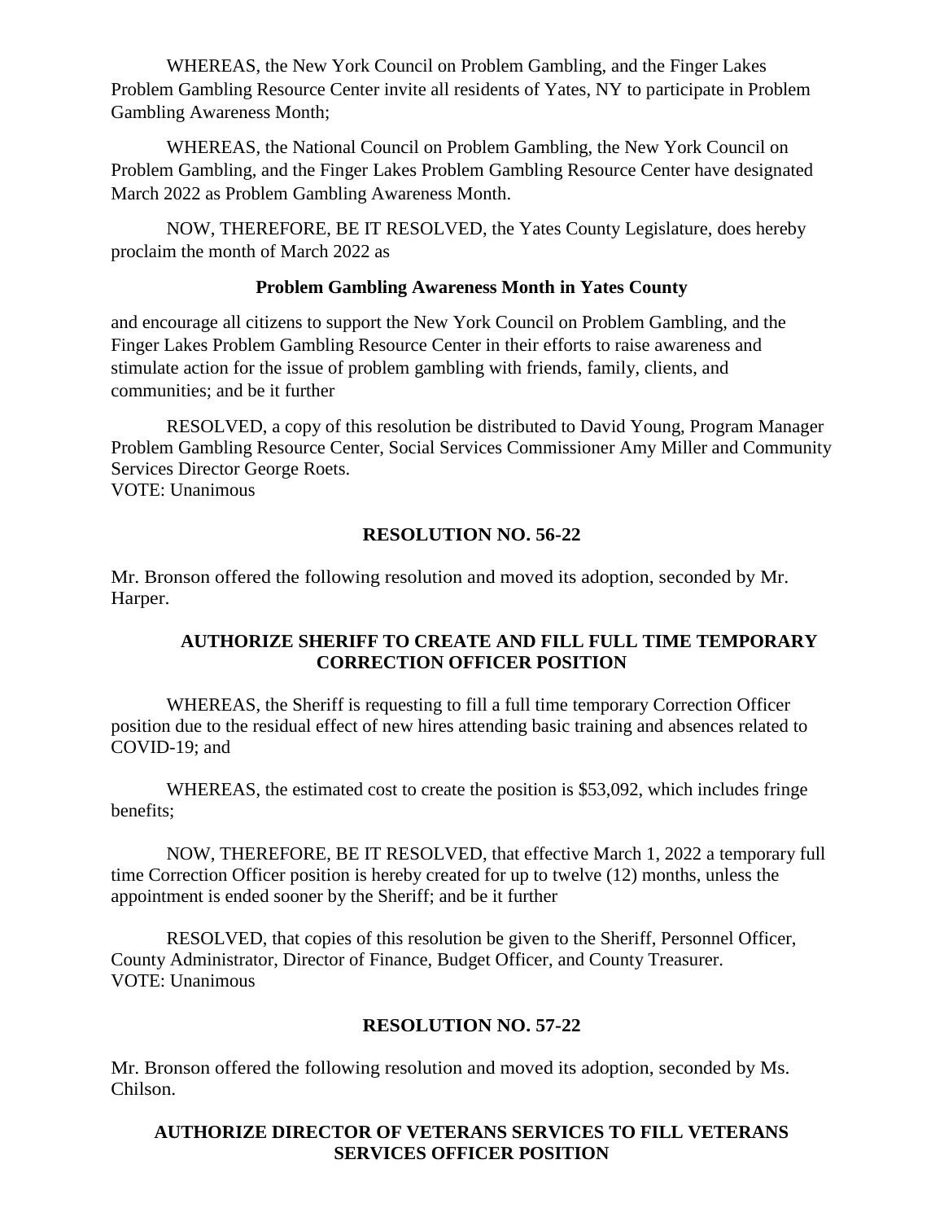WHEREAS, the New York Council on Problem Gambling, and the Finger Lakes Problem Gambling Resource Center invite all residents of Yates, NY to participate in Problem Gambling Awareness Month;

WHEREAS, the National Council on Problem Gambling, the New York Council on Problem Gambling, and the Finger Lakes Problem Gambling Resource Center have designated March 2022 as Problem Gambling Awareness Month.

NOW, THEREFORE, BE IT RESOLVED, the Yates County Legislature, does hereby proclaim the month of March 2022 as

**Problem Gambling Awareness Month in Yates County**

and encourage all citizens to support the New York Council on Problem Gambling, and the Finger Lakes Problem Gambling Resource Center in their efforts to raise awareness and stimulate action for the issue of problem gambling with friends, family, clients, and communities; and be it further

RESOLVED, a copy of this resolution be distributed to David Young, Program Manager Problem Gambling Resource Center, Social Services Commissioner Amy Miller and Community Services Director George Roets.
VOTE: Unanimous

## RESOLUTION NO. 56-22

Mr. Bronson offered the following resolution and moved its adoption, seconded by Mr. Harper.

### AUTHORIZE SHERIFF TO CREATE AND FILL FULL TIME TEMPORARY CORRECTION OFFICER POSITION

WHEREAS, the Sheriff is requesting to fill a full time temporary Correction Officer position due to the residual effect of new hires attending basic training and absences related to COVID-19; and

WHEREAS, the estimated cost to create the position is $53,092, which includes fringe benefits;

NOW, THEREFORE, BE IT RESOLVED, that effective March 1, 2022 a temporary full time Correction Officer position is hereby created for up to twelve (12) months, unless the appointment is ended sooner by the Sheriff; and be it further

RESOLVED, that copies of this resolution be given to the Sheriff, Personnel Officer, County Administrator, Director of Finance, Budget Officer, and County Treasurer.
VOTE: Unanimous

## RESOLUTION NO. 57-22

Mr. Bronson offered the following resolution and moved its adoption, seconded by Ms. Chilson.

### AUTHORIZE DIRECTOR OF VETERANS SERVICES TO FILL VETERANS SERVICES OFFICER POSITION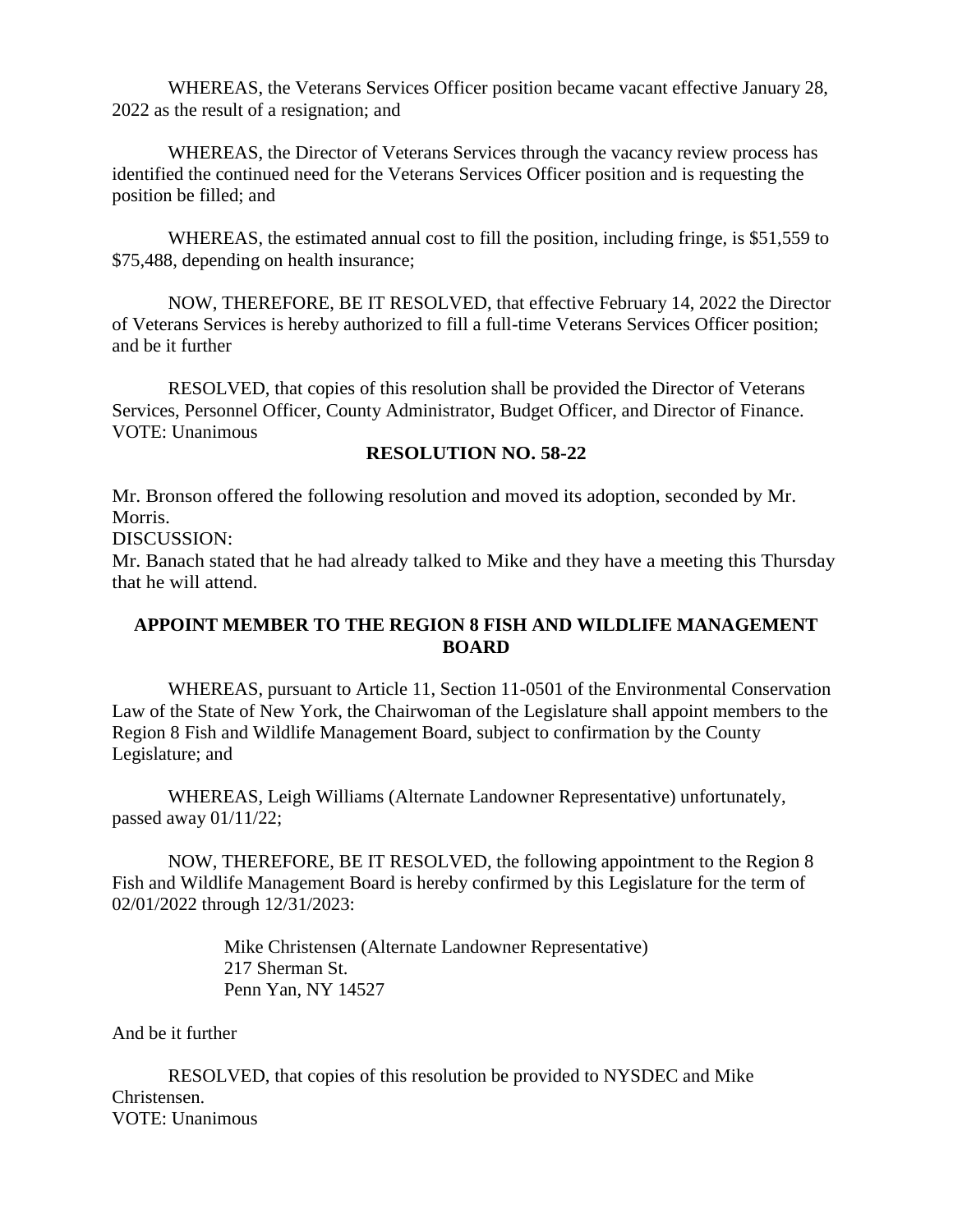WHEREAS, the Veterans Services Officer position became vacant effective January 28, 2022 as the result of a resignation; and

WHEREAS, the Director of Veterans Services through the vacancy review process has identified the continued need for the Veterans Services Officer position and is requesting the position be filled; and

WHEREAS, the estimated annual cost to fill the position, including fringe, is $51,559 to $75,488, depending on health insurance;

NOW, THEREFORE, BE IT RESOLVED, that effective February 14, 2022 the Director of Veterans Services is hereby authorized to fill a full-time Veterans Services Officer position; and be it further

RESOLVED, that copies of this resolution shall be provided the Director of Veterans Services, Personnel Officer, County Administrator, Budget Officer, and Director of Finance.
VOTE: Unanimous

**RESOLUTION NO. 58-22**

Mr. Bronson offered the following resolution and moved its adoption, seconded by Mr. Morris.
DISCUSSION:
Mr. Banach stated that he had already talked to Mike and they have a meeting this Thursday that he will attend.

**APPOINT MEMBER TO THE REGION 8 FISH AND WILDLIFE MANAGEMENT BOARD**

WHEREAS, pursuant to Article 11, Section 11-0501 of the Environmental Conservation Law of the State of New York, the Chairwoman of the Legislature shall appoint members to the Region 8 Fish and Wildlife Management Board, subject to confirmation by the County Legislature; and

WHEREAS, Leigh Williams (Alternate Landowner Representative) unfortunately, passed away 01/11/22;

NOW, THEREFORE, BE IT RESOLVED, the following appointment to the Region 8 Fish and Wildlife Management Board is hereby confirmed by this Legislature for the term of 02/01/2022 through 12/31/2023:

Mike Christensen (Alternate Landowner Representative)
217 Sherman St.
Penn Yan, NY 14527

And be it further

RESOLVED, that copies of this resolution be provided to NYSDEC and Mike Christensen.
VOTE: Unanimous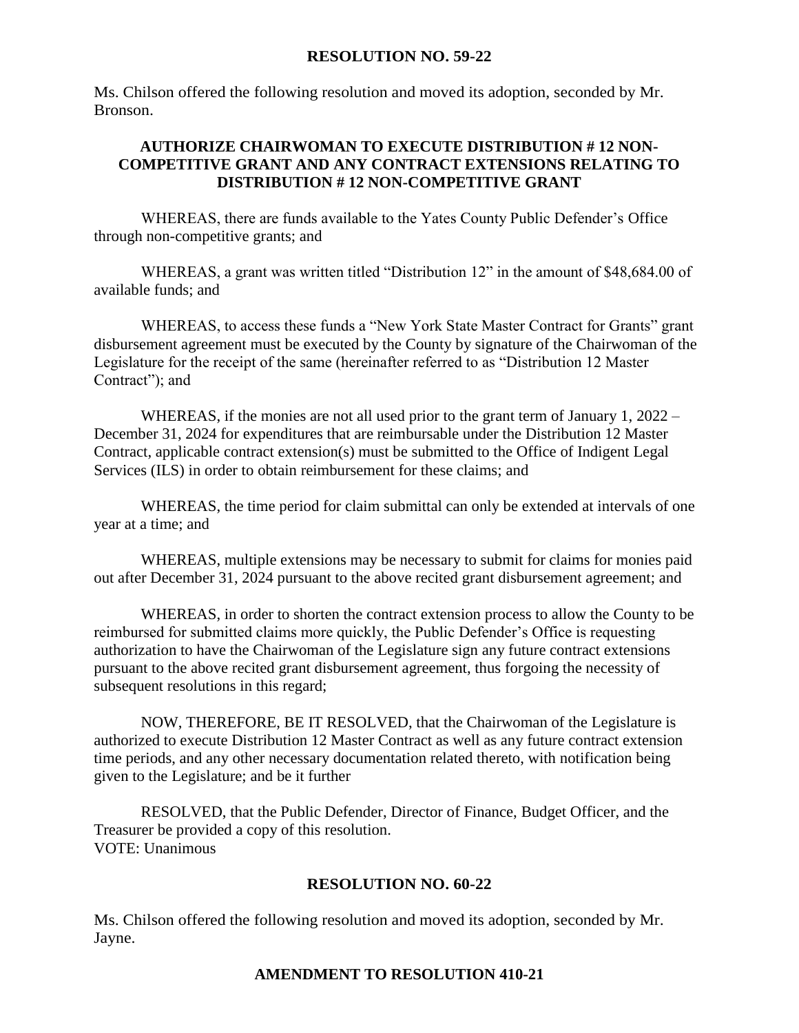## RESOLUTION NO. 59-22

Ms. Chilson offered the following resolution and moved its adoption, seconded by Mr. Bronson.

### AUTHORIZE CHAIRWOMAN TO EXECUTE DISTRIBUTION # 12 NON-COMPETITIVE GRANT AND ANY CONTRACT EXTENSIONS RELATING TO DISTRIBUTION # 12 NON-COMPETITIVE GRANT

WHEREAS, there are funds available to the Yates County Public Defender's Office through non-competitive grants; and

WHEREAS, a grant was written titled "Distribution 12" in the amount of $48,684.00 of available funds; and

WHEREAS, to access these funds a "New York State Master Contract for Grants" grant disbursement agreement must be executed by the County by signature of the Chairwoman of the Legislature for the receipt of the same (hereinafter referred to as "Distribution 12 Master Contract"); and

WHEREAS, if the monies are not all used prior to the grant term of January 1, 2022 – December 31, 2024 for expenditures that are reimbursable under the Distribution 12 Master Contract, applicable contract extension(s) must be submitted to the Office of Indigent Legal Services (ILS) in order to obtain reimbursement for these claims; and

WHEREAS, the time period for claim submittal can only be extended at intervals of one year at a time; and

WHEREAS, multiple extensions may be necessary to submit for claims for monies paid out after December 31, 2024 pursuant to the above recited grant disbursement agreement; and

WHEREAS, in order to shorten the contract extension process to allow the County to be reimbursed for submitted claims more quickly, the Public Defender's Office is requesting authorization to have the Chairwoman of the Legislature sign any future contract extensions pursuant to the above recited grant disbursement agreement, thus forgoing the necessity of subsequent resolutions in this regard;

NOW, THEREFORE, BE IT RESOLVED, that the Chairwoman of the Legislature is authorized to execute Distribution 12 Master Contract as well as any future contract extension time periods, and any other necessary documentation related thereto, with notification being given to the Legislature; and be it further

RESOLVED, that the Public Defender, Director of Finance, Budget Officer, and the Treasurer be provided a copy of this resolution.
VOTE: Unanimous

## RESOLUTION NO. 60-22

Ms. Chilson offered the following resolution and moved its adoption, seconded by Mr. Jayne.

### AMENDMENT TO RESOLUTION 410-21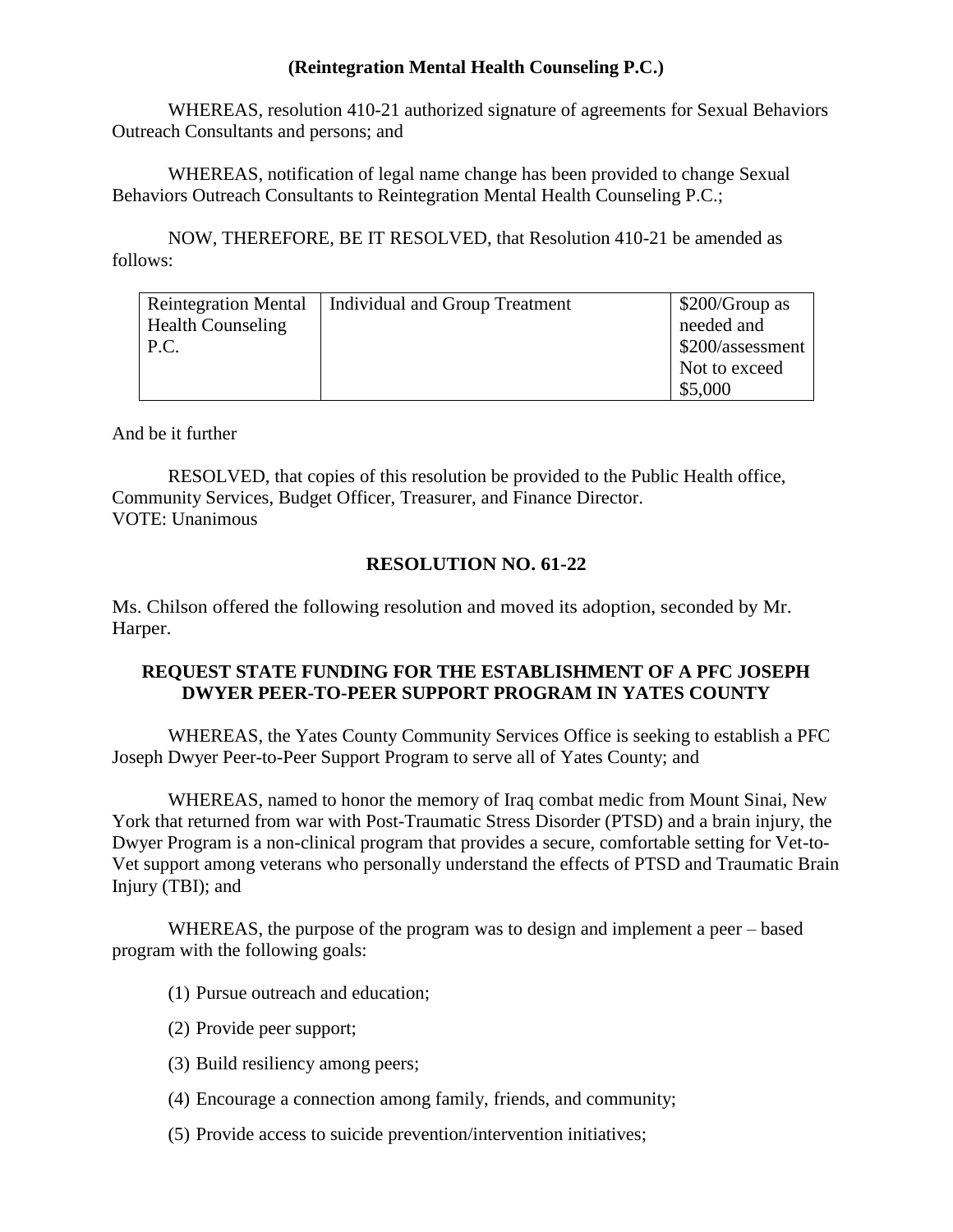**(Reintegration Mental Health Counseling P.C.)**

WHEREAS, resolution 410-21 authorized signature of agreements for Sexual Behaviors Outreach Consultants and persons; and

WHEREAS, notification of legal name change has been provided to change Sexual Behaviors Outreach Consultants to Reintegration Mental Health Counseling P.C.;

NOW, THEREFORE, BE IT RESOLVED, that Resolution 410-21 be amended as follows:

| | | |
|---|---|---|
| Reintegration Mental Health Counseling P.C. | Individual and Group Treatment | \$200/Group as needed and \$200/assessment Not to exceed \$5,000 |

And be it further

RESOLVED, that copies of this resolution be provided to the Public Health office, Community Services, Budget Officer, Treasurer, and Finance Director.
VOTE: Unanimous

## RESOLUTION NO. 61-22

Ms. Chilson offered the following resolution and moved its adoption, seconded by Mr. Harper.

### REQUEST STATE FUNDING FOR THE ESTABLISHMENT OF A PFC JOSEPH DWYER PEER-TO-PEER SUPPORT PROGRAM IN YATES COUNTY

WHEREAS, the Yates County Community Services Office is seeking to establish a PFC Joseph Dwyer Peer-to-Peer Support Program to serve all of Yates County; and

WHEREAS, named to honor the memory of Iraq combat medic from Mount Sinai, New York that returned from war with Post-Traumatic Stress Disorder (PTSD) and a brain injury, the Dwyer Program is a non-clinical program that provides a secure, comfortable setting for Vet-to-Vet support among veterans who personally understand the effects of PTSD and Traumatic Brain Injury (TBI); and

WHEREAS, the purpose of the program was to design and implement a peer – based program with the following goals:

(1) Pursue outreach and education;

(2) Provide peer support;

(3) Build resiliency among peers;

(4) Encourage a connection among family, friends, and community;

(5) Provide access to suicide prevention/intervention initiatives;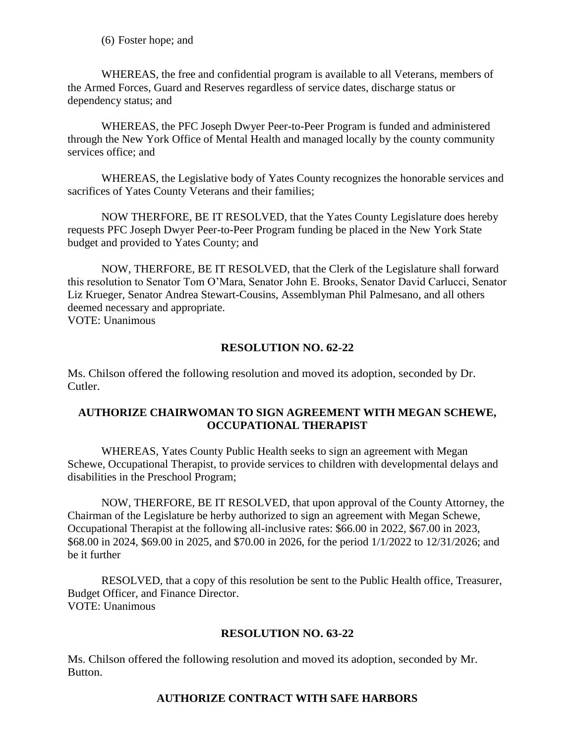(6) Foster hope; and

WHEREAS, the free and confidential program is available to all Veterans, members of the Armed Forces, Guard and Reserves regardless of service dates, discharge status or dependency status; and

WHEREAS, the PFC Joseph Dwyer Peer-to-Peer Program is funded and administered through the New York Office of Mental Health and managed locally by the county community services office; and

WHEREAS, the Legislative body of Yates County recognizes the honorable services and sacrifices of Yates County Veterans and their families;

NOW THERFORE, BE IT RESOLVED, that the Yates County Legislature does hereby requests PFC Joseph Dwyer Peer-to-Peer Program funding be placed in the New York State budget and provided to Yates County; and

NOW, THERFORE, BE IT RESOLVED, that the Clerk of the Legislature shall forward this resolution to Senator Tom O'Mara, Senator John E. Brooks, Senator David Carlucci, Senator Liz Krueger, Senator Andrea Stewart-Cousins, Assemblyman Phil Palmesano, and all others deemed necessary and appropriate.
VOTE: Unanimous

**RESOLUTION NO. 62-22**

Ms. Chilson offered the following resolution and moved its adoption, seconded by Dr. Cutler.

**AUTHORIZE CHAIRWOMAN TO SIGN AGREEMENT WITH MEGAN SCHEWE, OCCUPATIONAL THERAPIST**

WHEREAS, Yates County Public Health seeks to sign an agreement with Megan Schewe, Occupational Therapist, to provide services to children with developmental delays and disabilities in the Preschool Program;

NOW, THERFORE, BE IT RESOLVED, that upon approval of the County Attorney, the Chairman of the Legislature be herby authorized to sign an agreement with Megan Schewe, Occupational Therapist at the following all-inclusive rates: $66.00 in 2022, $67.00 in 2023, $68.00 in 2024, $69.00 in 2025, and $70.00 in 2026, for the period 1/1/2022 to 12/31/2026; and be it further

RESOLVED, that a copy of this resolution be sent to the Public Health office, Treasurer, Budget Officer, and Finance Director.
VOTE: Unanimous

**RESOLUTION NO. 63-22**

Ms. Chilson offered the following resolution and moved its adoption, seconded by Mr. Button.

**AUTHORIZE CONTRACT WITH SAFE HARBORS**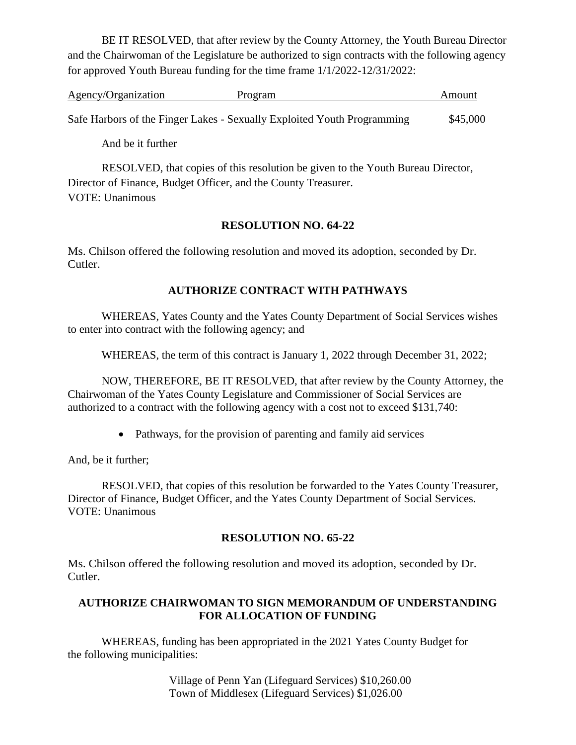BE IT RESOLVED, that after review by the County Attorney, the Youth Bureau Director and the Chairwoman of the Legislature be authorized to sign contracts with the following agency for approved Youth Bureau funding for the time frame 1/1/2022-12/31/2022:

| Agency/Organization | Program | Amount |
|---|---|---|
| Safe Harbors of the Finger Lakes - | Sexually Exploited Youth Programming | $45,000 |

And be it further

RESOLVED, that copies of this resolution be given to the Youth Bureau Director, Director of Finance, Budget Officer, and the County Treasurer.
VOTE: Unanimous

**RESOLUTION NO. 64-22**

Ms. Chilson offered the following resolution and moved its adoption, seconded by Dr. Cutler.

**AUTHORIZE CONTRACT WITH PATHWAYS**

WHEREAS, Yates County and the Yates County Department of Social Services wishes to enter into contract with the following agency; and

WHEREAS, the term of this contract is January 1, 2022 through December 31, 2022;

NOW, THEREFORE, BE IT RESOLVED, that after review by the County Attorney, the Chairwoman of the Yates County Legislature and Commissioner of Social Services are authorized to a contract with the following agency with a cost not to exceed $131,740:

- Pathways, for the provision of parenting and family aid services

And, be it further;

RESOLVED, that copies of this resolution be forwarded to the Yates County Treasurer, Director of Finance, Budget Officer, and the Yates County Department of Social Services.
VOTE: Unanimous

**RESOLUTION NO. 65-22**

Ms. Chilson offered the following resolution and moved its adoption, seconded by Dr. Cutler.

**AUTHORIZE CHAIRWOMAN TO SIGN MEMORANDUM OF UNDERSTANDING FOR ALLOCATION OF FUNDING**

WHEREAS, funding has been appropriated in the 2021 Yates County Budget for the following municipalities:

Village of Penn Yan (Lifeguard Services) $10,260.00
Town of Middlesex (Lifeguard Services) $1,026.00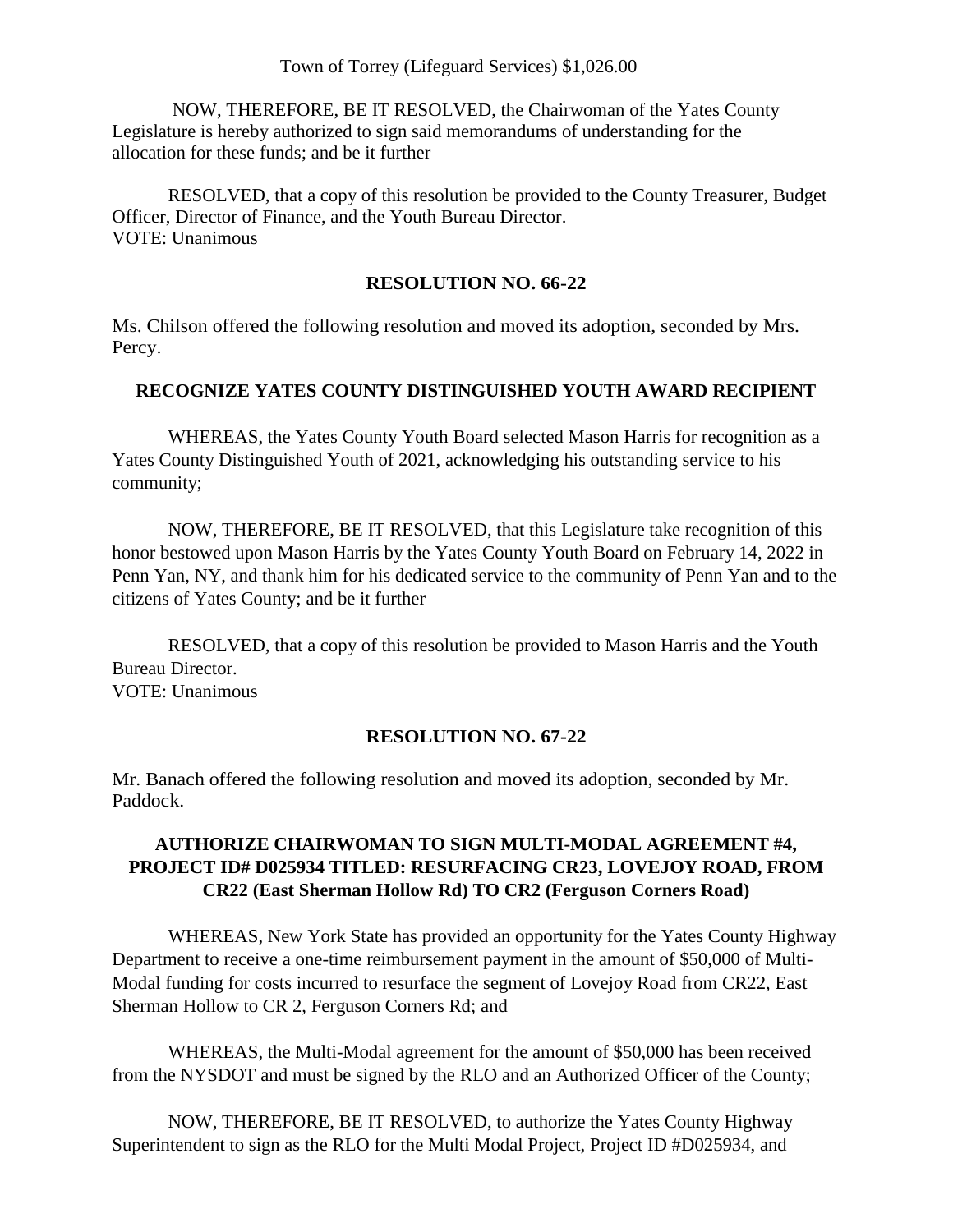Town of Torrey (Lifeguard Services) $1,026.00

NOW, THEREFORE, BE IT RESOLVED, the Chairwoman of the Yates County Legislature is hereby authorized to sign said memorandums of understanding for the allocation for these funds; and be it further

RESOLVED, that a copy of this resolution be provided to the County Treasurer, Budget Officer, Director of Finance, and the Youth Bureau Director.
VOTE: Unanimous

**RESOLUTION NO. 66-22**

Ms. Chilson offered the following resolution and moved its adoption, seconded by Mrs. Percy.

**RECOGNIZE YATES COUNTY DISTINGUISHED YOUTH AWARD RECIPIENT**

WHEREAS, the Yates County Youth Board selected Mason Harris for recognition as a Yates County Distinguished Youth of 2021, acknowledging his outstanding service to his community;

NOW, THEREFORE, BE IT RESOLVED, that this Legislature take recognition of this honor bestowed upon Mason Harris by the Yates County Youth Board on February 14, 2022 in Penn Yan, NY, and thank him for his dedicated service to the community of Penn Yan and to the citizens of Yates County; and be it further

RESOLVED, that a copy of this resolution be provided to Mason Harris and the Youth Bureau Director.
VOTE: Unanimous

**RESOLUTION NO. 67-22**

Mr. Banach offered the following resolution and moved its adoption, seconded by Mr. Paddock.

**AUTHORIZE CHAIRWOMAN TO SIGN MULTI-MODAL AGREEMENT #4, PROJECT ID# D025934 TITLED: RESURFACING CR23, LOVEJOY ROAD, FROM CR22 (East Sherman Hollow Rd) TO CR2 (Ferguson Corners Road)**

WHEREAS, New York State has provided an opportunity for the Yates County Highway Department to receive a one-time reimbursement payment in the amount of $50,000 of Multi-Modal funding for costs incurred to resurface the segment of Lovejoy Road from CR22, East Sherman Hollow to CR 2, Ferguson Corners Rd; and

WHEREAS, the Multi-Modal agreement for the amount of $50,000 has been received from the NYSDOT and must be signed by the RLO and an Authorized Officer of the County;

NOW, THEREFORE, BE IT RESOLVED, to authorize the Yates County Highway Superintendent to sign as the RLO for the Multi Modal Project, Project ID #D025934, and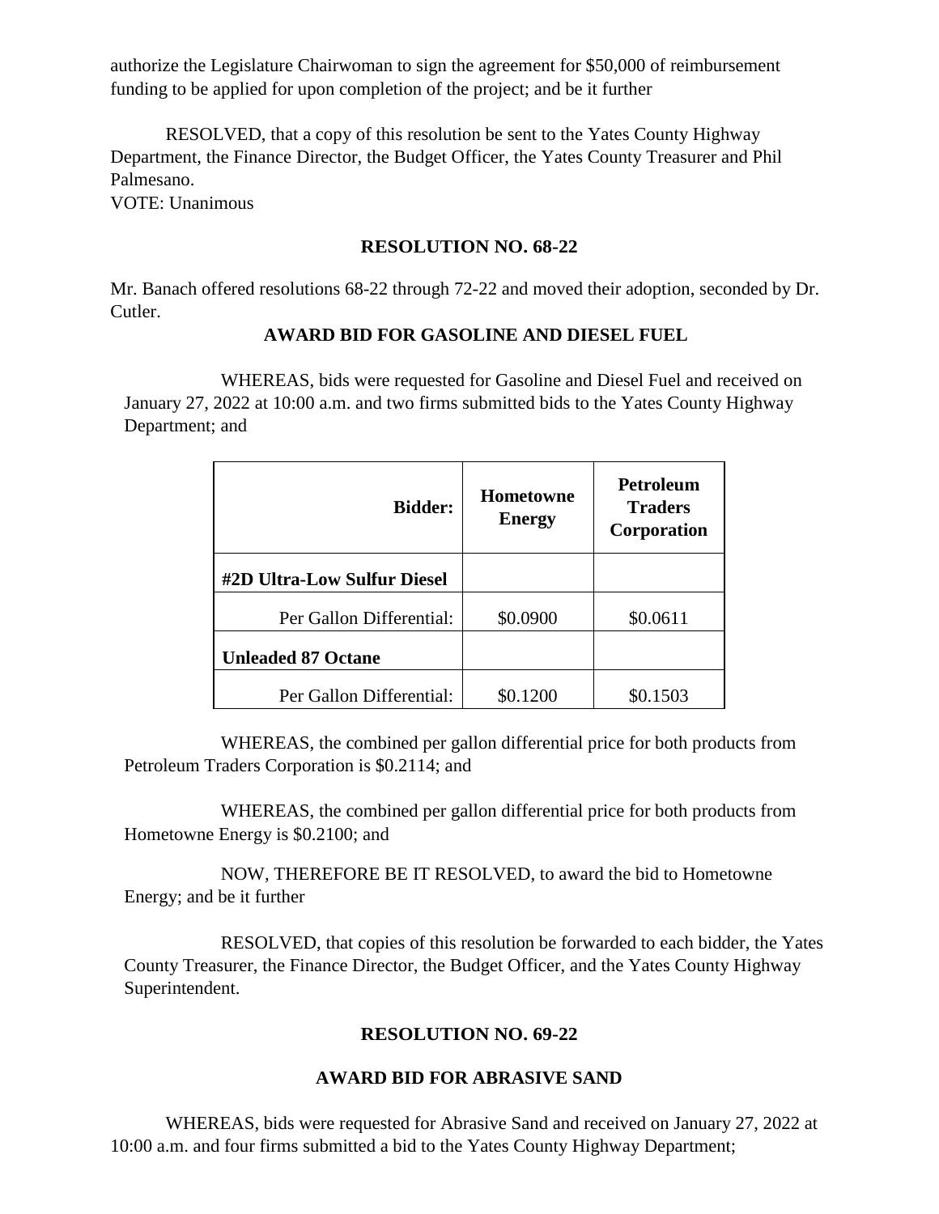authorize the Legislature Chairwoman to sign the agreement for $50,000 of reimbursement funding to be applied for upon completion of the project; and be it further

RESOLVED, that a copy of this resolution be sent to the Yates County Highway Department, the Finance Director, the Budget Officer, the Yates County Treasurer and Phil Palmesano.
VOTE: Unanimous

**RESOLUTION NO. 68-22**

Mr. Banach offered resolutions 68-22 through 72-22 and moved their adoption, seconded by Dr. Cutler.

**AWARD BID FOR GASOLINE AND DIESEL FUEL**

WHEREAS, bids were requested for Gasoline and Diesel Fuel and received on January 27, 2022 at 10:00 a.m. and two firms submitted bids to the Yates County Highway Department; and

| **Bidder:** | **Hometowne Energy** | **Petroleum Traders Corporation** |
|---|---|---|
| **#2D Ultra-Low Sulfur Diesel** | | |
| Per Gallon Differential: | $0.0900 | $0.0611 |
| **Unleaded 87 Octane** | | |
| Per Gallon Differential: | $0.1200 | $0.1503 |

WHEREAS, the combined per gallon differential price for both products from Petroleum Traders Corporation is $0.2114; and

WHEREAS, the combined per gallon differential price for both products from Hometowne Energy is $0.2100; and

NOW, THEREFORE BE IT RESOLVED, to award the bid to Hometowne Energy; and be it further

RESOLVED, that copies of this resolution be forwarded to each bidder, the Yates County Treasurer, the Finance Director, the Budget Officer, and the Yates County Highway Superintendent.

**RESOLUTION NO. 69-22**

**AWARD BID FOR ABRASIVE SAND**

WHEREAS, bids were requested for Abrasive Sand and received on January 27, 2022 at 10:00 a.m. and four firms submitted a bid to the Yates County Highway Department;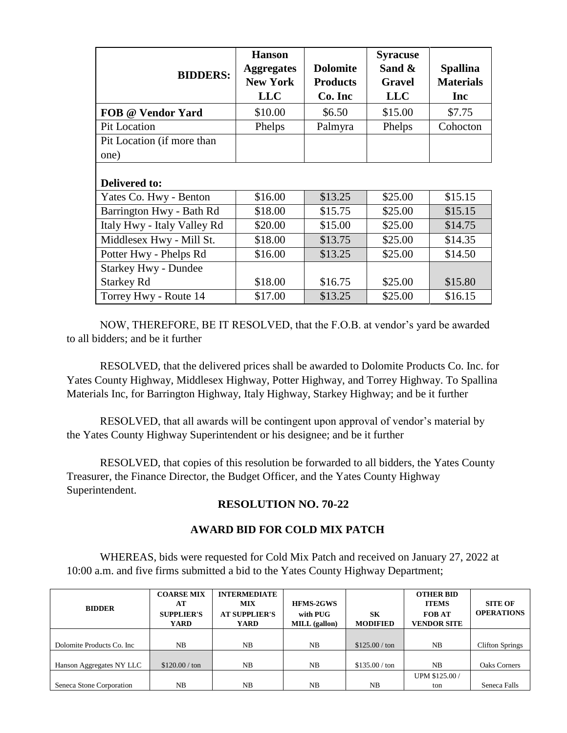| BIDDERS: | Hanson Aggregates New York LLC | Dolomite Products Co. Inc | Syracuse Sand & Gravel LLC | Spallina Materials Inc |
|---|---|---|---|---|
| FOB @ Vendor Yard | \$10.00 | \$6.50 | \$15.00 | \$7.75 |
| Pit Location | Phelps | Palmyra | Phelps | Cohocton |
| Pit Location (if more than one) | | | | |
| **Delivered to:** | | | | |
| Yates Co. Hwy - Benton | \$16.00 | \$13.25 | \$25.00 | \$15.15 |
| Barrington Hwy - Bath Rd | \$18.00 | \$15.75 | \$25.00 | \$15.15 |
| Italy Hwy - Italy Valley Rd | \$20.00 | \$15.00 | \$25.00 | \$14.75 |
| Middlesex Hwy - Mill St. | \$18.00 | \$13.75 | \$25.00 | \$14.35 |
| Potter Hwy - Phelps Rd | \$16.00 | \$13.25 | \$25.00 | \$14.50 |
| Starkey Hwy - Dundee Starkey Rd | \$18.00 | \$16.75 | \$25.00 | \$15.80 |
| Torrey Hwy - Route 14 | \$17.00 | \$13.25 | \$25.00 | \$16.15 |

NOW, THEREFORE, BE IT RESOLVED, that the F.O.B. at vendor's yard be awarded to all bidders; and be it further

RESOLVED, that the delivered prices shall be awarded to Dolomite Products Co. Inc. for Yates County Highway, Middlesex Highway, Potter Highway, and Torrey Highway. To Spallina Materials Inc, for Barrington Highway, Italy Highway, Starkey Highway; and be it further

RESOLVED, that all awards will be contingent upon approval of vendor's material by the Yates County Highway Superintendent or his designee; and be it further

RESOLVED, that copies of this resolution be forwarded to all bidders, the Yates County Treasurer, the Finance Director, the Budget Officer, and the Yates County Highway Superintendent.

## RESOLUTION NO. 70-22

## AWARD BID FOR COLD MIX PATCH

WHEREAS, bids were requested for Cold Mix Patch and received on January 27, 2022 at 10:00 a.m. and five firms submitted a bid to the Yates County Highway Department;

| BIDDER | COARSE MIX AT SUPPLIER'S YARD | INTERMEDIATE MIX AT SUPPLIER'S YARD | HFMS-2GWS with PUG MILL (gallon) | SK MODIFIED | OTHER BID ITEMS FOB AT VENDOR SITE | SITE OF OPERATIONS |
|---|---|---|---|---|---|---|
| Dolomite Products Co. Inc | NB | NB | NB | \$125.00 / ton | NB | Clifton Springs |
| Hanson Aggregates NY LLC | \$120.00 / ton | NB | NB | \$135.00 / ton | NB | Oaks Corners |
| Seneca Stone Corporation | NB | NB | NB | NB | UPM \$125.00 / ton | Seneca Falls |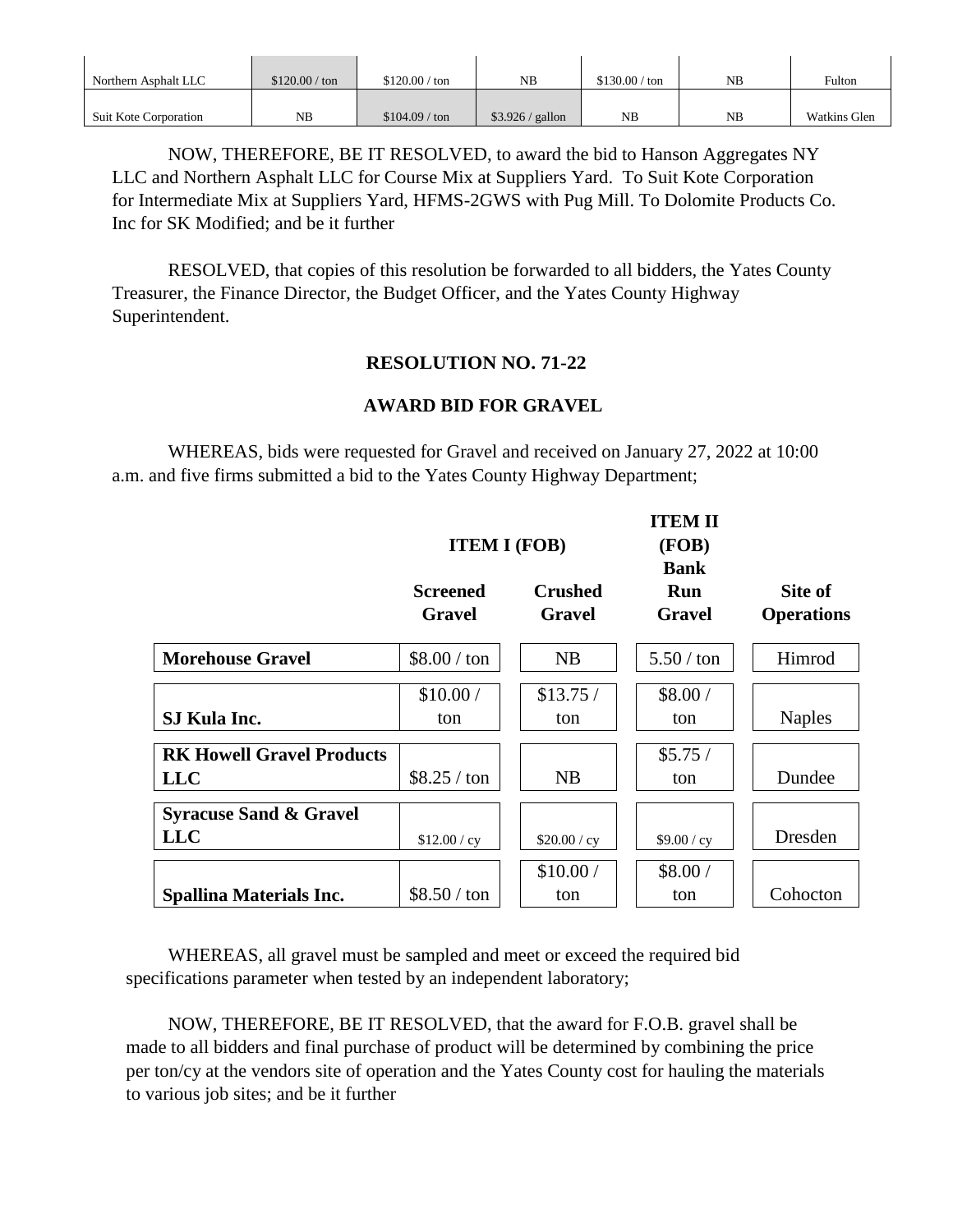| Northern Asphalt LLC | $120.00 / ton | $120.00 / ton | NB | $130.00 / ton | NB | Fulton |
|---|---|---|---|---|---|---|
| Suit Kote Corporation | NB | $104.09 / ton | $3.926 / gallon | NB | NB | Watkins Glen |

NOW, THEREFORE, BE IT RESOLVED, to award the bid to Hanson Aggregates NY LLC and Northern Asphalt LLC for Course Mix at Suppliers Yard. To Suit Kote Corporation for Intermediate Mix at Suppliers Yard, HFMS-2GWS with Pug Mill. To Dolomite Products Co. Inc for SK Modified; and be it further

RESOLVED, that copies of this resolution be forwarded to all bidders, the Yates County Treasurer, the Finance Director, the Budget Officer, and the Yates County Highway Superintendent.

## RESOLUTION NO. 71-22

### AWARD BID FOR GRAVEL

WHEREAS, bids were requested for Gravel and received on January 27, 2022 at 10:00 a.m. and five firms submitted a bid to the Yates County Highway Department;

| | ITEM I (FOB) | | ITEM II (FOB) | |
|---|---|---|---|---|
| | **Screened Gravel** | **Crushed Gravel** | **Bank Run Gravel** | **Site of Operations** |
| **Morehouse Gravel** | $8.00 / ton | NB | 5.50 / ton | Himrod |
| **SJ Kula Inc.** | $10.00 / ton | $13.75 / ton | $8.00 / ton | Naples |
| **RK Howell Gravel Products LLC** | $8.25 / ton | NB | $5.75 / ton | Dundee |
| **Syracuse Sand & Gravel LLC** | $12.00 / cy | $20.00 / cy | $9.00 / cy | Dresden |
| **Spallina Materials Inc.** | $8.50 / ton | $10.00 / ton | $8.00 / ton | Cohocton |

WHEREAS, all gravel must be sampled and meet or exceed the required bid specifications parameter when tested by an independent laboratory;

NOW, THEREFORE, BE IT RESOLVED, that the award for F.O.B. gravel shall be made to all bidders and final purchase of product will be determined by combining the price per ton/cy at the vendors site of operation and the Yates County cost for hauling the materials to various job sites; and be it further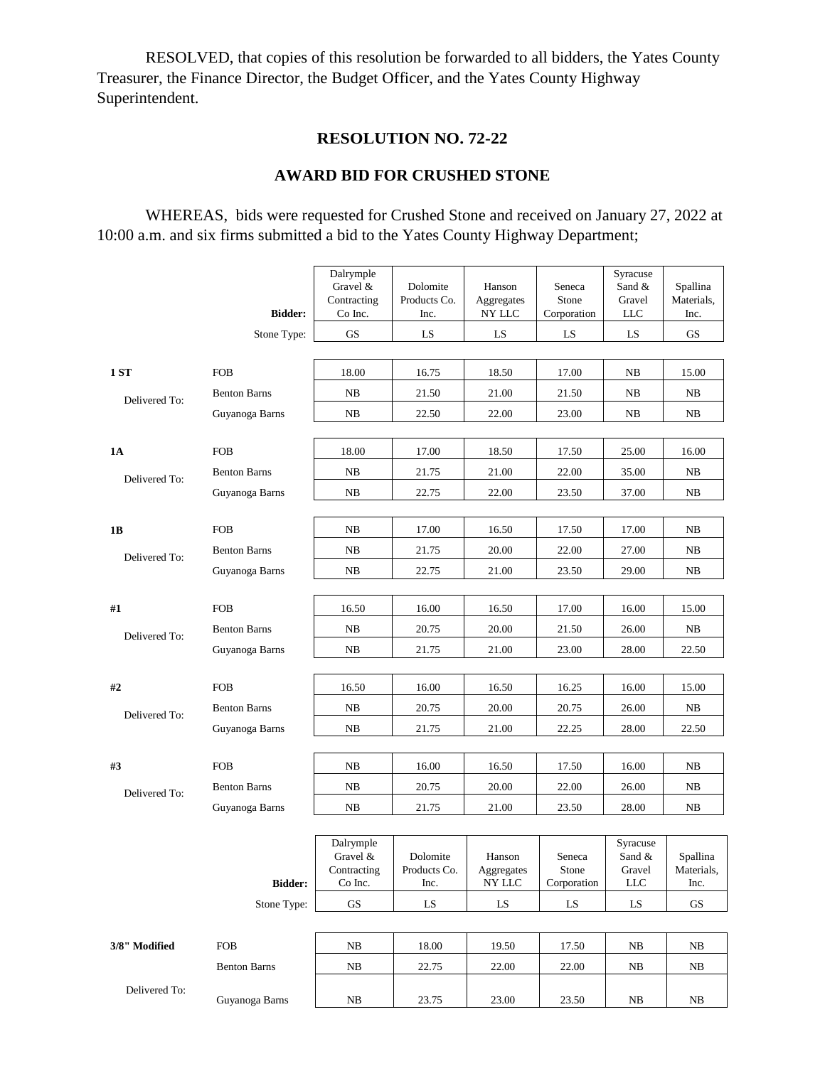RESOLVED, that copies of this resolution be forwarded to all bidders, the Yates County Treasurer, the Finance Director, the Budget Officer, and the Yates County Highway Superintendent.

## RESOLUTION NO. 72-22

## AWARD BID FOR CRUSHED STONE

WHEREAS, bids were requested for Crushed Stone and received on January 27, 2022 at 10:00 a.m. and six firms submitted a bid to the Yates County Highway Department;

| | Bidder: | Dalrymple Gravel & Contracting Co Inc. | Dolomite Products Co. Inc. | Hanson Aggregates NY LLC | Seneca Stone Corporation | Syracuse Sand & Gravel LLC | Spallina Materials, Inc. |
|---|---|---|---|---|---|---|---|
| | Stone Type: | GS | LS | LS | LS | LS | GS |
| **1 ST** | FOB | 18.00 | 16.75 | 18.50 | 17.00 | NB | 15.00 |
| Delivered To: | Benton Barns | NB | 21.50 | 21.00 | 21.50 | NB | NB |
| | Guyanoga Barns | NB | 22.50 | 22.00 | 23.00 | NB | NB |
| **1A** | FOB | 18.00 | 17.00 | 18.50 | 17.50 | 25.00 | 16.00 |
| Delivered To: | Benton Barns | NB | 21.75 | 21.00 | 22.00 | 35.00 | NB |
| | Guyanoga Barns | NB | 22.75 | 22.00 | 23.50 | 37.00 | NB |
| **1B** | FOB | NB | 17.00 | 16.50 | 17.50 | 17.00 | NB |
| Delivered To: | Benton Barns | NB | 21.75 | 20.00 | 22.00 | 27.00 | NB |
| | Guyanoga Barns | NB | 22.75 | 21.00 | 23.50 | 29.00 | NB |
| **#1** | FOB | 16.50 | 16.00 | 16.50 | 17.00 | 16.00 | 15.00 |
| Delivered To: | Benton Barns | NB | 20.75 | 20.00 | 21.50 | 26.00 | NB |
| | Guyanoga Barns | NB | 21.75 | 21.00 | 23.00 | 28.00 | 22.50 |
| **#2** | FOB | 16.50 | 16.00 | 16.50 | 16.25 | 16.00 | 15.00 |
| Delivered To: | Benton Barns | NB | 20.75 | 20.00 | 20.75 | 26.00 | NB |
| | Guyanoga Barns | NB | 21.75 | 21.00 | 22.25 | 28.00 | 22.50 |
| **#3** | FOB | NB | 16.00 | 16.50 | 17.50 | 16.00 | NB |
| Delivered To: | Benton Barns | NB | 20.75 | 20.00 | 22.00 | 26.00 | NB |
| | Guyanoga Barns | NB | 21.75 | 21.00 | 23.50 | 28.00 | NB |

| | Bidder: | Dalrymple Gravel & Contracting Co Inc. | Dolomite Products Co. Inc. | Hanson Aggregates NY LLC | Seneca Stone Corporation | Syracuse Sand & Gravel LLC | Spallina Materials, Inc. |
|---|---|---|---|---|---|---|---|
| | Stone Type: | GS | LS | LS | LS | LS | GS |
| **3/8" Modified** | FOB | NB | 18.00 | 19.50 | 17.50 | NB | NB |
| | Benton Barns | NB | 22.75 | 22.00 | 22.00 | NB | NB |
| Delivered To: | Guyanoga Barns | NB | 23.75 | 23.00 | 23.50 | NB | NB |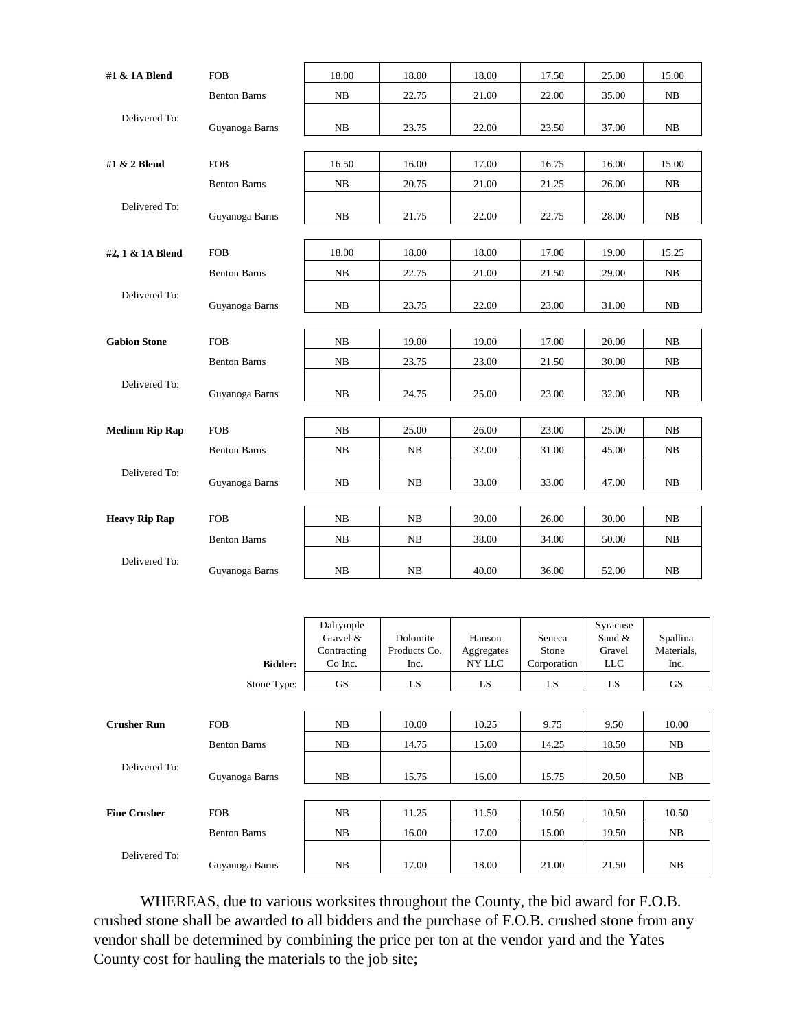| | | | | | | | |
|---|---|---|---|---|---|---|---|
| **#1 & 1A Blend** | FOB | 18.00 | 18.00 | 18.00 | 17.50 | 25.00 | 15.00 |
| | Benton Barns | NB | 22.75 | 21.00 | 22.00 | 35.00 | NB |
| Delivered To: | Guyanoga Barns | NB | 23.75 | 22.00 | 23.50 | 37.00 | NB |
| **#1 & 2 Blend** | FOB | 16.50 | 16.00 | 17.00 | 16.75 | 16.00 | 15.00 |
| | Benton Barns | NB | 20.75 | 21.00 | 21.25 | 26.00 | NB |
| Delivered To: | Guyanoga Barns | NB | 21.75 | 22.00 | 22.75 | 28.00 | NB |
| **#2, 1 & 1A Blend** | FOB | 18.00 | 18.00 | 18.00 | 17.00 | 19.00 | 15.25 |
| | Benton Barns | NB | 22.75 | 21.00 | 21.50 | 29.00 | NB |
| Delivered To: | Guyanoga Barns | NB | 23.75 | 22.00 | 23.00 | 31.00 | NB |
| **Gabion Stone** | FOB | NB | 19.00 | 19.00 | 17.00 | 20.00 | NB |
| | Benton Barns | NB | 23.75 | 23.00 | 21.50 | 30.00 | NB |
| Delivered To: | Guyanoga Barns | NB | 24.75 | 25.00 | 23.00 | 32.00 | NB |
| **Medium Rip Rap** | FOB | NB | 25.00 | 26.00 | 23.00 | 25.00 | NB |
| | Benton Barns | NB | NB | 32.00 | 31.00 | 45.00 | NB |
| Delivered To: | Guyanoga Barns | NB | NB | 33.00 | 33.00 | 47.00 | NB |
| **Heavy Rip Rap** | FOB | NB | NB | 30.00 | 26.00 | 30.00 | NB |
| | Benton Barns | NB | NB | 38.00 | 34.00 | 50.00 | NB |
| Delivered To: | Guyanoga Barns | NB | NB | 40.00 | 36.00 | 52.00 | NB |

| | **Bidder:** | Dalrymple Gravel & Contracting Co Inc. | Dolomite Products Co. Inc. | Hanson Aggregates NY LLC | Seneca Stone Corporation | Syracuse Sand & Gravel LLC | Spallina Materials, Inc. |
|---|---|---|---|---|---|---|---|
| | Stone Type: | GS | LS | LS | LS | LS | GS |
| **Crusher Run** | FOB | NB | 10.00 | 10.25 | 9.75 | 9.50 | 10.00 |
| | Benton Barns | NB | 14.75 | 15.00 | 14.25 | 18.50 | NB |
| Delivered To: | Guyanoga Barns | NB | 15.75 | 16.00 | 15.75 | 20.50 | NB |
| **Fine Crusher** | FOB | NB | 11.25 | 11.50 | 10.50 | 10.50 | 10.50 |
| | Benton Barns | NB | 16.00 | 17.00 | 15.00 | 19.50 | NB |
| Delivered To: | Guyanoga Barns | NB | 17.00 | 18.00 | 21.00 | 21.50 | NB |

WHEREAS, due to various worksites throughout the County, the bid award for F.O.B. crushed stone shall be awarded to all bidders and the purchase of F.O.B. crushed stone from any vendor shall be determined by combining the price per ton at the vendor yard and the Yates County cost for hauling the materials to the job site;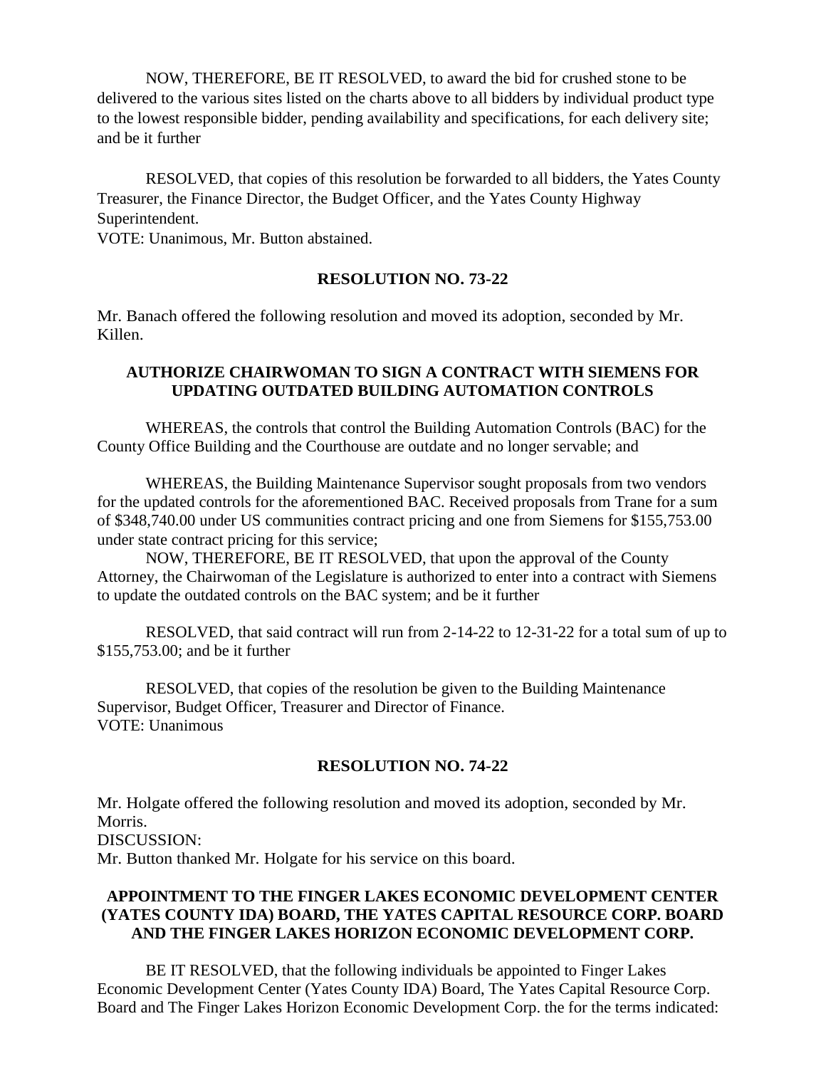NOW, THEREFORE, BE IT RESOLVED, to award the bid for crushed stone to be delivered to the various sites listed on the charts above to all bidders by individual product type to the lowest responsible bidder, pending availability and specifications, for each delivery site; and be it further

RESOLVED, that copies of this resolution be forwarded to all bidders, the Yates County Treasurer, the Finance Director, the Budget Officer, and the Yates County Highway Superintendent.
VOTE: Unanimous, Mr. Button abstained.

**RESOLUTION NO. 73-22**

Mr. Banach offered the following resolution and moved its adoption, seconded by Mr. Killen.

**AUTHORIZE CHAIRWOMAN TO SIGN A CONTRACT WITH SIEMENS FOR UPDATING OUTDATED BUILDING AUTOMATION CONTROLS**

WHEREAS, the controls that control the Building Automation Controls (BAC) for the County Office Building and the Courthouse are outdate and no longer servable; and

WHEREAS, the Building Maintenance Supervisor sought proposals from two vendors for the updated controls for the aforementioned BAC. Received proposals from Trane for a sum of $348,740.00 under US communities contract pricing and one from Siemens for $155,753.00 under state contract pricing for this service;

NOW, THEREFORE, BE IT RESOLVED, that upon the approval of the County Attorney, the Chairwoman of the Legislature is authorized to enter into a contract with Siemens to update the outdated controls on the BAC system; and be it further

RESOLVED, that said contract will run from 2-14-22 to 12-31-22 for a total sum of up to $155,753.00; and be it further

RESOLVED, that copies of the resolution be given to the Building Maintenance Supervisor, Budget Officer, Treasurer and Director of Finance.
VOTE: Unanimous

**RESOLUTION NO. 74-22**

Mr. Holgate offered the following resolution and moved its adoption, seconded by Mr. Morris.
DISCUSSION:
Mr. Button thanked Mr. Holgate for his service on this board.

**APPOINTMENT TO THE FINGER LAKES ECONOMIC DEVELOPMENT CENTER (YATES COUNTY IDA) BOARD, THE YATES CAPITAL RESOURCE CORP. BOARD AND THE FINGER LAKES HORIZON ECONOMIC DEVELOPMENT CORP.**

BE IT RESOLVED, that the following individuals be appointed to Finger Lakes Economic Development Center (Yates County IDA) Board, The Yates Capital Resource Corp. Board and The Finger Lakes Horizon Economic Development Corp. the for the terms indicated: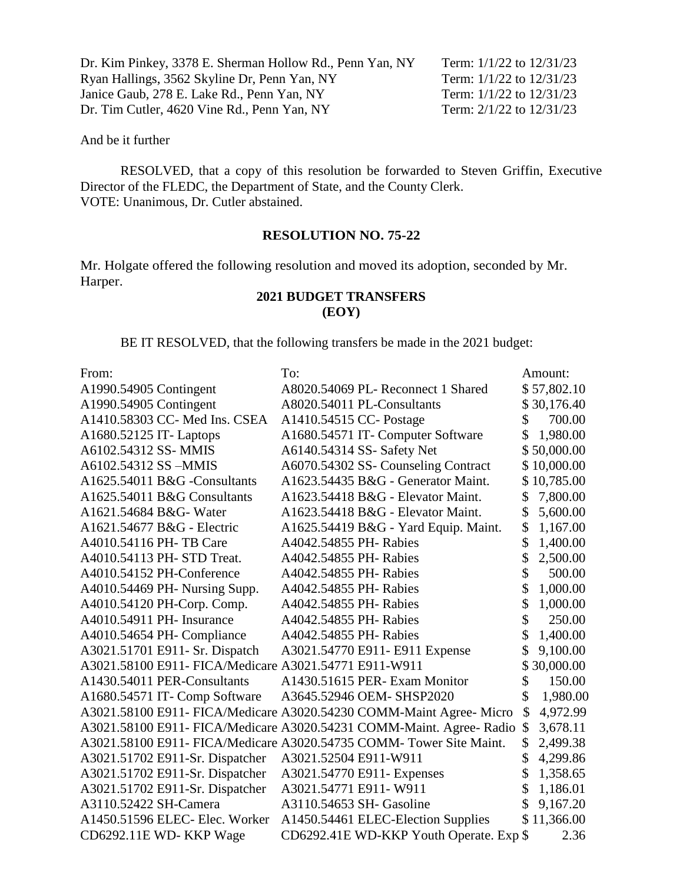Dr. Kim Pinkey, 3378 E. Sherman Hollow Rd., Penn Yan, NY Term: 1/1/22 to 12/31/23
Ryan Hallings, 3562 Skyline Dr, Penn Yan, NY Term: 1/1/22 to 12/31/23
Janice Gaub, 278 E. Lake Rd., Penn Yan, NY Term: 1/1/22 to 12/31/23
Dr. Tim Cutler, 4620 Vine Rd., Penn Yan, NY Term: 2/1/22 to 12/31/23

And be it further

RESOLVED, that a copy of this resolution be forwarded to Steven Griffin, Executive Director of the FLEDC, the Department of State, and the County Clerk.
VOTE: Unanimous, Dr. Cutler abstained.

**RESOLUTION NO. 75-22**

Mr. Holgate offered the following resolution and moved its adoption, seconded by Mr. Harper.

**2021 BUDGET TRANSFERS**
**(EOY)**

BE IT RESOLVED, that the following transfers be made in the 2021 budget:

| From: | To: | Amount: |
|---|---|---|
| A1990.54905 Contingent | A8020.54069 PL- Reconnect 1 Shared | $ 57,802.10 |
| A1990.54905 Contingent | A8020.54011 PL-Consultants | $ 30,176.40 |
| A1410.58303 CC- Med Ins. CSEA | A1410.54515 CC- Postage | $ 700.00 |
| A1680.52125 IT- Laptops | A1680.54571 IT- Computer Software | $ 1,980.00 |
| A6102.54312 SS- MMIS | A6140.54314 SS- Safety Net | $ 50,000.00 |
| A6102.54312 SS –MMIS | A6070.54302 SS- Counseling Contract | $ 10,000.00 |
| A1625.54011 B&G -Consultants | A1623.54435 B&G - Generator Maint. | $ 10,785.00 |
| A1625.54011 B&G Consultants | A1623.54418 B&G - Elevator Maint. | $ 7,800.00 |
| A1621.54684 B&G- Water | A1623.54418 B&G - Elevator Maint. | $ 5,600.00 |
| A1621.54677 B&G - Electric | A1625.54419 B&G - Yard Equip. Maint. | $ 1,167.00 |
| A4010.54116 PH- TB Care | A4042.54855 PH- Rabies | $ 1,400.00 |
| A4010.54113 PH- STD Treat. | A4042.54855 PH- Rabies | $ 2,500.00 |
| A4010.54152 PH-Conference | A4042.54855 PH- Rabies | $ 500.00 |
| A4010.54469 PH- Nursing Supp. | A4042.54855 PH- Rabies | $ 1,000.00 |
| A4010.54120 PH-Corp. Comp. | A4042.54855 PH- Rabies | $ 1,000.00 |
| A4010.54911 PH- Insurance | A4042.54855 PH- Rabies | $ 250.00 |
| A4010.54654 PH- Compliance | A4042.54855 PH- Rabies | $ 1,400.00 |
| A3021.51701 E911- Sr. Dispatch | A3021.54770 E911- E911 Expense | $ 9,100.00 |
| A3021.58100 E911- FICA/Medicare | A3021.54771 E911-W911 | $ 30,000.00 |
| A1430.54011 PER-Consultants | A1430.51615 PER- Exam Monitor | $ 150.00 |
| A1680.54571 IT- Comp Software | A3645.52946 OEM- SHSP2020 | $ 1,980.00 |
| A3021.58100 E911- FICA/Medicare | A3020.54230 COMM-Maint Agree- Micro | $ 4,972.99 |
| A3021.58100 E911- FICA/Medicare | A3020.54231 COMM-Maint. Agree- Radio | $ 3,678.11 |
| A3021.58100 E911- FICA/Medicare | A3020.54735 COMM- Tower Site Maint. | $ 2,499.38 |
| A3021.51702 E911-Sr. Dispatcher | A3021.52504 E911-W911 | $ 4,299.86 |
| A3021.51702 E911-Sr. Dispatcher | A3021.54770 E911- Expenses | $ 1,358.65 |
| A3021.51702 E911-Sr. Dispatcher | A3021.54771 E911- W911 | $ 1,186.01 |
| A3110.52422 SH-Camera | A3110.54653 SH- Gasoline | $ 9,167.20 |
| A1450.51596 ELEC- Elec. Worker | A1450.54461 ELEC-Election Supplies | $ 11,366.00 |
| CD6292.11E WD- KKP Wage | CD6292.41E WD-KKP Youth Operate. Exp | $ 2.36 |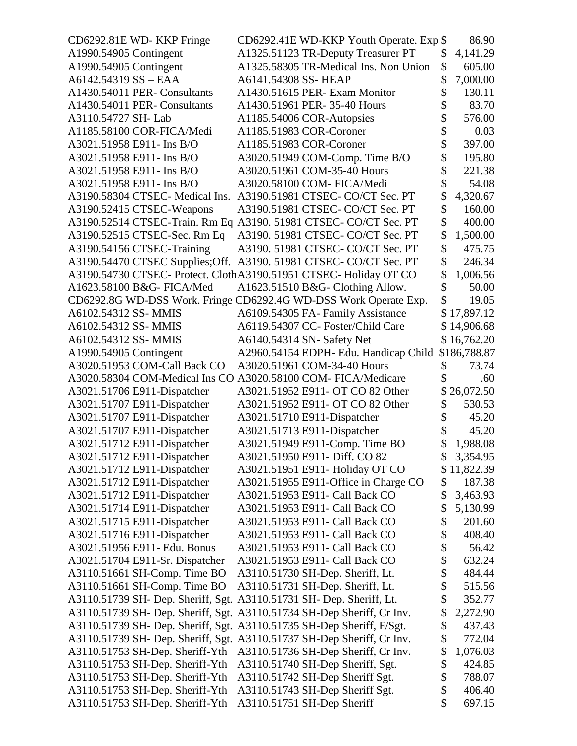| | | |
|---|---|---|
| CD6292.81E WD- KKP Fringe | CD6292.41E WD-KKP Youth Operate. Exp | $ 86.90 |
| A1990.54905 Contingent | A1325.51123 TR-Deputy Treasurer PT | $ 4,141.29 |
| A1990.54905 Contingent | A1325.58305 TR-Medical Ins. Non Union | $ 605.00 |
| A6142.54319 SS – EAA | A6141.54308 SS- HEAP | $ 7,000.00 |
| A1430.54011 PER- Consultants | A1430.51615 PER- Exam Monitor | $ 130.11 |
| A1430.54011 PER- Consultants | A1430.51961 PER- 35-40 Hours | $ 83.70 |
| A3110.54727 SH- Lab | A1185.54006 COR-Autopsies | $ 576.00 |
| A1185.58100 COR-FICA/Medi | A1185.51983 COR-Coroner | $ 0.03 |
| A3021.51958 E911- Ins B/O | A1185.51983 COR-Coroner | $ 397.00 |
| A3021.51958 E911- Ins B/O | A3020.51949 COM-Comp. Time B/O | $ 195.80 |
| A3021.51958 E911- Ins B/O | A3020.51961 COM-35-40 Hours | $ 221.38 |
| A3021.51958 E911- Ins B/O | A3020.58100 COM- FICA/Medi | $ 54.08 |
| A3190.58304 CTSEC- Medical Ins. | A3190.51981 CTSEC- CO/CT Sec. PT | $ 4,320.67 |
| A3190.52415 CTSEC-Weapons | A3190.51981 CTSEC- CO/CT Sec. PT | $ 160.00 |
| A3190.52514 CTSEC-Train. Rm Eq | A3190. 51981 CTSEC- CO/CT Sec. PT | $ 400.00 |
| A3190.52515 CTSEC-Sec. Rm Eq | A3190. 51981 CTSEC- CO/CT Sec. PT | $ 1,500.00 |
| A3190.54156 CTSEC-Training | A3190. 51981 CTSEC- CO/CT Sec. PT | $ 475.75 |
| A3190.54470 CTSEC Supplies;Off. | A3190. 51981 CTSEC- CO/CT Sec. PT | $ 246.34 |
| A3190.54730 CTSEC- Protect. Cloth | A3190.51951 CTSEC- Holiday OT CO | $ 1,006.56 |
| A1623.58100 B&G- FICA/Med | A1623.51510 B&G- Clothing Allow. | $ 50.00 |
| CD6292.8G WD-DSS Work. Fringe | CD6292.4G WD-DSS Work Operate Exp. | $ 19.05 |
| A6102.54312 SS- MMIS | A6109.54305 FA- Family Assistance | $ 17,897.12 |
| A6102.54312 SS- MMIS | A6119.54307 CC- Foster/Child Care | $ 14,906.68 |
| A6102.54312 SS- MMIS | A6140.54314 SN- Safety Net | $ 16,762.20 |
| A1990.54905 Contingent | A2960.54154 EDPH- Edu. Handicap Child | $186,788.87 |
| A3020.51953 COM-Call Back CO | A3020.51961 COM-34-40 Hours | $ 73.74 |
| A3020.58304 COM-Medical Ins CO | A3020.58100 COM- FICA/Medicare | $ .60 |
| A3021.51706 E911-Dispatcher | A3021.51952 E911- OT CO 82 Other | $ 26,072.50 |
| A3021.51707 E911-Dispatcher | A3021.51952 E911- OT CO 82 Other | $ 530.53 |
| A3021.51707 E911-Dispatcher | A3021.51710 E911-Dispatcher | $ 45.20 |
| A3021.51707 E911-Dispatcher | A3021.51713 E911-Dispatcher | $ 45.20 |
| A3021.51712 E911-Dispatcher | A3021.51949 E911-Comp. Time BO | $ 1,988.08 |
| A3021.51712 E911-Dispatcher | A3021.51950 E911- Diff. CO 82 | $ 3,354.95 |
| A3021.51712 E911-Dispatcher | A3021.51951 E911- Holiday OT CO | $ 11,822.39 |
| A3021.51712 E911-Dispatcher | A3021.51955 E911-Office in Charge CO | $ 187.38 |
| A3021.51712 E911-Dispatcher | A3021.51953 E911- Call Back CO | $ 3,463.93 |
| A3021.51714 E911-Dispatcher | A3021.51953 E911- Call Back CO | $ 5,130.99 |
| A3021.51715 E911-Dispatcher | A3021.51953 E911- Call Back CO | $ 201.60 |
| A3021.51716 E911-Dispatcher | A3021.51953 E911- Call Back CO | $ 408.40 |
| A3021.51956 E911- Edu. Bonus | A3021.51953 E911- Call Back CO | $ 56.42 |
| A3021.51704 E911-Sr. Dispatcher | A3021.51953 E911- Call Back CO | $ 632.24 |
| A3110.51661 SH-Comp. Time BO | A3110.51730 SH-Dep. Sheriff, Lt. | $ 484.44 |
| A3110.51661 SH-Comp. Time BO | A3110.51731 SH-Dep. Sheriff, Lt. | $ 515.56 |
| A3110.51739 SH- Dep. Sheriff, Sgt. | A3110.51731 SH- Dep. Sheriff, Lt. | $ 352.77 |
| A3110.51739 SH- Dep. Sheriff, Sgt. | A3110.51734 SH-Dep Sheriff, Cr Inv. | $ 2,272.90 |
| A3110.51739 SH- Dep. Sheriff, Sgt. | A3110.51735 SH-Dep Sheriff, F/Sgt. | $ 437.43 |
| A3110.51739 SH- Dep. Sheriff, Sgt. | A3110.51737 SH-Dep Sheriff, Cr Inv. | $ 772.04 |
| A3110.51753 SH-Dep. Sheriff-Yth | A3110.51736 SH-Dep Sheriff, Cr Inv. | $ 1,076.03 |
| A3110.51753 SH-Dep. Sheriff-Yth | A3110.51740 SH-Dep Sheriff, Sgt. | $ 424.85 |
| A3110.51753 SH-Dep. Sheriff-Yth | A3110.51742 SH-Dep Sheriff Sgt. | $ 788.07 |
| A3110.51753 SH-Dep. Sheriff-Yth | A3110.51743 SH-Dep Sheriff Sgt. | $ 406.40 |
| A3110.51753 SH-Dep. Sheriff-Yth | A3110.51751 SH-Dep Sheriff | $ 697.15 |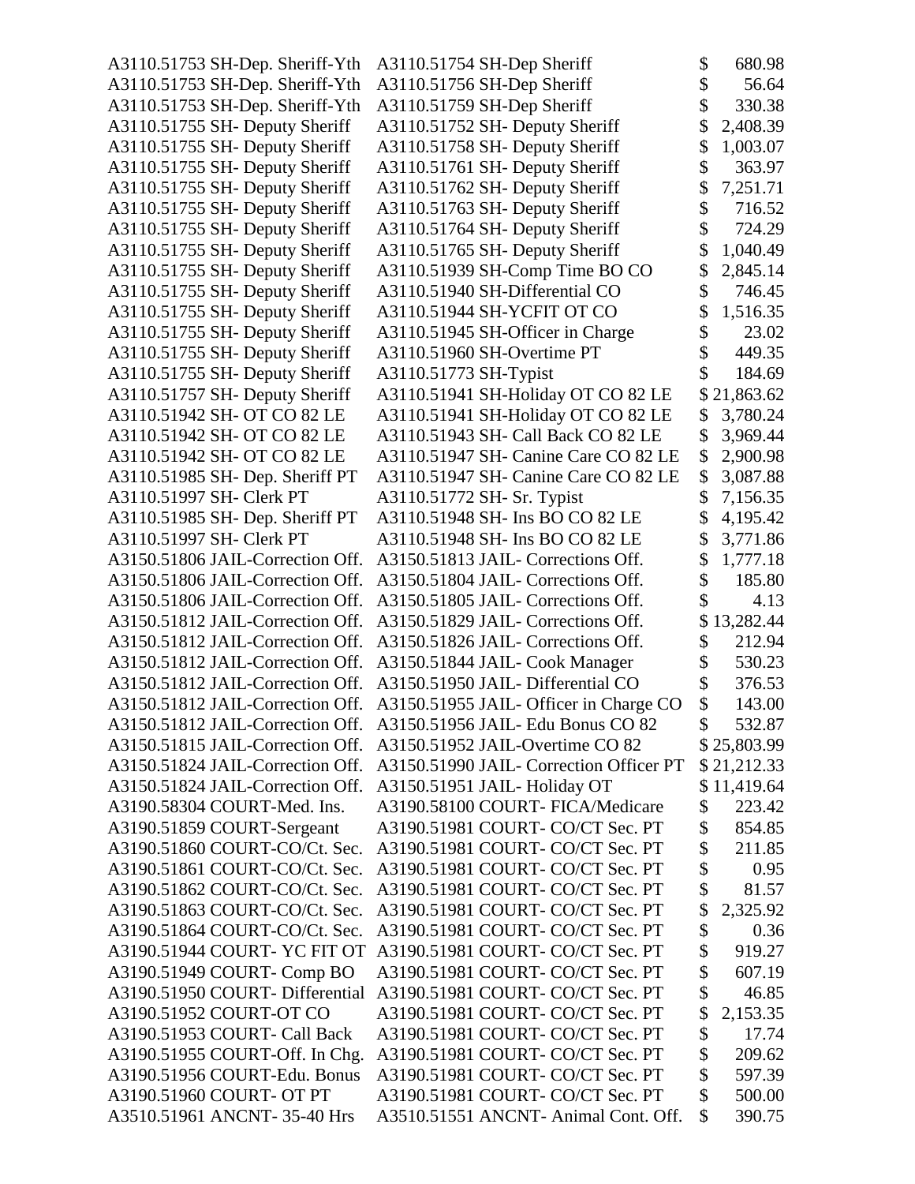| | | |
|---|---|---|
| A3110.51753 SH-Dep. Sheriff-Yth | A3110.51754 SH-Dep Sheriff | $ 680.98 |
| A3110.51753 SH-Dep. Sheriff-Yth | A3110.51756 SH-Dep Sheriff | $ 56.64 |
| A3110.51753 SH-Dep. Sheriff-Yth | A3110.51759 SH-Dep Sheriff | $ 330.38 |
| A3110.51755 SH- Deputy Sheriff | A3110.51752 SH- Deputy Sheriff | $ 2,408.39 |
| A3110.51755 SH- Deputy Sheriff | A3110.51758 SH- Deputy Sheriff | $ 1,003.07 |
| A3110.51755 SH- Deputy Sheriff | A3110.51761 SH- Deputy Sheriff | $ 363.97 |
| A3110.51755 SH- Deputy Sheriff | A3110.51762 SH- Deputy Sheriff | $ 7,251.71 |
| A3110.51755 SH- Deputy Sheriff | A3110.51763 SH- Deputy Sheriff | $ 716.52 |
| A3110.51755 SH- Deputy Sheriff | A3110.51764 SH- Deputy Sheriff | $ 724.29 |
| A3110.51755 SH- Deputy Sheriff | A3110.51765 SH- Deputy Sheriff | $ 1,040.49 |
| A3110.51755 SH- Deputy Sheriff | A3110.51939 SH-Comp Time BO CO | $ 2,845.14 |
| A3110.51755 SH- Deputy Sheriff | A3110.51940 SH-Differential CO | $ 746.45 |
| A3110.51755 SH- Deputy Sheriff | A3110.51944 SH-YCFIT OT CO | $ 1,516.35 |
| A3110.51755 SH- Deputy Sheriff | A3110.51945 SH-Officer in Charge | $ 23.02 |
| A3110.51755 SH- Deputy Sheriff | A3110.51960 SH-Overtime PT | $ 449.35 |
| A3110.51755 SH- Deputy Sheriff | A3110.51773 SH-Typist | $ 184.69 |
| A3110.51757 SH- Deputy Sheriff | A3110.51941 SH-Holiday OT CO 82 LE | $ 21,863.62 |
| A3110.51942 SH- OT CO 82 LE | A3110.51941 SH-Holiday OT CO 82 LE | $ 3,780.24 |
| A3110.51942 SH- OT CO 82 LE | A3110.51943 SH- Call Back CO 82 LE | $ 3,969.44 |
| A3110.51942 SH- OT CO 82 LE | A3110.51947 SH- Canine Care CO 82 LE | $ 2,900.98 |
| A3110.51985 SH- Dep. Sheriff PT | A3110.51947 SH- Canine Care CO 82 LE | $ 3,087.88 |
| A3110.51997 SH- Clerk PT | A3110.51772 SH- Sr. Typist | $ 7,156.35 |
| A3110.51985 SH- Dep. Sheriff PT | A3110.51948 SH- Ins BO CO 82 LE | $ 4,195.42 |
| A3110.51997 SH- Clerk PT | A3110.51948 SH- Ins BO CO 82 LE | $ 3,771.86 |
| A3150.51806 JAIL-Correction Off. | A3150.51813 JAIL- Corrections Off. | $ 1,777.18 |
| A3150.51806 JAIL-Correction Off. | A3150.51804 JAIL- Corrections Off. | $ 185.80 |
| A3150.51806 JAIL-Correction Off. | A3150.51805 JAIL- Corrections Off. | $ 4.13 |
| A3150.51812 JAIL-Correction Off. | A3150.51829 JAIL- Corrections Off. | $ 13,282.44 |
| A3150.51812 JAIL-Correction Off. | A3150.51826 JAIL- Corrections Off. | $ 212.94 |
| A3150.51812 JAIL-Correction Off. | A3150.51844 JAIL- Cook Manager | $ 530.23 |
| A3150.51812 JAIL-Correction Off. | A3150.51950 JAIL- Differential CO | $ 376.53 |
| A3150.51812 JAIL-Correction Off. | A3150.51955 JAIL- Officer in Charge CO | $ 143.00 |
| A3150.51812 JAIL-Correction Off. | A3150.51956 JAIL- Edu Bonus CO 82 | $ 532.87 |
| A3150.51815 JAIL-Correction Off. | A3150.51952 JAIL-Overtime CO 82 | $ 25,803.99 |
| A3150.51824 JAIL-Correction Off. | A3150.51990 JAIL- Correction Officer PT | $ 21,212.33 |
| A3150.51824 JAIL-Correction Off. | A3150.51951 JAIL- Holiday OT | $ 11,419.64 |
| A3190.58304 COURT-Med. Ins. | A3190.58100 COURT- FICA/Medicare | $ 223.42 |
| A3190.51859 COURT-Sergeant | A3190.51981 COURT- CO/CT Sec. PT | $ 854.85 |
| A3190.51860 COURT-CO/Ct. Sec. | A3190.51981 COURT- CO/CT Sec. PT | $ 211.85 |
| A3190.51861 COURT-CO/Ct. Sec. | A3190.51981 COURT- CO/CT Sec. PT | $ 0.95 |
| A3190.51862 COURT-CO/Ct. Sec. | A3190.51981 COURT- CO/CT Sec. PT | $ 81.57 |
| A3190.51863 COURT-CO/Ct. Sec. | A3190.51981 COURT- CO/CT Sec. PT | $ 2,325.92 |
| A3190.51864 COURT-CO/Ct. Sec. | A3190.51981 COURT- CO/CT Sec. PT | $ 0.36 |
| A3190.51944 COURT- YC FIT OT | A3190.51981 COURT- CO/CT Sec. PT | $ 919.27 |
| A3190.51949 COURT- Comp BO | A3190.51981 COURT- CO/CT Sec. PT | $ 607.19 |
| A3190.51950 COURT- Differential | A3190.51981 COURT- CO/CT Sec. PT | $ 46.85 |
| A3190.51952 COURT-OT CO | A3190.51981 COURT- CO/CT Sec. PT | $ 2,153.35 |
| A3190.51953 COURT- Call Back | A3190.51981 COURT- CO/CT Sec. PT | $ 17.74 |
| A3190.51955 COURT-Off. In Chg. | A3190.51981 COURT- CO/CT Sec. PT | $ 209.62 |
| A3190.51956 COURT-Edu. Bonus | A3190.51981 COURT- CO/CT Sec. PT | $ 597.39 |
| A3190.51960 COURT- OT PT | A3190.51981 COURT- CO/CT Sec. PT | $ 500.00 |
| A3510.51961 ANCNT- 35-40 Hrs | A3510.51551 ANCNT- Animal Cont. Off. | $ 390.75 |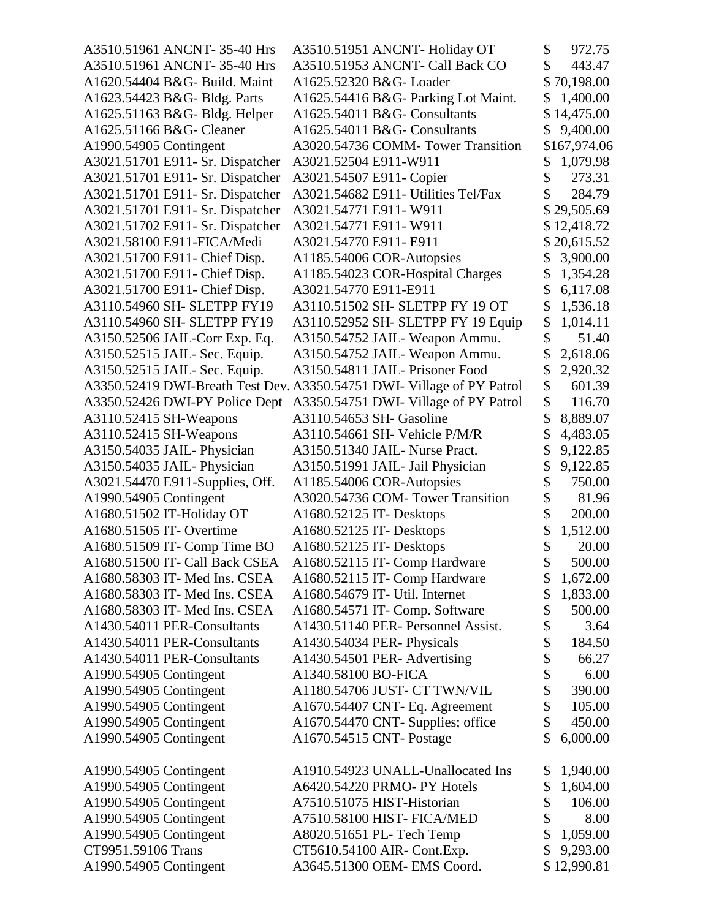| | | |
|---|---|---|
| A3510.51961 ANCNT- 35-40 Hrs | A3510.51951 ANCNT- Holiday OT | $ 972.75 |
| A3510.51961 ANCNT- 35-40 Hrs | A3510.51953 ANCNT- Call Back CO | $ 443.47 |
| A1620.54404 B&G- Build. Maint | A1625.52320 B&G- Loader | $ 70,198.00 |
| A1623.54423 B&G- Bldg. Parts | A1625.54416 B&G- Parking Lot Maint. | $ 1,400.00 |
| A1625.51163 B&G- Bldg. Helper | A1625.54011 B&G- Consultants | $ 14,475.00 |
| A1625.51166 B&G- Cleaner | A1625.54011 B&G- Consultants | $ 9,400.00 |
| A1990.54905 Contingent | A3020.54736 COMM- Tower Transition | $167,974.06 |
| A3021.51701 E911- Sr. Dispatcher | A3021.52504 E911-W911 | $ 1,079.98 |
| A3021.51701 E911- Sr. Dispatcher | A3021.54507 E911- Copier | $ 273.31 |
| A3021.51701 E911- Sr. Dispatcher | A3021.54682 E911- Utilities Tel/Fax | $ 284.79 |
| A3021.51701 E911- Sr. Dispatcher | A3021.54771 E911- W911 | $ 29,505.69 |
| A3021.51702 E911- Sr. Dispatcher | A3021.54771 E911- W911 | $ 12,418.72 |
| A3021.58100 E911-FICA/Medi | A3021.54770 E911- E911 | $ 20,615.52 |
| A3021.51700 E911- Chief Disp. | A1185.54006 COR-Autopsies | $ 3,900.00 |
| A3021.51700 E911- Chief Disp. | A1185.54023 COR-Hospital Charges | $ 1,354.28 |
| A3021.51700 E911- Chief Disp. | A3021.54770 E911-E911 | $ 6,117.08 |
| A3110.54960 SH- SLETPP FY19 | A3110.51502 SH- SLETPP FY 19 OT | $ 1,536.18 |
| A3110.54960 SH- SLETPP FY19 | A3110.52952 SH- SLETPP FY 19 Equip | $ 1,014.11 |
| A3150.52506 JAIL-Corr Exp. Eq. | A3150.54752 JAIL- Weapon Ammu. | $ 51.40 |
| A3150.52515 JAIL- Sec. Equip. | A3150.54752 JAIL- Weapon Ammu. | $ 2,618.06 |
| A3150.52515 JAIL- Sec. Equip. | A3150.54811 JAIL- Prisoner Food | $ 2,920.32 |
| A3350.52419 DWI-Breath Test Dev. | A3350.54751 DWI- Village of PY Patrol | $ 601.39 |
| A3350.52426 DWI-PY Police Dept | A3350.54751 DWI- Village of PY Patrol | $ 116.70 |
| A3110.52415 SH-Weapons | A3110.54653 SH- Gasoline | $ 8,889.07 |
| A3110.52415 SH-Weapons | A3110.54661 SH- Vehicle P/M/R | $ 4,483.05 |
| A3150.54035 JAIL- Physician | A3150.51340 JAIL- Nurse Pract. | $ 9,122.85 |
| A3150.54035 JAIL- Physician | A3150.51991 JAIL- Jail Physician | $ 9,122.85 |
| A3021.54470 E911-Supplies, Off. | A1185.54006 COR-Autopsies | $ 750.00 |
| A1990.54905 Contingent | A3020.54736 COM- Tower Transition | $ 81.96 |
| A1680.51502 IT-Holiday OT | A1680.52125 IT- Desktops | $ 200.00 |
| A1680.51505 IT- Overtime | A1680.52125 IT- Desktops | $ 1,512.00 |
| A1680.51509 IT- Comp Time BO | A1680.52125 IT- Desktops | $ 20.00 |
| A1680.51500 IT- Call Back CSEA | A1680.52115 IT- Comp Hardware | $ 500.00 |
| A1680.58303 IT- Med Ins. CSEA | A1680.52115 IT- Comp Hardware | $ 1,672.00 |
| A1680.58303 IT- Med Ins. CSEA | A1680.54679 IT- Util. Internet | $ 1,833.00 |
| A1680.58303 IT- Med Ins. CSEA | A1680.54571 IT- Comp. Software | $ 500.00 |
| A1430.54011 PER-Consultants | A1430.51140 PER- Personnel Assist. | $ 3.64 |
| A1430.54011 PER-Consultants | A1430.54034 PER- Physicals | $ 184.50 |
| A1430.54011 PER-Consultants | A1430.54501 PER- Advertising | $ 66.27 |
| A1990.54905 Contingent | A1340.58100 BO-FICA | $ 6.00 |
| A1990.54905 Contingent | A1180.54706 JUST- CT TWN/VIL | $ 390.00 |
| A1990.54905 Contingent | A1670.54407 CNT- Eq. Agreement | $ 105.00 |
| A1990.54905 Contingent | A1670.54470 CNT- Supplies; office | $ 450.00 |
| A1990.54905 Contingent | A1670.54515 CNT- Postage | $ 6,000.00 |
| A1990.54905 Contingent | A1910.54923 UNALL-Unallocated Ins | $ 1,940.00 |
| A1990.54905 Contingent | A6420.54220 PRMO- PY Hotels | $ 1,604.00 |
| A1990.54905 Contingent | A7510.51075 HIST-Historian | $ 106.00 |
| A1990.54905 Contingent | A7510.58100 HIST- FICA/MED | $ 8.00 |
| A1990.54905 Contingent | A8020.51651 PL- Tech Temp | $ 1,059.00 |
| CT9951.59106 Trans | CT5610.54100 AIR- Cont.Exp. | $ 9,293.00 |
| A1990.54905 Contingent | A3645.51300 OEM- EMS Coord. | $ 12,990.81 |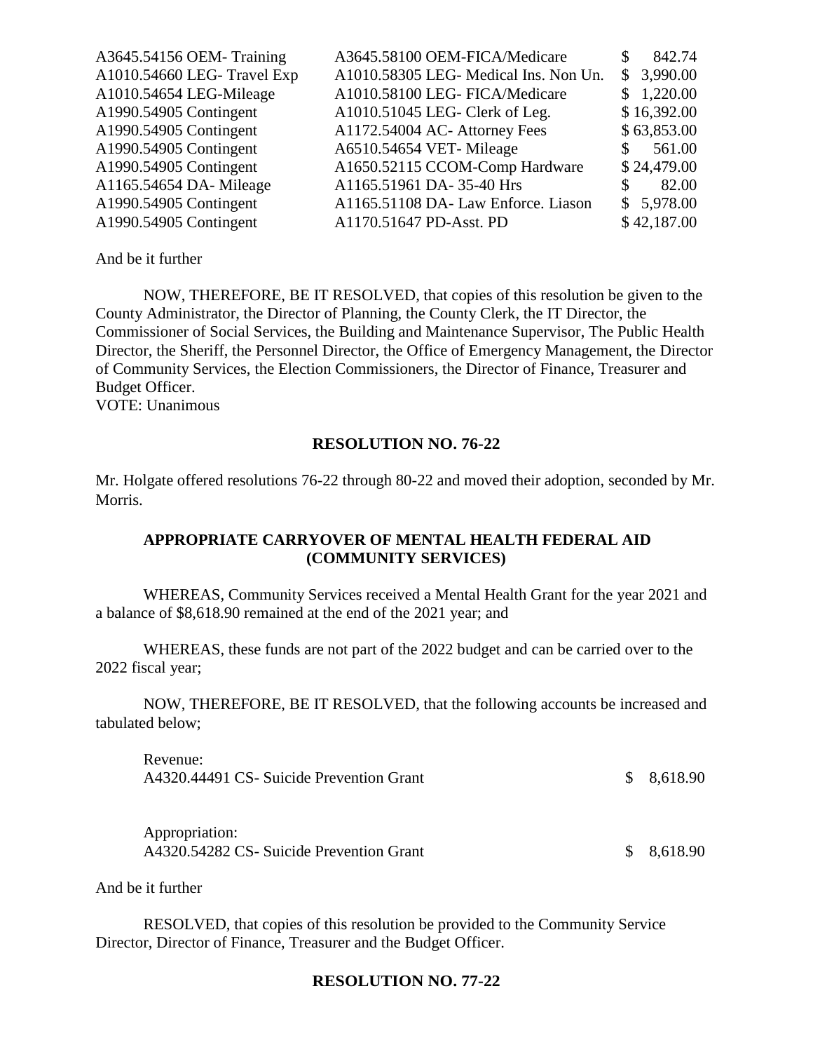| | | |
|---|---|---|
| A3645.54156 OEM- Training | A3645.58100 OEM-FICA/Medicare | $ 842.74 |
| A1010.54660 LEG- Travel Exp | A1010.58305 LEG- Medical Ins. Non Un. | $ 3,990.00 |
| A1010.54654 LEG-Mileage | A1010.58100 LEG- FICA/Medicare | $ 1,220.00 |
| A1990.54905 Contingent | A1010.51045 LEG- Clerk of Leg. | $ 16,392.00 |
| A1990.54905 Contingent | A1172.54004 AC- Attorney Fees | $ 63,853.00 |
| A1990.54905 Contingent | A6510.54654 VET- Mileage | $ 561.00 |
| A1990.54905 Contingent | A1650.52115 CCOM-Comp Hardware | $ 24,479.00 |
| A1165.54654 DA- Mileage | A1165.51961 DA- 35-40 Hrs | $ 82.00 |
| A1990.54905 Contingent | A1165.51108 DA- Law Enforce. Liason | $ 5,978.00 |
| A1990.54905 Contingent | A1170.51647 PD-Asst. PD | $ 42,187.00 |

And be it further

NOW, THEREFORE, BE IT RESOLVED, that copies of this resolution be given to the County Administrator, the Director of Planning, the County Clerk, the IT Director, the Commissioner of Social Services, the Building and Maintenance Supervisor, The Public Health Director, the Sheriff, the Personnel Director, the Office of Emergency Management, the Director of Community Services, the Election Commissioners, the Director of Finance, Treasurer and Budget Officer.
VOTE: Unanimous

## RESOLUTION NO. 76-22

Mr. Holgate offered resolutions 76-22 through 80-22 and moved their adoption, seconded by Mr. Morris.

### APPROPRIATE CARRYOVER OF MENTAL HEALTH FEDERAL AID (COMMUNITY SERVICES)

WHEREAS, Community Services received a Mental Health Grant for the year 2021 and a balance of $8,618.90 remained at the end of the 2021 year; and

WHEREAS, these funds are not part of the 2022 budget and can be carried over to the 2022 fiscal year;

NOW, THEREFORE, BE IT RESOLVED, that the following accounts be increased and tabulated below;

Revenue:
A4320.44491 CS- Suicide Prevention Grant $ 8,618.90

Appropriation:
A4320.54282 CS- Suicide Prevention Grant $ 8,618.90

And be it further

RESOLVED, that copies of this resolution be provided to the Community Service Director, Director of Finance, Treasurer and the Budget Officer.

## RESOLUTION NO. 77-22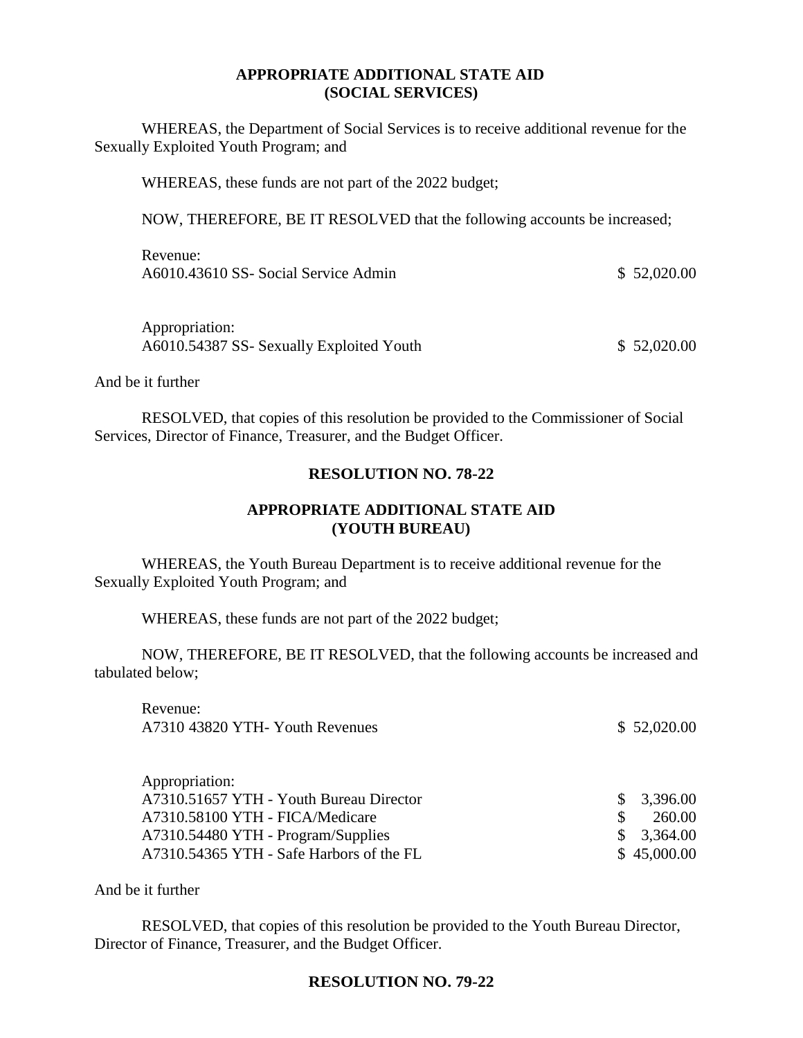**APPROPRIATE ADDITIONAL STATE AID (SOCIAL SERVICES)**

WHEREAS, the Department of Social Services is to receive additional revenue for the Sexually Exploited Youth Program; and

WHEREAS, these funds are not part of the 2022 budget;

NOW, THEREFORE, BE IT RESOLVED that the following accounts be increased;

| | |
|---|---|
| Revenue: | |
| A6010.43610 SS- Social Service Admin | $ 52,020.00 |
| | |
| Appropriation: | |
| A6010.54387 SS- Sexually Exploited Youth | $ 52,020.00 |

And be it further

RESOLVED, that copies of this resolution be provided to the Commissioner of Social Services, Director of Finance, Treasurer, and the Budget Officer.

## RESOLUTION NO. 78-22

**APPROPRIATE ADDITIONAL STATE AID (YOUTH BUREAU)**

WHEREAS, the Youth Bureau Department is to receive additional revenue for the Sexually Exploited Youth Program; and

WHEREAS, these funds are not part of the 2022 budget;

NOW, THEREFORE, BE IT RESOLVED, that the following accounts be increased and tabulated below;

| | |
|---|---|
| Revenue: | |
| A7310 43820 YTH- Youth Revenues | $ 52,020.00 |
| | |
| Appropriation: | |
| A7310.51657 YTH - Youth Bureau Director | $ 3,396.00 |
| A7310.58100 YTH - FICA/Medicare | $ 260.00 |
| A7310.54480 YTH - Program/Supplies | $ 3,364.00 |
| A7310.54365 YTH - Safe Harbors of the FL | $ 45,000.00 |

And be it further

RESOLVED, that copies of this resolution be provided to the Youth Bureau Director, Director of Finance, Treasurer, and the Budget Officer.

## RESOLUTION NO. 79-22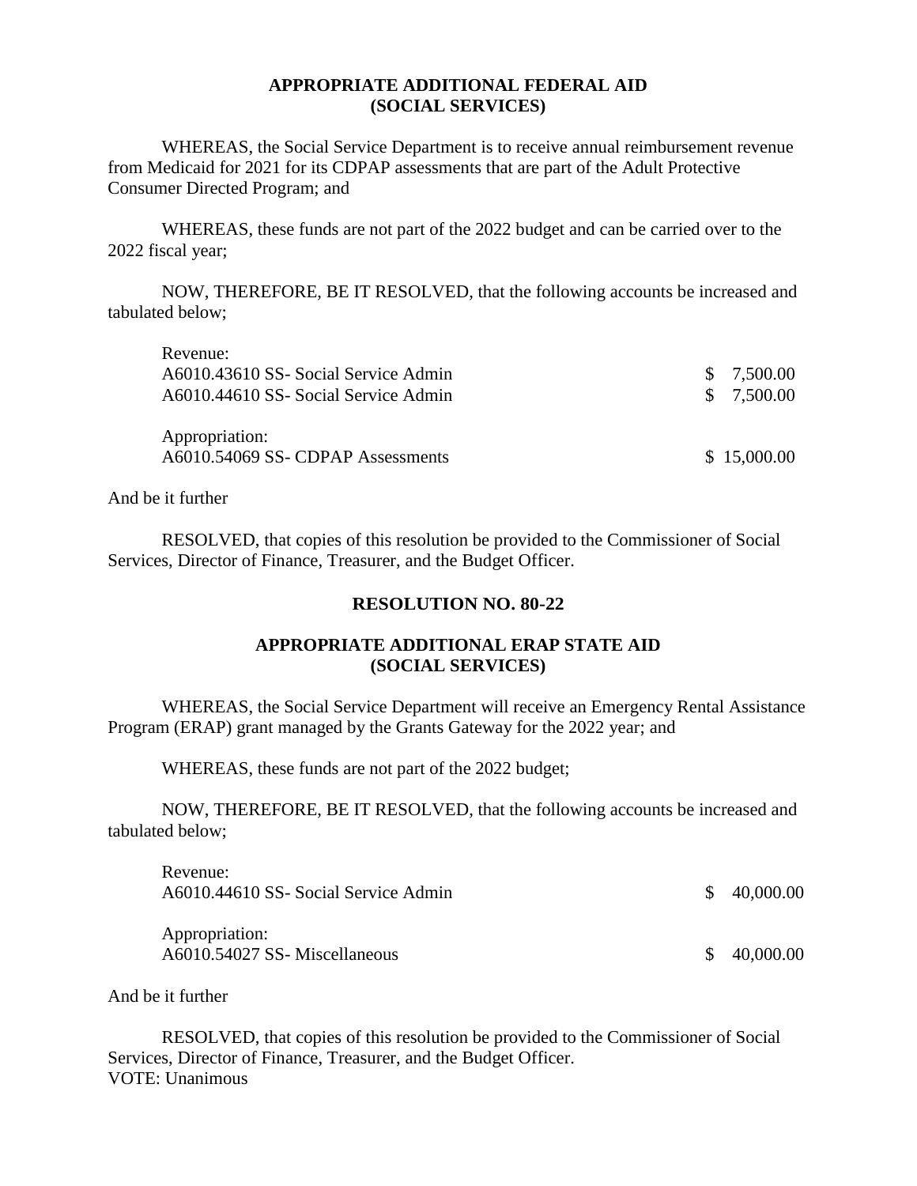**APPROPRIATE ADDITIONAL FEDERAL AID (SOCIAL SERVICES)**

WHEREAS, the Social Service Department is to receive annual reimbursement revenue from Medicaid for 2021 for its CDPAP assessments that are part of the Adult Protective Consumer Directed Program; and

WHEREAS, these funds are not part of the 2022 budget and can be carried over to the 2022 fiscal year;

NOW, THEREFORE, BE IT RESOLVED, that the following accounts be increased and tabulated below;

| | |
|---|---|
| Revenue: | |
| A6010.43610 SS- Social Service Admin | $ 7,500.00 |
| A6010.44610 SS- Social Service Admin | $ 7,500.00 |
| Appropriation: | |
| A6010.54069 SS- CDPAP Assessments | $ 15,000.00 |

And be it further

RESOLVED, that copies of this resolution be provided to the Commissioner of Social Services, Director of Finance, Treasurer, and the Budget Officer.

**RESOLUTION NO. 80-22**

**APPROPRIATE ADDITIONAL ERAP STATE AID (SOCIAL SERVICES)**

WHEREAS, the Social Service Department will receive an Emergency Rental Assistance Program (ERAP) grant managed by the Grants Gateway for the 2022 year; and

WHEREAS, these funds are not part of the 2022 budget;

NOW, THEREFORE, BE IT RESOLVED, that the following accounts be increased and tabulated below;

| | |
|---|---|
| Revenue: | |
| A6010.44610 SS- Social Service Admin | $ 40,000.00 |
| Appropriation: | |
| A6010.54027 SS- Miscellaneous | $ 40,000.00 |

And be it further

RESOLVED, that copies of this resolution be provided to the Commissioner of Social Services, Director of Finance, Treasurer, and the Budget Officer.
VOTE: Unanimous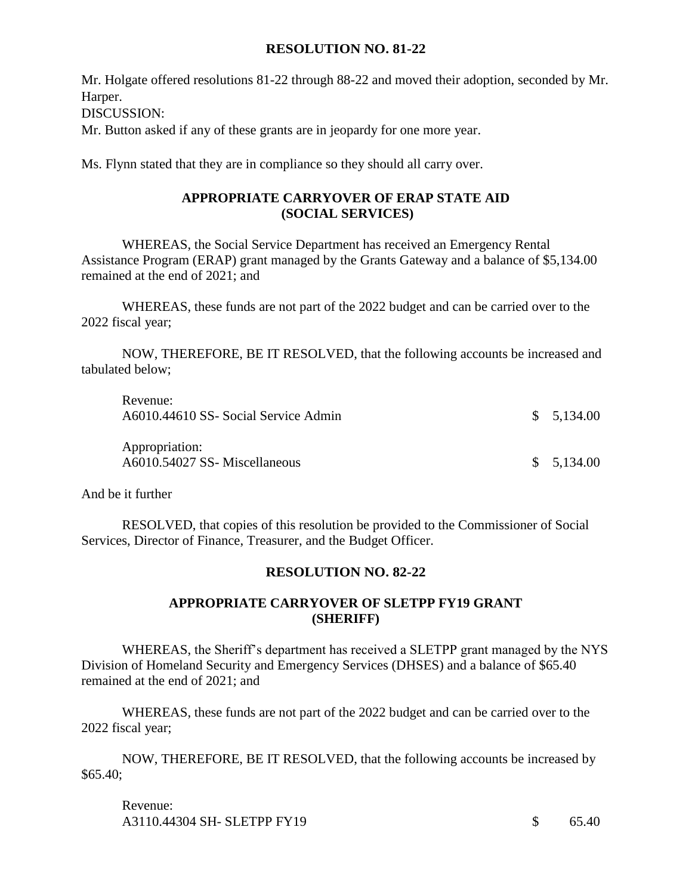## RESOLUTION NO. 81-22

Mr. Holgate offered resolutions 81-22 through 88-22 and moved their adoption, seconded by Mr. Harper.

DISCUSSION:

Mr. Button asked if any of these grants are in jeopardy for one more year.

Ms. Flynn stated that they are in compliance so they should all carry over.

### APPROPRIATE CARRYOVER OF ERAP STATE AID (SOCIAL SERVICES)

WHEREAS, the Social Service Department has received an Emergency Rental Assistance Program (ERAP) grant managed by the Grants Gateway and a balance of $5,134.00 remained at the end of 2021; and

WHEREAS, these funds are not part of the 2022 budget and can be carried over to the 2022 fiscal year;

NOW, THEREFORE, BE IT RESOLVED, that the following accounts be increased and tabulated below;

| | |
|---|---|
| Revenue: | |
| A6010.44610 SS- Social Service Admin | $ 5,134.00 |
| Appropriation: | |
| A6010.54027 SS- Miscellaneous | $ 5,134.00 |

And be it further

RESOLVED, that copies of this resolution be provided to the Commissioner of Social Services, Director of Finance, Treasurer, and the Budget Officer.

## RESOLUTION NO. 82-22

### APPROPRIATE CARRYOVER OF SLETPP FY19 GRANT (SHERIFF)

WHEREAS, the Sheriff's department has received a SLETPP grant managed by the NYS Division of Homeland Security and Emergency Services (DHSES) and a balance of $65.40 remained at the end of 2021; and

WHEREAS, these funds are not part of the 2022 budget and can be carried over to the 2022 fiscal year;

NOW, THEREFORE, BE IT RESOLVED, that the following accounts be increased by $65.40;

| | |
|---|---|
| Revenue: | |
| A3110.44304 SH- SLETPP FY19 | $ 65.40 |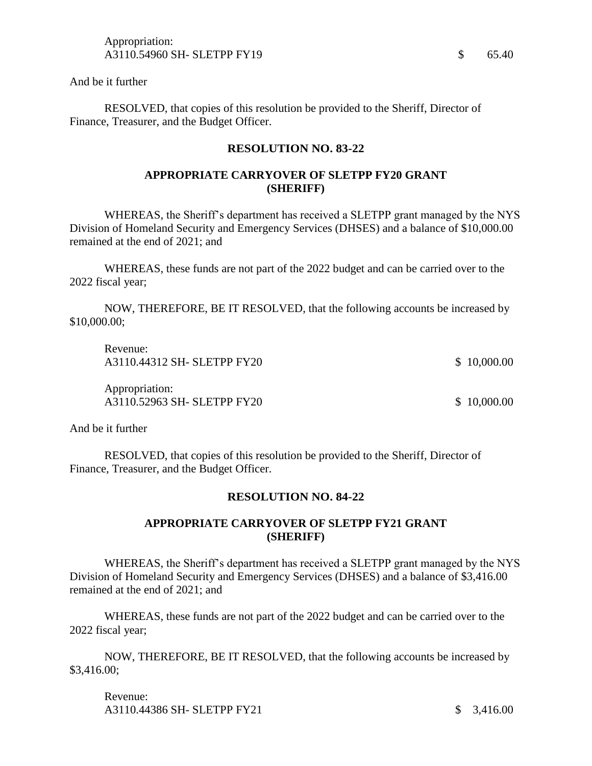Appropriation:
A3110.54960 SH- SLETPP FY19 $ 65.40

And be it further

RESOLVED, that copies of this resolution be provided to the Sheriff, Director of Finance, Treasurer, and the Budget Officer.

## RESOLUTION NO. 83-22

### APPROPRIATE CARRYOVER OF SLETPP FY20 GRANT (SHERIFF)

WHEREAS, the Sheriff's department has received a SLETPP grant managed by the NYS Division of Homeland Security and Emergency Services (DHSES) and a balance of $10,000.00 remained at the end of 2021; and

WHEREAS, these funds are not part of the 2022 budget and can be carried over to the 2022 fiscal year;

NOW, THEREFORE, BE IT RESOLVED, that the following accounts be increased by $10,000.00;

Revenue:
A3110.44312 SH- SLETPP FY20 $ 10,000.00

Appropriation:
A3110.52963 SH- SLETPP FY20 $ 10,000.00

And be it further

RESOLVED, that copies of this resolution be provided to the Sheriff, Director of Finance, Treasurer, and the Budget Officer.

## RESOLUTION NO. 84-22

### APPROPRIATE CARRYOVER OF SLETPP FY21 GRANT (SHERIFF)

WHEREAS, the Sheriff's department has received a SLETPP grant managed by the NYS Division of Homeland Security and Emergency Services (DHSES) and a balance of $3,416.00 remained at the end of 2021; and

WHEREAS, these funds are not part of the 2022 budget and can be carried over to the 2022 fiscal year;

NOW, THEREFORE, BE IT RESOLVED, that the following accounts be increased by $3,416.00;

Revenue:
A3110.44386 SH- SLETPP FY21 $ 3,416.00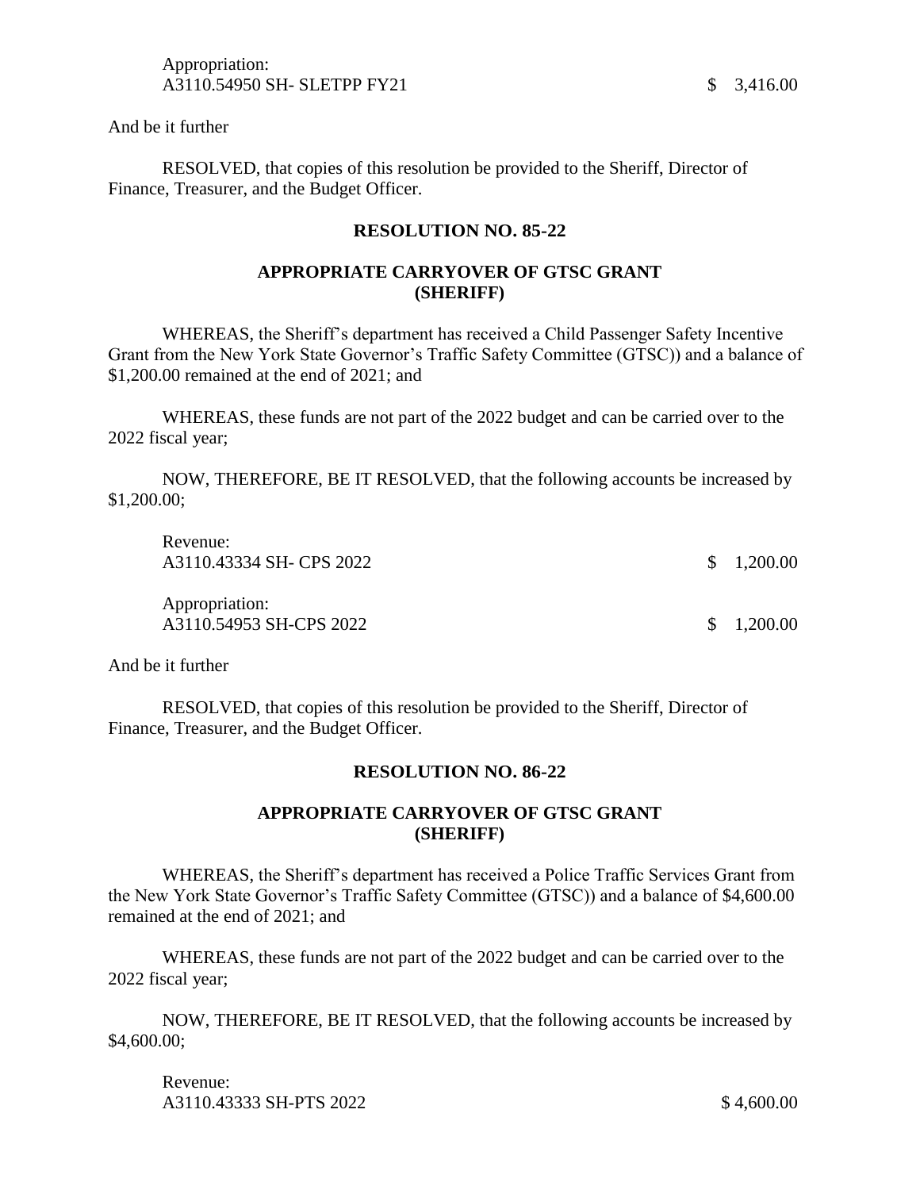Appropriation:
A3110.54950 SH- SLETPP FY21 $ 3,416.00

And be it further

RESOLVED, that copies of this resolution be provided to the Sheriff, Director of Finance, Treasurer, and the Budget Officer.

## RESOLUTION NO. 85-22

### APPROPRIATE CARRYOVER OF GTSC GRANT (SHERIFF)

WHEREAS, the Sheriff's department has received a Child Passenger Safety Incentive Grant from the New York State Governor's Traffic Safety Committee (GTSC)) and a balance of $1,200.00 remained at the end of 2021; and

WHEREAS, these funds are not part of the 2022 budget and can be carried over to the 2022 fiscal year;

NOW, THEREFORE, BE IT RESOLVED, that the following accounts be increased by $1,200.00;

Revenue:
A3110.43334 SH- CPS 2022 $ 1,200.00

Appropriation:
A3110.54953 SH-CPS 2022 $ 1,200.00

And be it further

RESOLVED, that copies of this resolution be provided to the Sheriff, Director of Finance, Treasurer, and the Budget Officer.

## RESOLUTION NO. 86-22

### APPROPRIATE CARRYOVER OF GTSC GRANT (SHERIFF)

WHEREAS, the Sheriff's department has received a Police Traffic Services Grant from the New York State Governor's Traffic Safety Committee (GTSC)) and a balance of $4,600.00 remained at the end of 2021; and

WHEREAS, these funds are not part of the 2022 budget and can be carried over to the 2022 fiscal year;

NOW, THEREFORE, BE IT RESOLVED, that the following accounts be increased by $4,600.00;

Revenue:
A3110.43333 SH-PTS 2022 $ 4,600.00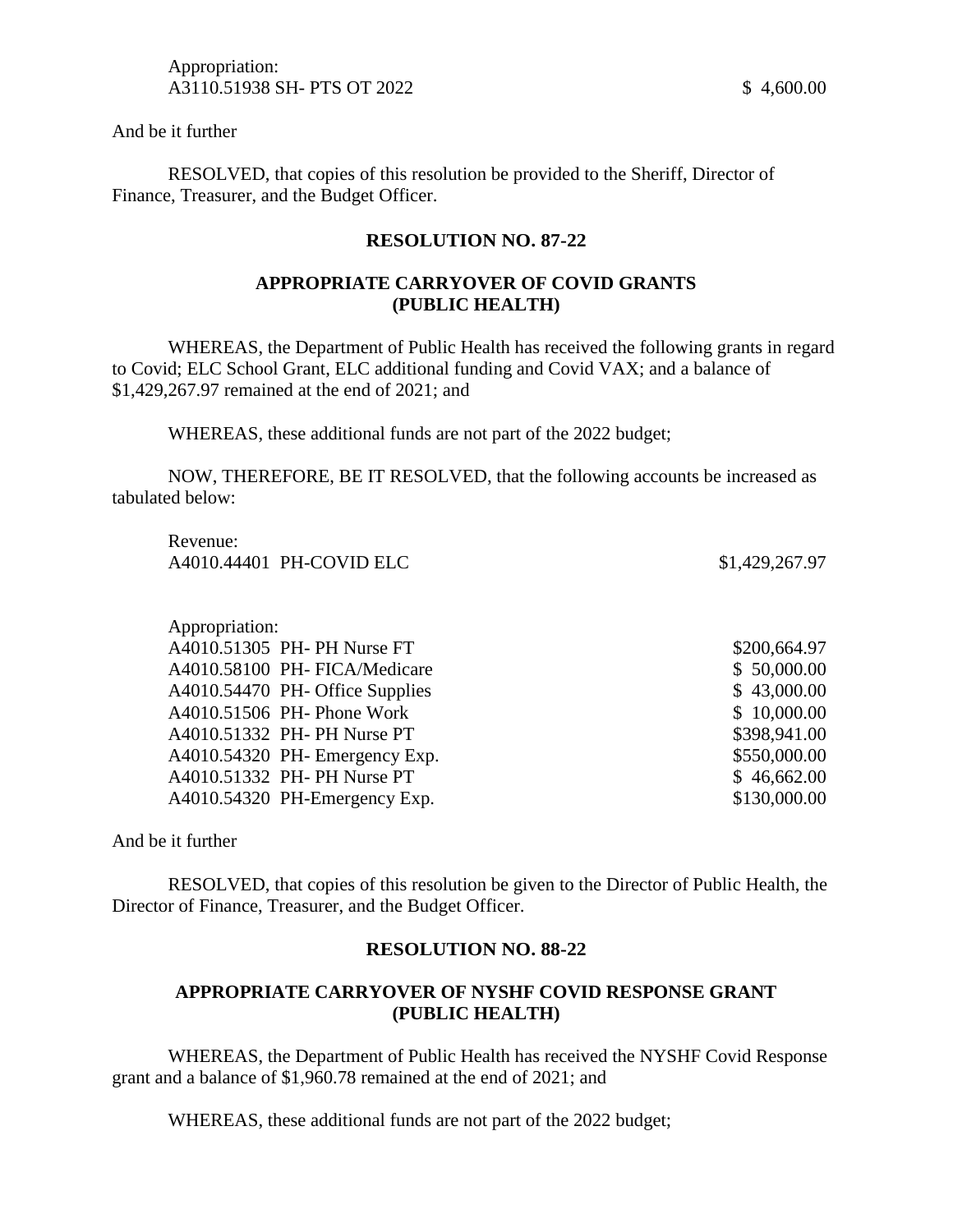Appropriation:

| | |
|---|---|
| A3110.51938 SH- PTS OT 2022 | $ 4,600.00 |

And be it further

RESOLVED, that copies of this resolution be provided to the Sheriff, Director of Finance, Treasurer, and the Budget Officer.

## RESOLUTION NO. 87-22

### APPROPRIATE CARRYOVER OF COVID GRANTS (PUBLIC HEALTH)

WHEREAS, the Department of Public Health has received the following grants in regard to Covid; ELC School Grant, ELC additional funding and Covid VAX; and a balance of $1,429,267.97 remained at the end of 2021; and

WHEREAS, these additional funds are not part of the 2022 budget;

NOW, THEREFORE, BE IT RESOLVED, that the following accounts be increased as tabulated below:

Revenue:

| | |
|---|---|
| A4010.44401 PH-COVID ELC | $1,429,267.97 |

Appropriation:

| | |
|---|---|
| A4010.51305 PH- PH Nurse FT | $200,664.97 |
| A4010.58100 PH- FICA/Medicare | $ 50,000.00 |
| A4010.54470 PH- Office Supplies | $ 43,000.00 |
| A4010.51506 PH- Phone Work | $ 10,000.00 |
| A4010.51332 PH- PH Nurse PT | $398,941.00 |
| A4010.54320 PH- Emergency Exp. | $550,000.00 |
| A4010.51332 PH- PH Nurse PT | $ 46,662.00 |
| A4010.54320 PH-Emergency Exp. | $130,000.00 |

And be it further

RESOLVED, that copies of this resolution be given to the Director of Public Health, the Director of Finance, Treasurer, and the Budget Officer.

## RESOLUTION NO. 88-22

### APPROPRIATE CARRYOVER OF NYSHF COVID RESPONSE GRANT (PUBLIC HEALTH)

WHEREAS, the Department of Public Health has received the NYSHF Covid Response grant and a balance of $1,960.78 remained at the end of 2021; and

WHEREAS, these additional funds are not part of the 2022 budget;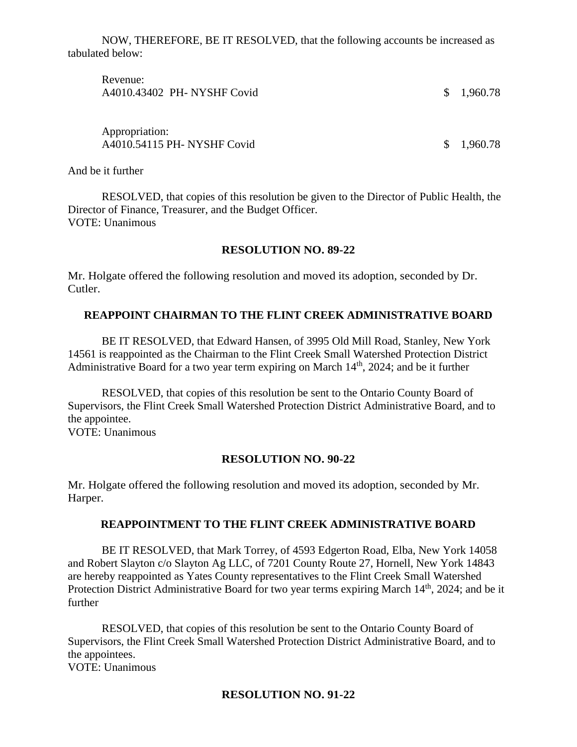NOW, THEREFORE, BE IT RESOLVED, that the following accounts be increased as tabulated below:

| | |
|---|---|
| Revenue: | |
| A4010.43402 PH- NYSHF Covid | $ 1,960.78 |
| | |
| Appropriation: | |
| A4010.54115 PH- NYSHF Covid | $ 1,960.78 |

And be it further

RESOLVED, that copies of this resolution be given to the Director of Public Health, the Director of Finance, Treasurer, and the Budget Officer.
VOTE: Unanimous

**RESOLUTION NO. 89-22**

Mr. Holgate offered the following resolution and moved its adoption, seconded by Dr. Cutler.

**REAPPOINT CHAIRMAN TO THE FLINT CREEK ADMINISTRATIVE BOARD**

BE IT RESOLVED, that Edward Hansen, of 3995 Old Mill Road, Stanley, New York 14561 is reappointed as the Chairman to the Flint Creek Small Watershed Protection District Administrative Board for a two year term expiring on March 14th, 2024; and be it further

RESOLVED, that copies of this resolution be sent to the Ontario County Board of Supervisors, the Flint Creek Small Watershed Protection District Administrative Board, and to the appointee.
VOTE: Unanimous

**RESOLUTION NO. 90-22**

Mr. Holgate offered the following resolution and moved its adoption, seconded by Mr. Harper.

**REAPPOINTMENT TO THE FLINT CREEK ADMINISTRATIVE BOARD**

BE IT RESOLVED, that Mark Torrey, of 4593 Edgerton Road, Elba, New York 14058 and Robert Slayton c/o Slayton Ag LLC, of 7201 County Route 27, Hornell, New York 14843 are hereby reappointed as Yates County representatives to the Flint Creek Small Watershed Protection District Administrative Board for two year terms expiring March 14th, 2024; and be it further

RESOLVED, that copies of this resolution be sent to the Ontario County Board of Supervisors, the Flint Creek Small Watershed Protection District Administrative Board, and to the appointees.
VOTE: Unanimous

**RESOLUTION NO. 91-22**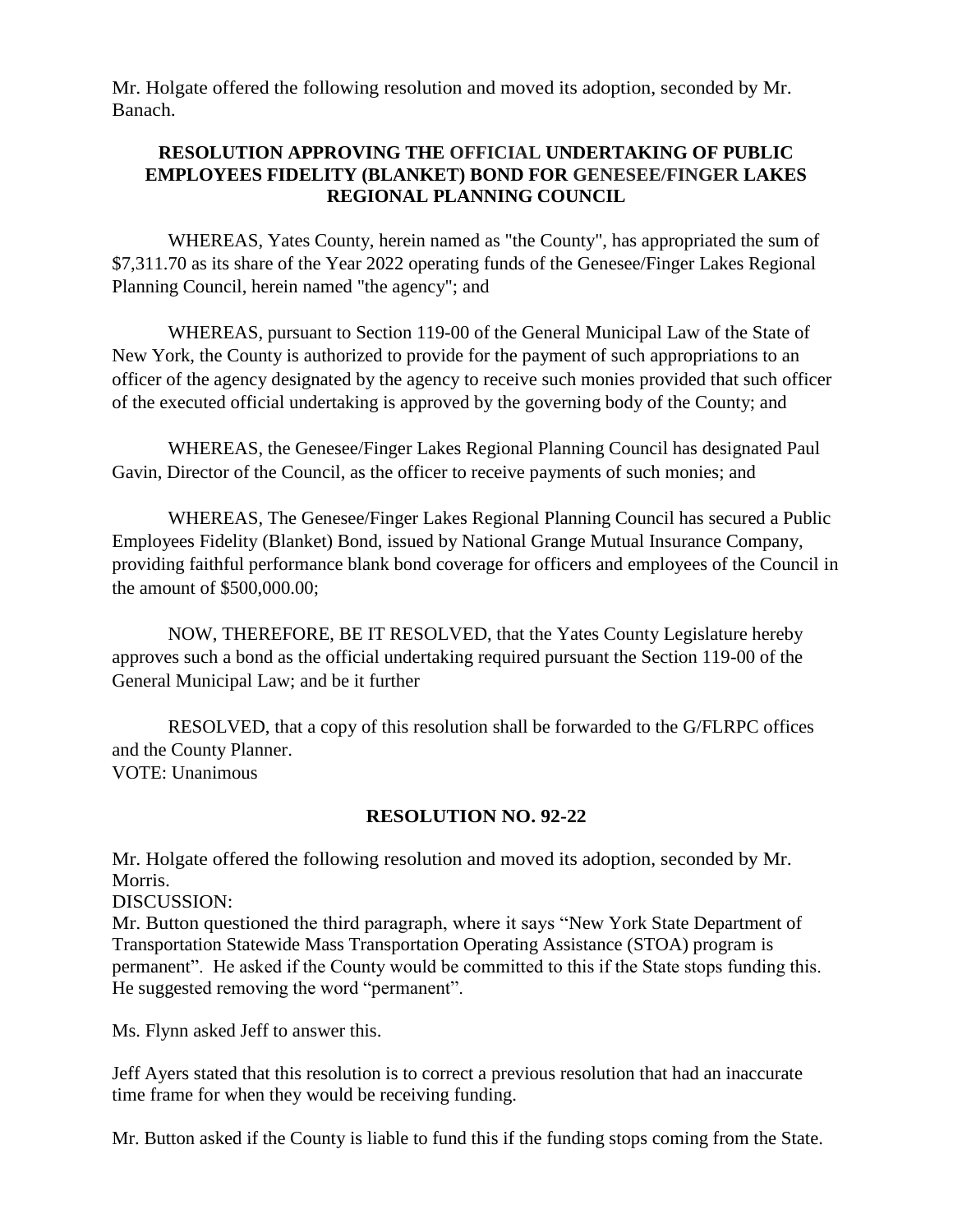Mr. Holgate offered the following resolution and moved its adoption, seconded by Mr. Banach.

**RESOLUTION APPROVING THE OFFICIAL UNDERTAKING OF PUBLIC EMPLOYEES FIDELITY (BLANKET) BOND FOR GENESEE/FINGER LAKES REGIONAL PLANNING COUNCIL**

WHEREAS, Yates County, herein named as "the County", has appropriated the sum of $7,311.70 as its share of the Year 2022 operating funds of the Genesee/Finger Lakes Regional Planning Council, herein named "the agency"; and

WHEREAS, pursuant to Section 119-00 of the General Municipal Law of the State of New York, the County is authorized to provide for the payment of such appropriations to an officer of the agency designated by the agency to receive such monies provided that such officer of the executed official undertaking is approved by the governing body of the County; and

WHEREAS, the Genesee/Finger Lakes Regional Planning Council has designated Paul Gavin, Director of the Council, as the officer to receive payments of such monies; and

WHEREAS, The Genesee/Finger Lakes Regional Planning Council has secured a Public Employees Fidelity (Blanket) Bond, issued by National Grange Mutual Insurance Company, providing faithful performance blank bond coverage for officers and employees of the Council in the amount of $500,000.00;

NOW, THEREFORE, BE IT RESOLVED, that the Yates County Legislature hereby approves such a bond as the official undertaking required pursuant the Section 119-00 of the General Municipal Law; and be it further

RESOLVED, that a copy of this resolution shall be forwarded to the G/FLRPC offices and the County Planner.
VOTE: Unanimous

## RESOLUTION NO. 92-22

Mr. Holgate offered the following resolution and moved its adoption, seconded by Mr. Morris.
DISCUSSION:
Mr. Button questioned the third paragraph, where it says "New York State Department of Transportation Statewide Mass Transportation Operating Assistance (STOA) program is permanent". He asked if the County would be committed to this if the State stops funding this. He suggested removing the word "permanent".

Ms. Flynn asked Jeff to answer this.

Jeff Ayers stated that this resolution is to correct a previous resolution that had an inaccurate time frame for when they would be receiving funding.

Mr. Button asked if the County is liable to fund this if the funding stops coming from the State.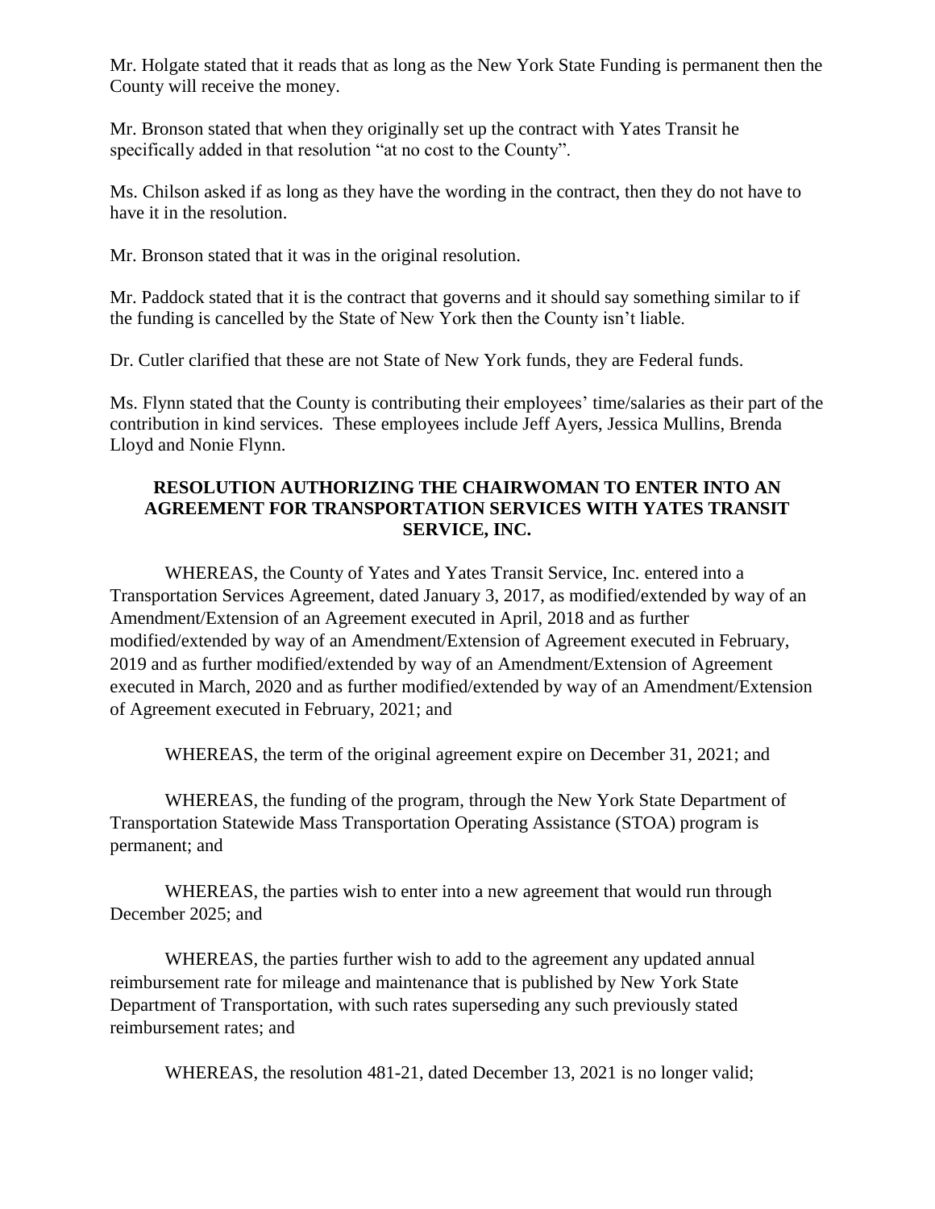Mr. Holgate stated that it reads that as long as the New York State Funding is permanent then the County will receive the money.

Mr. Bronson stated that when they originally set up the contract with Yates Transit he specifically added in that resolution "at no cost to the County".

Ms. Chilson asked if as long as they have the wording in the contract, then they do not have to have it in the resolution.

Mr. Bronson stated that it was in the original resolution.

Mr. Paddock stated that it is the contract that governs and it should say something similar to if the funding is cancelled by the State of New York then the County isn't liable.

Dr. Cutler clarified that these are not State of New York funds, they are Federal funds.

Ms. Flynn stated that the County is contributing their employees' time/salaries as their part of the contribution in kind services. These employees include Jeff Ayers, Jessica Mullins, Brenda Lloyd and Nonie Flynn.

**RESOLUTION AUTHORIZING THE CHAIRWOMAN TO ENTER INTO AN AGREEMENT FOR TRANSPORTATION SERVICES WITH YATES TRANSIT SERVICE, INC.**

WHEREAS, the County of Yates and Yates Transit Service, Inc. entered into a Transportation Services Agreement, dated January 3, 2017, as modified/extended by way of an Amendment/Extension of an Agreement executed in April, 2018 and as further modified/extended by way of an Amendment/Extension of Agreement executed in February, 2019 and as further modified/extended by way of an Amendment/Extension of Agreement executed in March, 2020 and as further modified/extended by way of an Amendment/Extension of Agreement executed in February, 2021; and

WHEREAS, the term of the original agreement expire on December 31, 2021; and

WHEREAS, the funding of the program, through the New York State Department of Transportation Statewide Mass Transportation Operating Assistance (STOA) program is permanent; and

WHEREAS, the parties wish to enter into a new agreement that would run through December 2025; and

WHEREAS, the parties further wish to add to the agreement any updated annual reimbursement rate for mileage and maintenance that is published by New York State Department of Transportation, with such rates superseding any such previously stated reimbursement rates; and

WHEREAS, the resolution 481-21, dated December 13, 2021 is no longer valid;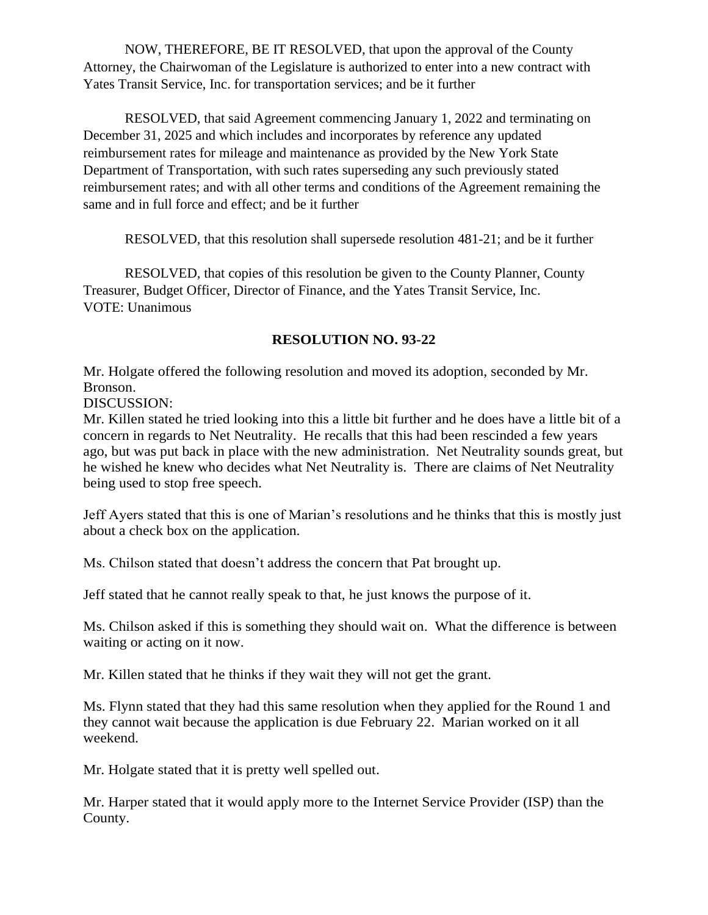NOW, THEREFORE, BE IT RESOLVED, that upon the approval of the County Attorney, the Chairwoman of the Legislature is authorized to enter into a new contract with Yates Transit Service, Inc. for transportation services; and be it further

RESOLVED, that said Agreement commencing January 1, 2022 and terminating on December 31, 2025 and which includes and incorporates by reference any updated reimbursement rates for mileage and maintenance as provided by the New York State Department of Transportation, with such rates superseding any such previously stated reimbursement rates; and with all other terms and conditions of the Agreement remaining the same and in full force and effect; and be it further

RESOLVED, that this resolution shall supersede resolution 481-21; and be it further

RESOLVED, that copies of this resolution be given to the County Planner, County Treasurer, Budget Officer, Director of Finance, and the Yates Transit Service, Inc.
VOTE: Unanimous

**RESOLUTION NO. 93-22**

Mr. Holgate offered the following resolution and moved its adoption, seconded by Mr. Bronson.
DISCUSSION:
Mr. Killen stated he tried looking into this a little bit further and he does have a little bit of a concern in regards to Net Neutrality. He recalls that this had been rescinded a few years ago, but was put back in place with the new administration. Net Neutrality sounds great, but he wished he knew who decides what Net Neutrality is. There are claims of Net Neutrality being used to stop free speech.

Jeff Ayers stated that this is one of Marian's resolutions and he thinks that this is mostly just about a check box on the application.

Ms. Chilson stated that doesn't address the concern that Pat brought up.

Jeff stated that he cannot really speak to that, he just knows the purpose of it.

Ms. Chilson asked if this is something they should wait on. What the difference is between waiting or acting on it now.

Mr. Killen stated that he thinks if they wait they will not get the grant.

Ms. Flynn stated that they had this same resolution when they applied for the Round 1 and they cannot wait because the application is due February 22. Marian worked on it all weekend.

Mr. Holgate stated that it is pretty well spelled out.

Mr. Harper stated that it would apply more to the Internet Service Provider (ISP) than the County.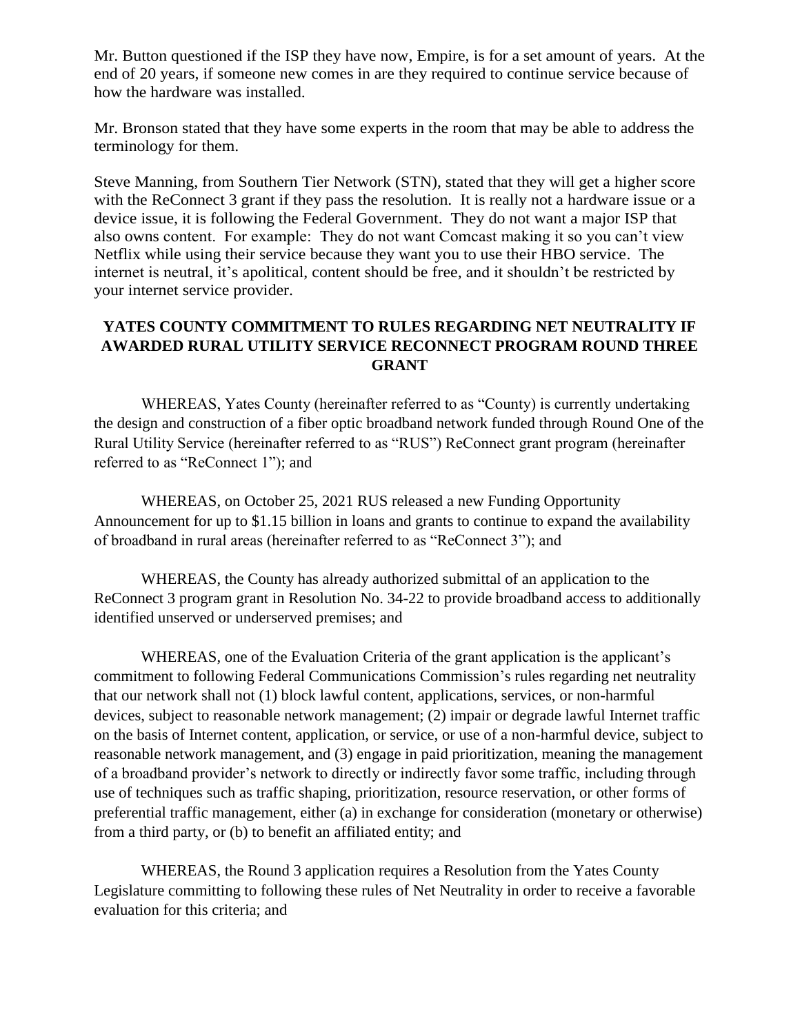Mr. Button questioned if the ISP they have now, Empire, is for a set amount of years. At the end of 20 years, if someone new comes in are they required to continue service because of how the hardware was installed.

Mr. Bronson stated that they have some experts in the room that may be able to address the terminology for them.

Steve Manning, from Southern Tier Network (STN), stated that they will get a higher score with the ReConnect 3 grant if they pass the resolution. It is really not a hardware issue or a device issue, it is following the Federal Government. They do not want a major ISP that also owns content. For example: They do not want Comcast making it so you can't view Netflix while using their service because they want you to use their HBO service. The internet is neutral, it's apolitical, content should be free, and it shouldn't be restricted by your internet service provider.

**YATES COUNTY COMMITMENT TO RULES REGARDING NET NEUTRALITY IF AWARDED RURAL UTILITY SERVICE RECONNECT PROGRAM ROUND THREE GRANT**

WHEREAS, Yates County (hereinafter referred to as "County) is currently undertaking the design and construction of a fiber optic broadband network funded through Round One of the Rural Utility Service (hereinafter referred to as "RUS") ReConnect grant program (hereinafter referred to as "ReConnect 1"); and

WHEREAS, on October 25, 2021 RUS released a new Funding Opportunity Announcement for up to $1.15 billion in loans and grants to continue to expand the availability of broadband in rural areas (hereinafter referred to as "ReConnect 3"); and

WHEREAS, the County has already authorized submittal of an application to the ReConnect 3 program grant in Resolution No. 34-22 to provide broadband access to additionally identified unserved or underserved premises; and

WHEREAS, one of the Evaluation Criteria of the grant application is the applicant's commitment to following Federal Communications Commission's rules regarding net neutrality that our network shall not (1) block lawful content, applications, services, or non-harmful devices, subject to reasonable network management; (2) impair or degrade lawful Internet traffic on the basis of Internet content, application, or service, or use of a non-harmful device, subject to reasonable network management, and (3) engage in paid prioritization, meaning the management of a broadband provider's network to directly or indirectly favor some traffic, including through use of techniques such as traffic shaping, prioritization, resource reservation, or other forms of preferential traffic management, either (a) in exchange for consideration (monetary or otherwise) from a third party, or (b) to benefit an affiliated entity; and

WHEREAS, the Round 3 application requires a Resolution from the Yates County Legislature committing to following these rules of Net Neutrality in order to receive a favorable evaluation for this criteria; and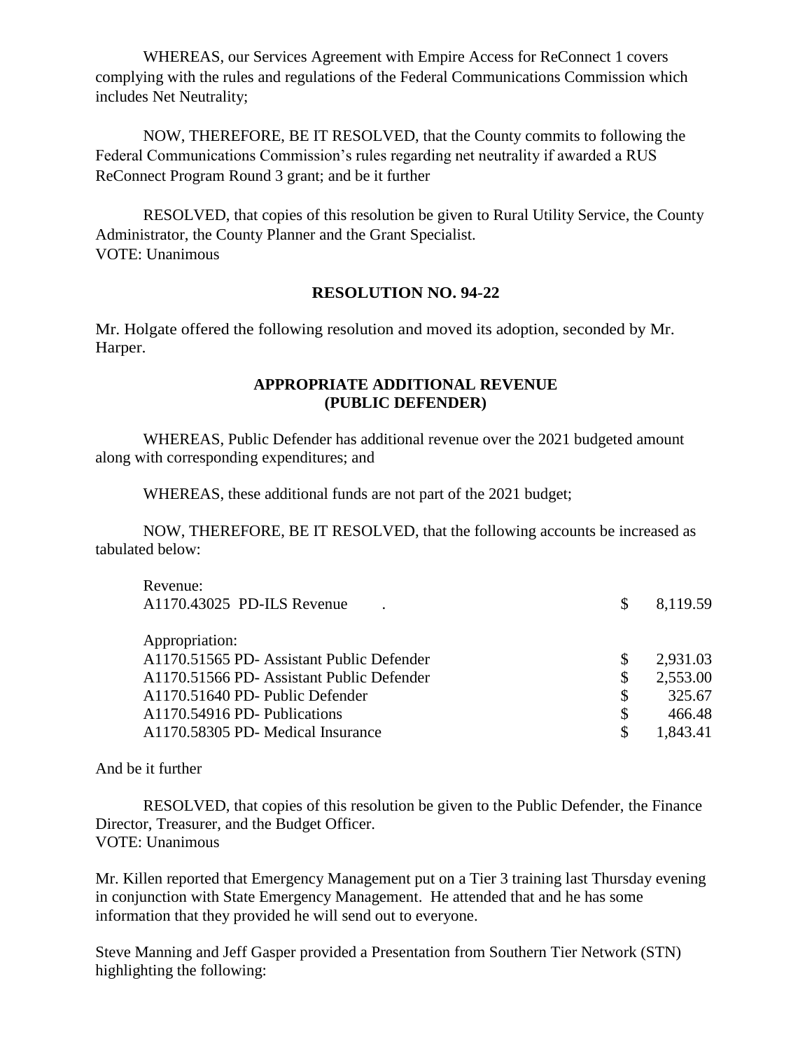WHEREAS, our Services Agreement with Empire Access for ReConnect 1 covers complying with the rules and regulations of the Federal Communications Commission which includes Net Neutrality;

NOW, THEREFORE, BE IT RESOLVED, that the County commits to following the Federal Communications Commission's rules regarding net neutrality if awarded a RUS ReConnect Program Round 3 grant; and be it further

RESOLVED, that copies of this resolution be given to Rural Utility Service, the County Administrator, the County Planner and the Grant Specialist.
VOTE: Unanimous

## RESOLUTION NO. 94-22

Mr. Holgate offered the following resolution and moved its adoption, seconded by Mr. Harper.

### APPROPRIATE ADDITIONAL REVENUE (PUBLIC DEFENDER)

WHEREAS, Public Defender has additional revenue over the 2021 budgeted amount along with corresponding expenditures; and

WHEREAS, these additional funds are not part of the 2021 budget;

NOW, THEREFORE, BE IT RESOLVED, that the following accounts be increased as tabulated below:

| | | |
|---|---|---|
| Revenue: | | |
| A1170.43025 PD-ILS Revenue . | $ | 8,119.59 |
| Appropriation: | | |
| A1170.51565 PD- Assistant Public Defender | $ | 2,931.03 |
| A1170.51566 PD- Assistant Public Defender | $ | 2,553.00 |
| A1170.51640 PD- Public Defender | $ | 325.67 |
| A1170.54916 PD- Publications | $ | 466.48 |
| A1170.58305 PD- Medical Insurance | $ | 1,843.41 |

And be it further

RESOLVED, that copies of this resolution be given to the Public Defender, the Finance Director, Treasurer, and the Budget Officer.
VOTE: Unanimous

Mr. Killen reported that Emergency Management put on a Tier 3 training last Thursday evening in conjunction with State Emergency Management. He attended that and he has some information that they provided he will send out to everyone.

Steve Manning and Jeff Gasper provided a Presentation from Southern Tier Network (STN) highlighting the following: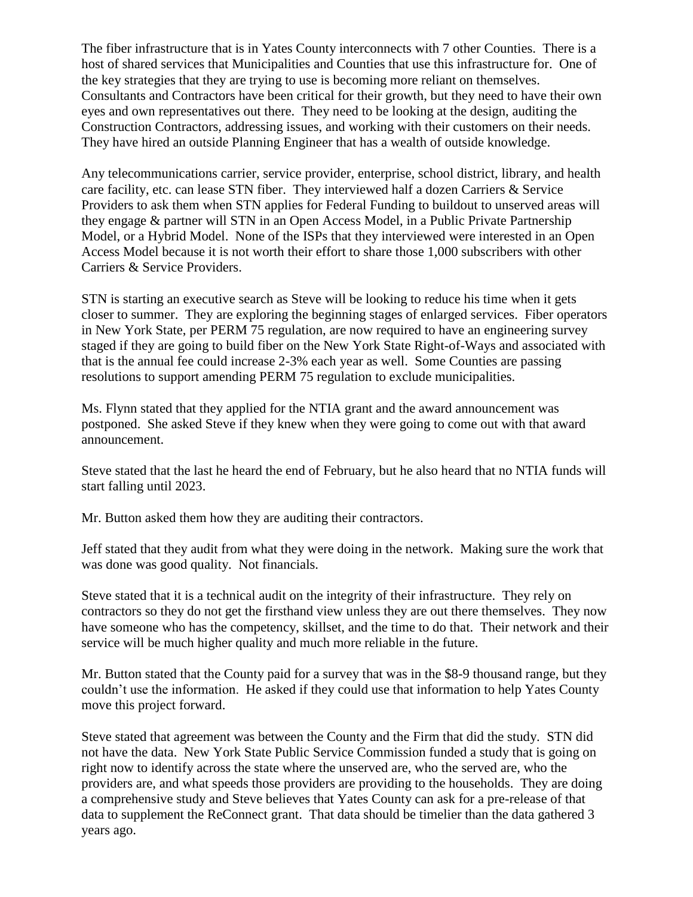The fiber infrastructure that is in Yates County interconnects with 7 other Counties. There is a host of shared services that Municipalities and Counties that use this infrastructure for. One of the key strategies that they are trying to use is becoming more reliant on themselves. Consultants and Contractors have been critical for their growth, but they need to have their own eyes and own representatives out there. They need to be looking at the design, auditing the Construction Contractors, addressing issues, and working with their customers on their needs. They have hired an outside Planning Engineer that has a wealth of outside knowledge.

Any telecommunications carrier, service provider, enterprise, school district, library, and health care facility, etc. can lease STN fiber. They interviewed half a dozen Carriers & Service Providers to ask them when STN applies for Federal Funding to buildout to unserved areas will they engage & partner will STN in an Open Access Model, in a Public Private Partnership Model, or a Hybrid Model. None of the ISPs that they interviewed were interested in an Open Access Model because it is not worth their effort to share those 1,000 subscribers with other Carriers & Service Providers.

STN is starting an executive search as Steve will be looking to reduce his time when it gets closer to summer. They are exploring the beginning stages of enlarged services. Fiber operators in New York State, per PERM 75 regulation, are now required to have an engineering survey staged if they are going to build fiber on the New York State Right-of-Ways and associated with that is the annual fee could increase 2-3% each year as well. Some Counties are passing resolutions to support amending PERM 75 regulation to exclude municipalities.

Ms. Flynn stated that they applied for the NTIA grant and the award announcement was postponed. She asked Steve if they knew when they were going to come out with that award announcement.

Steve stated that the last he heard the end of February, but he also heard that no NTIA funds will start falling until 2023.

Mr. Button asked them how they are auditing their contractors.

Jeff stated that they audit from what they were doing in the network. Making sure the work that was done was good quality. Not financials.

Steve stated that it is a technical audit on the integrity of their infrastructure. They rely on contractors so they do not get the firsthand view unless they are out there themselves. They now have someone who has the competency, skillset, and the time to do that. Their network and their service will be much higher quality and much more reliable in the future.

Mr. Button stated that the County paid for a survey that was in the $8-9 thousand range, but they couldn't use the information. He asked if they could use that information to help Yates County move this project forward.

Steve stated that agreement was between the County and the Firm that did the study. STN did not have the data. New York State Public Service Commission funded a study that is going on right now to identify across the state where the unserved are, who the served are, who the providers are, and what speeds those providers are providing to the households. They are doing a comprehensive study and Steve believes that Yates County can ask for a pre-release of that data to supplement the ReConnect grant. That data should be timelier than the data gathered 3 years ago.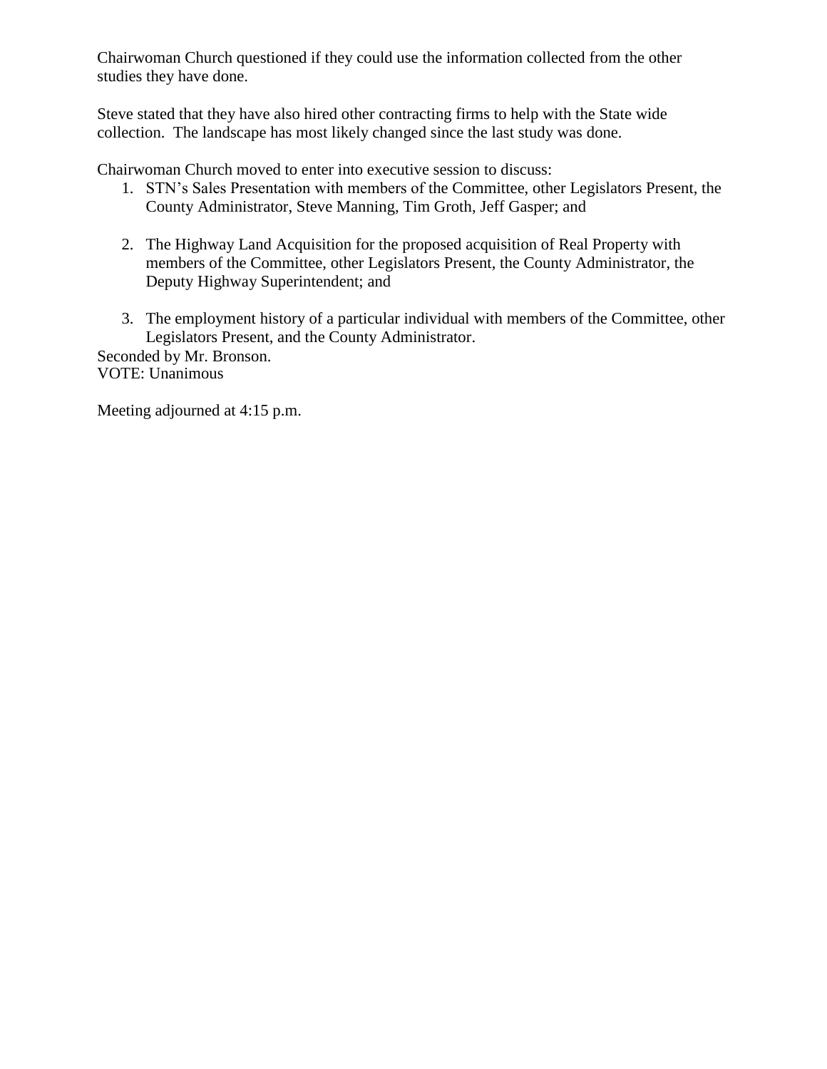Chairwoman Church questioned if they could use the information collected from the other studies they have done.

Steve stated that they have also hired other contracting firms to help with the State wide collection. The landscape has most likely changed since the last study was done.

Chairwoman Church moved to enter into executive session to discuss:

1. STN's Sales Presentation with members of the Committee, other Legislators Present, the County Administrator, Steve Manning, Tim Groth, Jeff Gasper; and

2. The Highway Land Acquisition for the proposed acquisition of Real Property with members of the Committee, other Legislators Present, the County Administrator, the Deputy Highway Superintendent; and

3. The employment history of a particular individual with members of the Committee, other Legislators Present, and the County Administrator.

Seconded by Mr. Bronson.
VOTE: Unanimous

Meeting adjourned at 4:15 p.m.